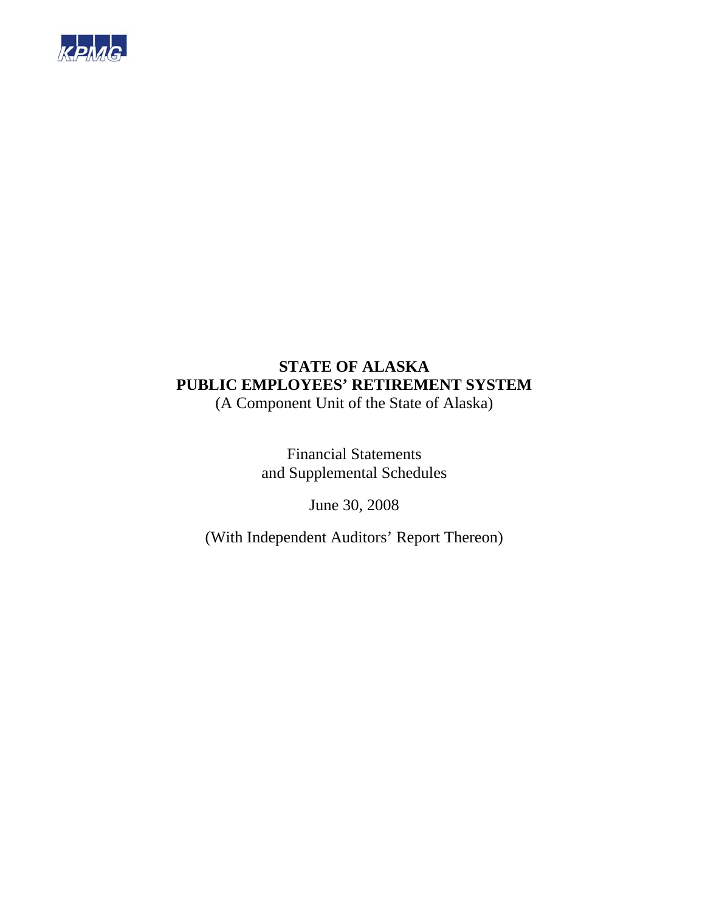KPMG

# STATE OF ALASKA
# PUBLIC EMPLOYEES' RETIREMENT SYSTEM

(A Component Unit of the State of Alaska)

Financial Statements
and Supplemental Schedules

June 30, 2008

(With Independent Auditors' Report Thereon)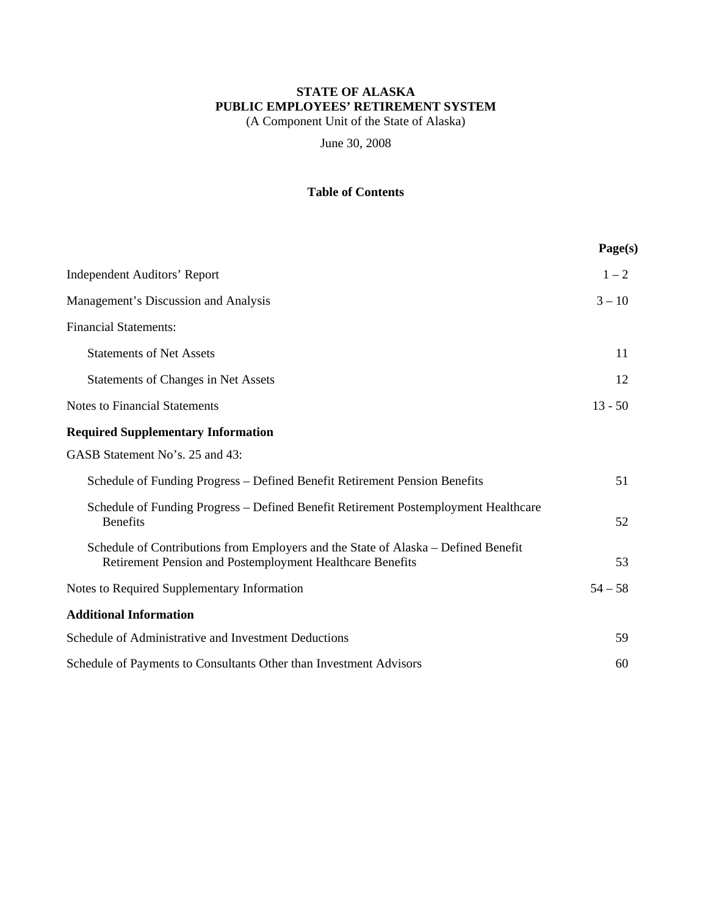**STATE OF ALASKA**
**PUBLIC EMPLOYEES' RETIREMENT SYSTEM**
(A Component Unit of the State of Alaska)

June 30, 2008

## Table of Contents

| | Page(s) |
|---|---|
| Independent Auditors' Report | 1 – 2 |
| Management's Discussion and Analysis | 3 – 10 |
| Financial Statements: | |
| Statements of Net Assets | 11 |
| Statements of Changes in Net Assets | 12 |
| Notes to Financial Statements | 13 - 50 |
| **Required Supplementary Information** | |
| GASB Statement No's. 25 and 43: | |
| Schedule of Funding Progress – Defined Benefit Retirement Pension Benefits | 51 |
| Schedule of Funding Progress – Defined Benefit Retirement Postemployment Healthcare Benefits | 52 |
| Schedule of Contributions from Employers and the State of Alaska – Defined Benefit Retirement Pension and Postemployment Healthcare Benefits | 53 |
| Notes to Required Supplementary Information | 54 – 58 |
| **Additional Information** | |
| Schedule of Administrative and Investment Deductions | 59 |
| Schedule of Payments to Consultants Other than Investment Advisors | 60 |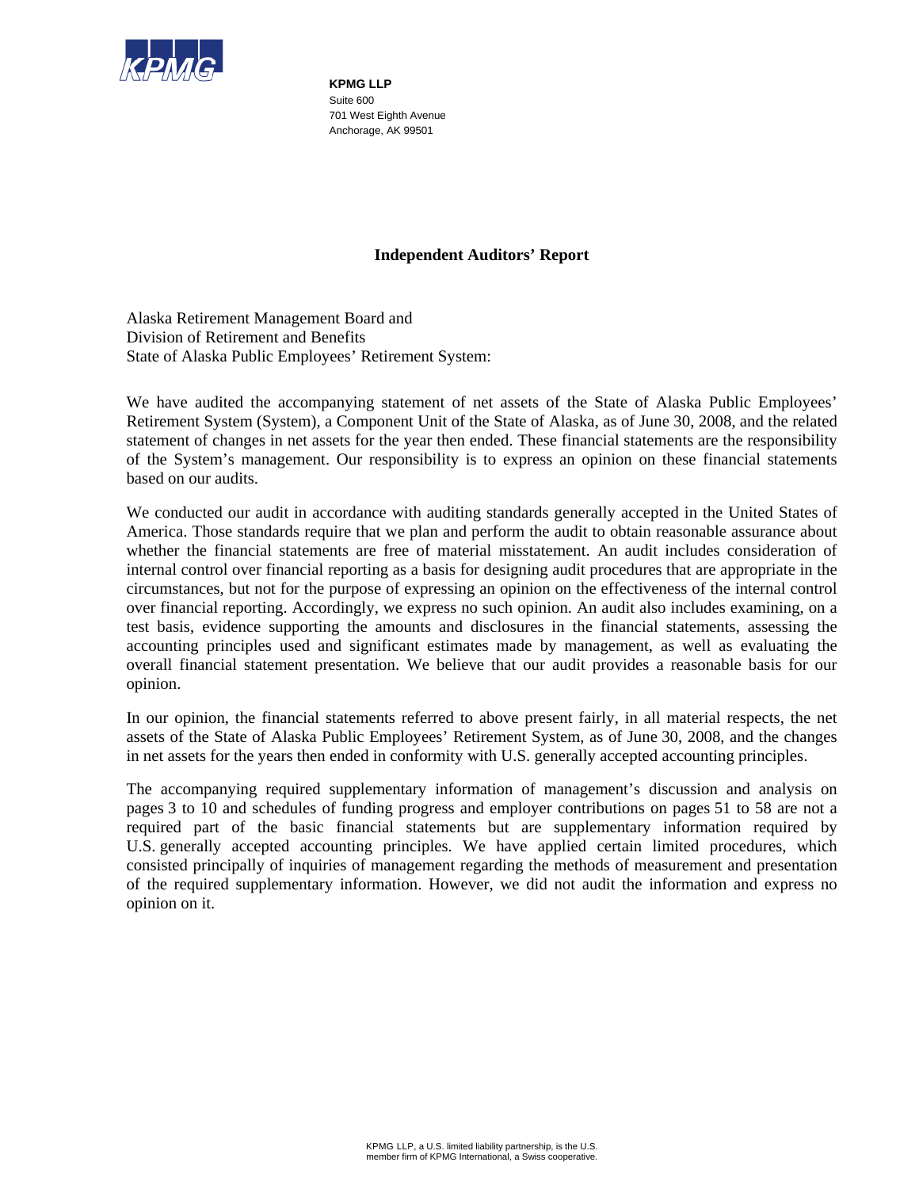**KPMG LLP**
Suite 600
701 West Eighth Avenue
Anchorage, AK 99501

## Independent Auditors' Report

Alaska Retirement Management Board and
Division of Retirement and Benefits
State of Alaska Public Employees' Retirement System:

We have audited the accompanying statement of net assets of the State of Alaska Public Employees' Retirement System (System), a Component Unit of the State of Alaska, as of June 30, 2008, and the related statement of changes in net assets for the year then ended. These financial statements are the responsibility of the System's management. Our responsibility is to express an opinion on these financial statements based on our audits.

We conducted our audit in accordance with auditing standards generally accepted in the United States of America. Those standards require that we plan and perform the audit to obtain reasonable assurance about whether the financial statements are free of material misstatement. An audit includes consideration of internal control over financial reporting as a basis for designing audit procedures that are appropriate in the circumstances, but not for the purpose of expressing an opinion on the effectiveness of the internal control over financial reporting. Accordingly, we express no such opinion. An audit also includes examining, on a test basis, evidence supporting the amounts and disclosures in the financial statements, assessing the accounting principles used and significant estimates made by management, as well as evaluating the overall financial statement presentation. We believe that our audit provides a reasonable basis for our opinion.

In our opinion, the financial statements referred to above present fairly, in all material respects, the net assets of the State of Alaska Public Employees' Retirement System, as of June 30, 2008, and the changes in net assets for the years then ended in conformity with U.S. generally accepted accounting principles.

The accompanying required supplementary information of management's discussion and analysis on pages 3 to 10 and schedules of funding progress and employer contributions on pages 51 to 58 are not a required part of the basic financial statements but are supplementary information required by U.S. generally accepted accounting principles. We have applied certain limited procedures, which consisted principally of inquiries of management regarding the methods of measurement and presentation of the required supplementary information. However, we did not audit the information and express no opinion on it.

KPMG LLP, a U.S. limited liability partnership, is the U.S. member firm of KPMG International, a Swiss cooperative.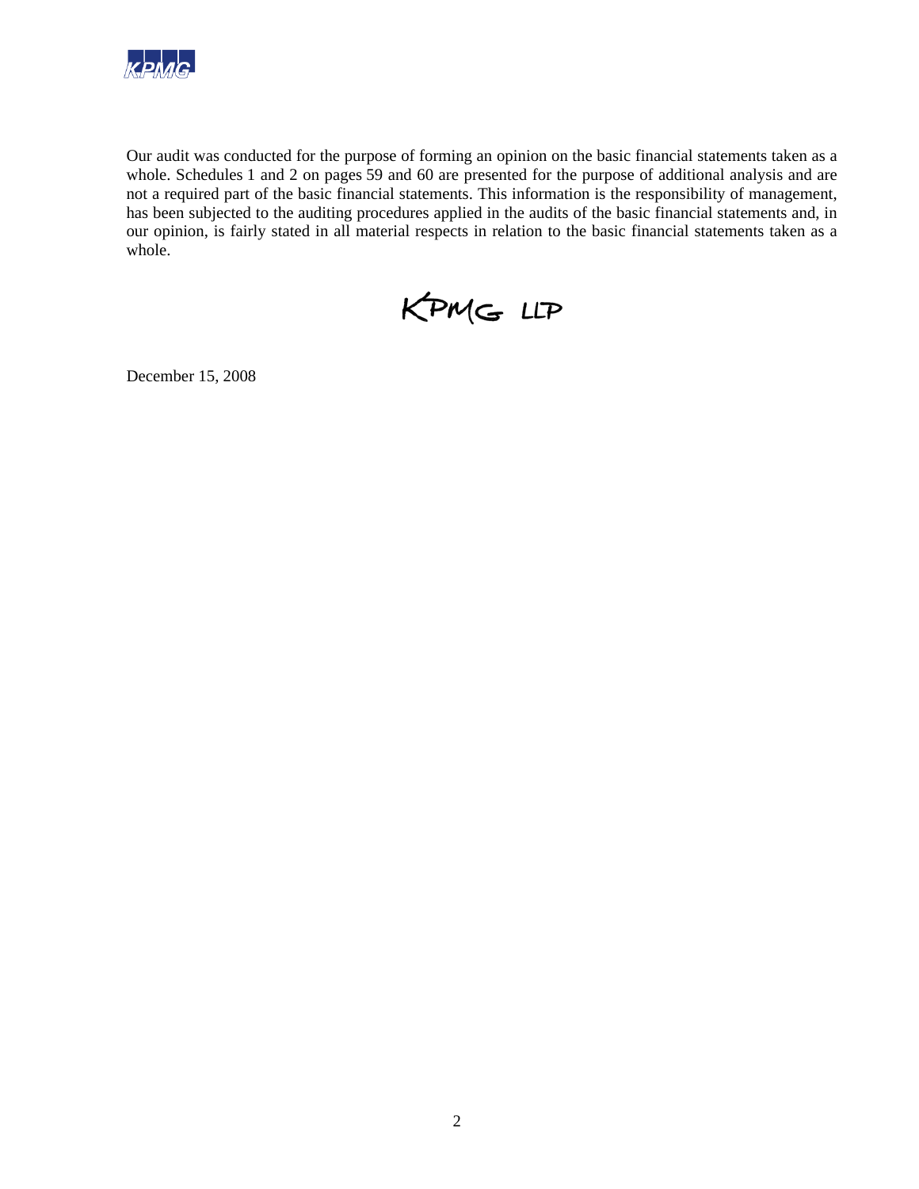Our audit was conducted for the purpose of forming an opinion on the basic financial statements taken as a whole. Schedules 1 and 2 on pages 59 and 60 are presented for the purpose of additional analysis and are not a required part of the basic financial statements. This information is the responsibility of management, has been subjected to the auditing procedures applied in the audits of the basic financial statements and, in our opinion, is fairly stated in all material respects in relation to the basic financial statements taken as a whole.

KPMG LLP

December 15, 2008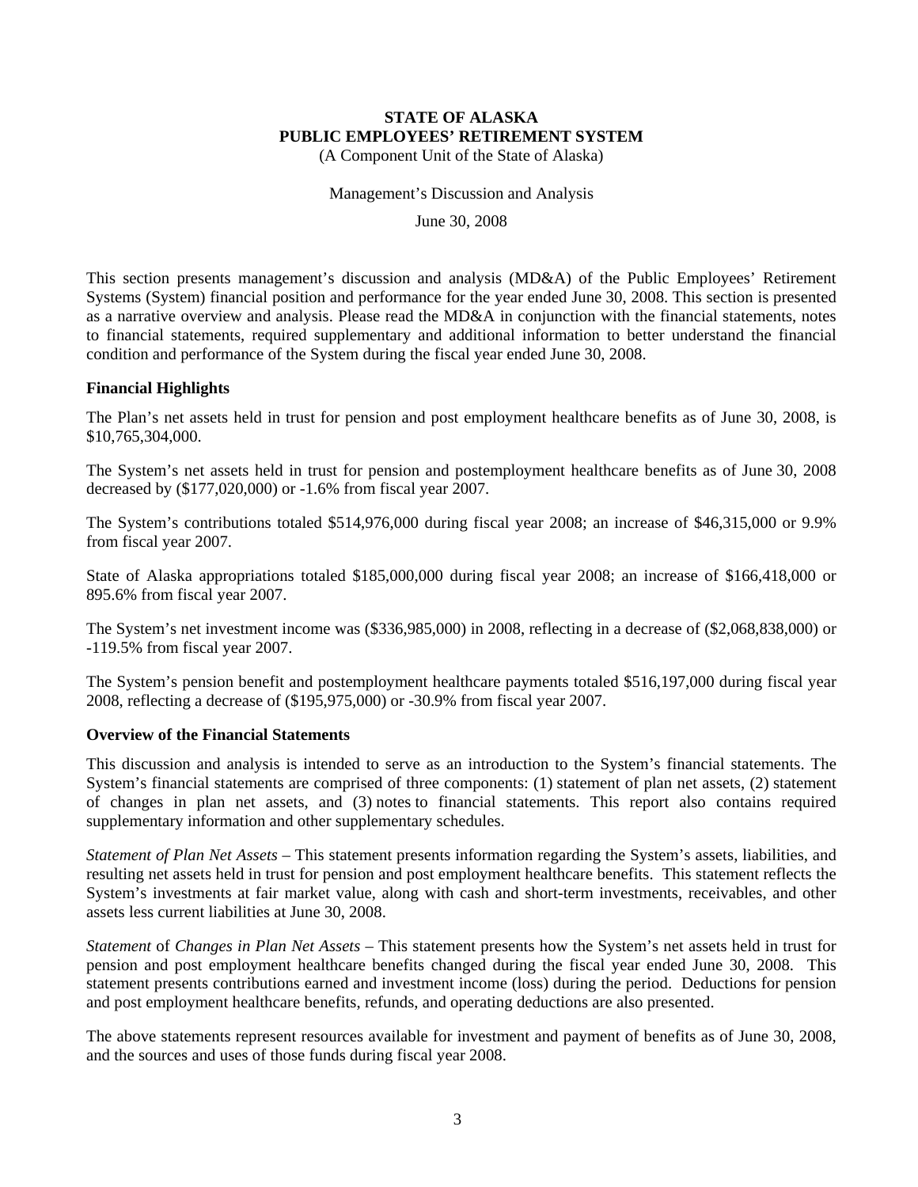**STATE OF ALASKA**
**PUBLIC EMPLOYEES' RETIREMENT SYSTEM**
(A Component Unit of the State of Alaska)

Management's Discussion and Analysis

June 30, 2008

This section presents management's discussion and analysis (MD&A) of the Public Employees' Retirement Systems (System) financial position and performance for the year ended June 30, 2008. This section is presented as a narrative overview and analysis. Please read the MD&A in conjunction with the financial statements, notes to financial statements, required supplementary and additional information to better understand the financial condition and performance of the System during the fiscal year ended June 30, 2008.

**Financial Highlights**

The Plan's net assets held in trust for pension and post employment healthcare benefits as of June 30, 2008, is $10,765,304,000.

The System's net assets held in trust for pension and postemployment healthcare benefits as of June 30, 2008 decreased by ($177,020,000) or -1.6% from fiscal year 2007.

The System's contributions totaled $514,976,000 during fiscal year 2008; an increase of $46,315,000 or 9.9% from fiscal year 2007.

State of Alaska appropriations totaled $185,000,000 during fiscal year 2008; an increase of $166,418,000 or 895.6% from fiscal year 2007.

The System's net investment income was ($336,985,000) in 2008, reflecting in a decrease of ($2,068,838,000) or -119.5% from fiscal year 2007.

The System's pension benefit and postemployment healthcare payments totaled $516,197,000 during fiscal year 2008, reflecting a decrease of ($195,975,000) or -30.9% from fiscal year 2007.

**Overview of the Financial Statements**

This discussion and analysis is intended to serve as an introduction to the System's financial statements. The System's financial statements are comprised of three components: (1) statement of plan net assets, (2) statement of changes in plan net assets, and (3) notes to financial statements. This report also contains required supplementary information and other supplementary schedules.

*Statement of Plan Net Assets* – This statement presents information regarding the System's assets, liabilities, and resulting net assets held in trust for pension and post employment healthcare benefits. This statement reflects the System's investments at fair market value, along with cash and short-term investments, receivables, and other assets less current liabilities at June 30, 2008.

*Statement* of *Changes in Plan Net Assets* – This statement presents how the System's net assets held in trust for pension and post employment healthcare benefits changed during the fiscal year ended June 30, 2008. This statement presents contributions earned and investment income (loss) during the period. Deductions for pension and post employment healthcare benefits, refunds, and operating deductions are also presented.

The above statements represent resources available for investment and payment of benefits as of June 30, 2008, and the sources and uses of those funds during fiscal year 2008.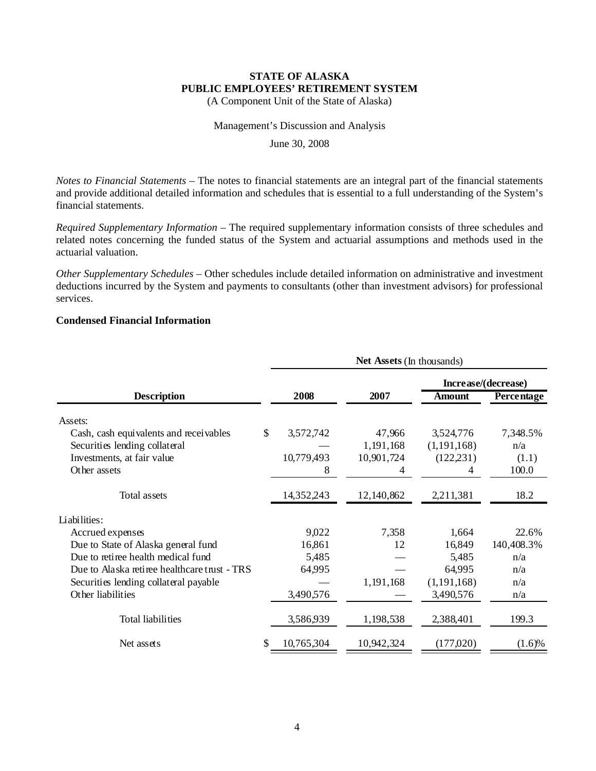**STATE OF ALASKA**
**PUBLIC EMPLOYEES' RETIREMENT SYSTEM**
(A Component Unit of the State of Alaska)

Management's Discussion and Analysis

June 30, 2008

*Notes to Financial Statements* – The notes to financial statements are an integral part of the financial statements and provide additional detailed information and schedules that is essential to a full understanding of the System's financial statements.

*Required Supplementary Information* – The required supplementary information consists of three schedules and related notes concerning the funded status of the System and actuarial assumptions and methods used in the actuarial valuation.

*Other Supplementary Schedules* – Other schedules include detailed information on administrative and investment deductions incurred by the System and payments to consultants (other than investment advisors) for professional services.

**Condensed Financial Information**

| | **Net Assets** (In thousands) | | | |
|---|---|---|---|---|
| | | | **Increase/(decrease)** | |
| **Description** | **2008** | **2007** | **Amount** | **Percentage** |
| Assets: | | | | |
| Cash, cash equivalents and receivables | $ 3,572,742 | 47,966 | 3,524,776 | 7,348.5% |
| Securities lending collateral | — | 1,191,168 | (1,191,168) | n/a |
| Investments, at fair value | 10,779,493 | 10,901,724 | (122,231) | (1.1) |
| Other assets | 8 | 4 | 4 | 100.0 |
| Total assets | 14,352,243 | 12,140,862 | 2,211,381 | 18.2 |
| Liabilities: | | | | |
| Accrued expenses | 9,022 | 7,358 | 1,664 | 22.6% |
| Due to State of Alaska general fund | 16,861 | 12 | 16,849 | 140,408.3% |
| Due to retiree health medical fund | 5,485 | — | 5,485 | n/a |
| Due to Alaska retiree healthcare trust - TRS | 64,995 | — | 64,995 | n/a |
| Securities lending collateral payable | — | 1,191,168 | (1,191,168) | n/a |
| Other liabilities | 3,490,576 | — | 3,490,576 | n/a |
| Total liabilities | 3,586,939 | 1,198,538 | 2,388,401 | 199.3 |
| Net assets | $ 10,765,304 | 10,942,324 | (177,020) | (1.6)% |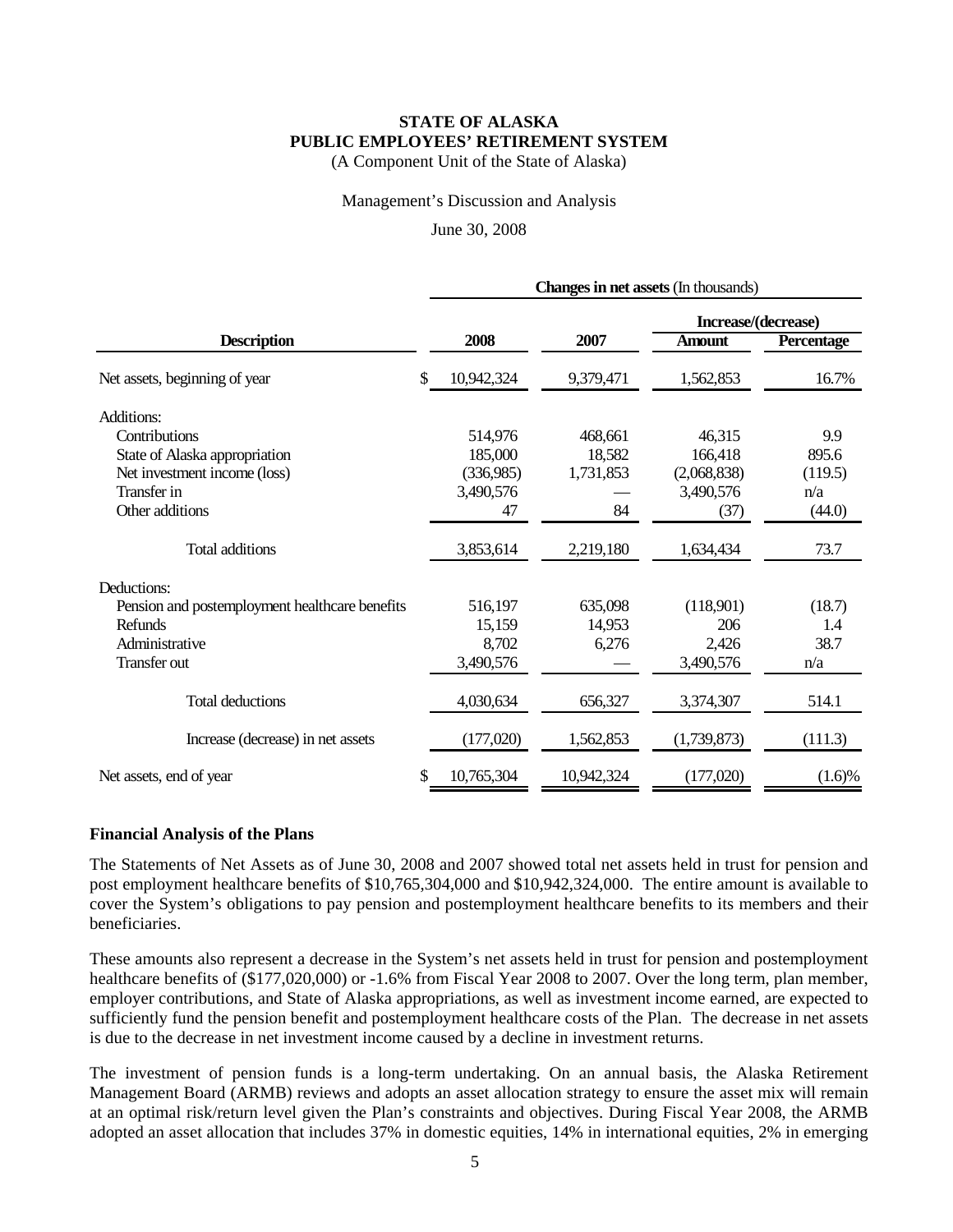**STATE OF ALASKA**
**PUBLIC EMPLOYEES' RETIREMENT SYSTEM**
(A Component Unit of the State of Alaska)

Management's Discussion and Analysis

June 30, 2008

| | **Changes in net assets** (In thousands) | | | |
|---|---|---|---|---|
| | | | **Increase/(decrease)** | |
| **Description** | **2008** | **2007** | **Amount** | **Percentage** |
| Net assets, beginning of year | $ 10,942,324 | 9,379,471 | 1,562,853 | 16.7% |
| Additions: | | | | |
| Contributions | 514,976 | 468,661 | 46,315 | 9.9 |
| State of Alaska appropriation | 185,000 | 18,582 | 166,418 | 895.6 |
| Net investment income (loss) | (336,985) | 1,731,853 | (2,068,838) | (119.5) |
| Transfer in | 3,490,576 | — | 3,490,576 | n/a |
| Other additions | 47 | 84 | (37) | (44.0) |
| Total additions | 3,853,614 | 2,219,180 | 1,634,434 | 73.7 |
| Deductions: | | | | |
| Pension and postemployment healthcare benefits | 516,197 | 635,098 | (118,901) | (18.7) |
| Refunds | 15,159 | 14,953 | 206 | 1.4 |
| Administrative | 8,702 | 6,276 | 2,426 | 38.7 |
| Transfer out | 3,490,576 | — | 3,490,576 | n/a |
| Total deductions | 4,030,634 | 656,327 | 3,374,307 | 514.1 |
| Increase (decrease) in net assets | (177,020) | 1,562,853 | (1,739,873) | (111.3) |
| Net assets, end of year | $ 10,765,304 | 10,942,324 | (177,020) | (1.6)% |

**Financial Analysis of the Plans**

The Statements of Net Assets as of June 30, 2008 and 2007 showed total net assets held in trust for pension and post employment healthcare benefits of $10,765,304,000 and $10,942,324,000. The entire amount is available to cover the System's obligations to pay pension and postemployment healthcare benefits to its members and their beneficiaries.

These amounts also represent a decrease in the System's net assets held in trust for pension and postemployment healthcare benefits of ($177,020,000) or -1.6% from Fiscal Year 2008 to 2007. Over the long term, plan member, employer contributions, and State of Alaska appropriations, as well as investment income earned, are expected to sufficiently fund the pension benefit and postemployment healthcare costs of the Plan. The decrease in net assets is due to the decrease in net investment income caused by a decline in investment returns.

The investment of pension funds is a long-term undertaking. On an annual basis, the Alaska Retirement Management Board (ARMB) reviews and adopts an asset allocation strategy to ensure the asset mix will remain at an optimal risk/return level given the Plan's constraints and objectives. During Fiscal Year 2008, the ARMB adopted an asset allocation that includes 37% in domestic equities, 14% in international equities, 2% in emerging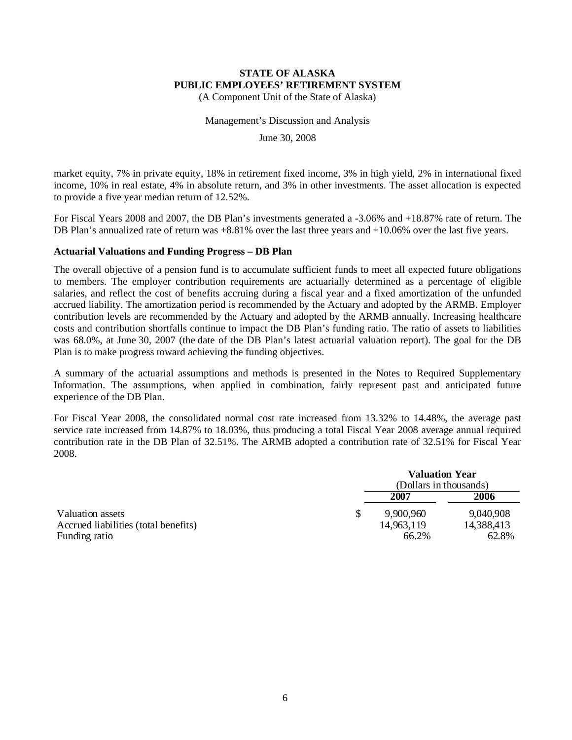market equity, 7% in private equity, 18% in retirement fixed income, 3% in high yield, 2% in international fixed income, 10% in real estate, 4% in absolute return, and 3% in other investments. The asset allocation is expected to provide a five year median return of 12.52%.

For Fiscal Years 2008 and 2007, the DB Plan's investments generated a -3.06% and +18.87% rate of return. The DB Plan's annualized rate of return was +8.81% over the last three years and +10.06% over the last five years.

**Actuarial Valuations and Funding Progress – DB Plan**

The overall objective of a pension fund is to accumulate sufficient funds to meet all expected future obligations to members. The employer contribution requirements are actuarially determined as a percentage of eligible salaries, and reflect the cost of benefits accruing during a fiscal year and a fixed amortization of the unfunded accrued liability. The amortization period is recommended by the Actuary and adopted by the ARMB. Employer contribution levels are recommended by the Actuary and adopted by the ARMB annually. Increasing healthcare costs and contribution shortfalls continue to impact the DB Plan's funding ratio. The ratio of assets to liabilities was 68.0%, at June 30, 2007 (the date of the DB Plan's latest actuarial valuation report). The goal for the DB Plan is to make progress toward achieving the funding objectives.

A summary of the actuarial assumptions and methods is presented in the Notes to Required Supplementary Information. The assumptions, when applied in combination, fairly represent past and anticipated future experience of the DB Plan.

For Fiscal Year 2008, the consolidated normal cost rate increased from 13.32% to 14.48%, the average past service rate increased from 14.87% to 18.03%, thus producing a total Fiscal Year 2008 average annual required contribution rate in the DB Plan of 32.51%. The ARMB adopted a contribution rate of 32.51% for Fiscal Year 2008.

| | Valuation Year (Dollars in thousands) | |
|---|---|---|
| | **2007** | **2006** |
| Valuation assets | $ 9,900,960 | 9,040,908 |
| Accrued liabilities (total benefits) | 14,963,119 | 14,388,413 |
| Funding ratio | 66.2% | 62.8% |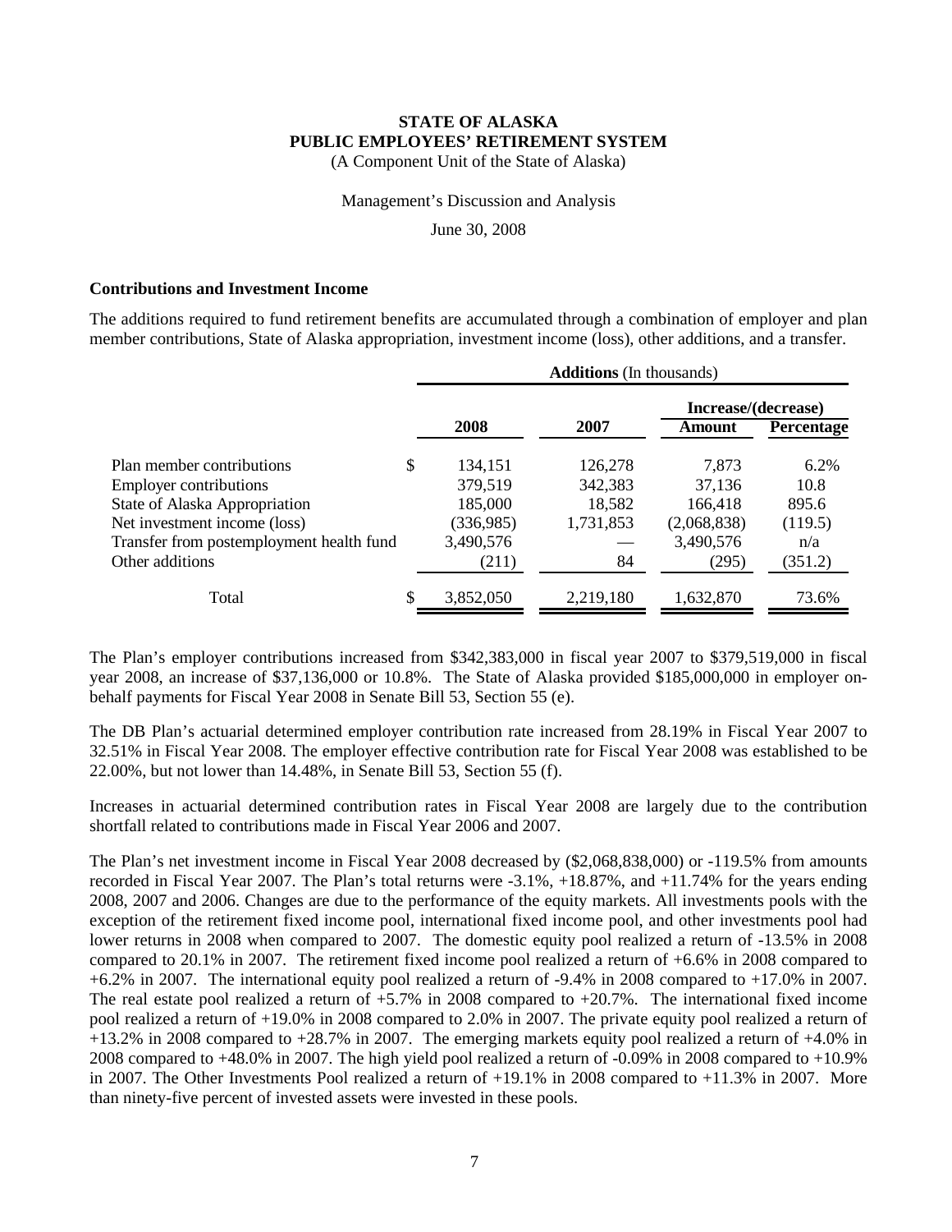# STATE OF ALASKA
## PUBLIC EMPLOYEES' RETIREMENT SYSTEM

(A Component Unit of the State of Alaska)

Management's Discussion and Analysis

June 30, 2008

### Contributions and Investment Income

The additions required to fund retirement benefits are accumulated through a combination of employer and plan member contributions, State of Alaska appropriation, investment income (loss), other additions, and a transfer.

| | **Additions** (In thousands) | | | |
|---|---|---|---|---|
| | | | **Increase/(decrease)** | |
| | **2008** | **2007** | **Amount** | **Percentage** |
| Plan member contributions | $ 134,151 | 126,278 | 7,873 | 6.2% |
| Employer contributions | 379,519 | 342,383 | 37,136 | 10.8 |
| State of Alaska Appropriation | 185,000 | 18,582 | 166,418 | 895.6 |
| Net investment income (loss) | (336,985) | 1,731,853 | (2,068,838) | (119.5) |
| Transfer from postemployment health fund | 3,490,576 | — | 3,490,576 | n/a |
| Other additions | (211) | 84 | (295) | (351.2) |
| Total | $ 3,852,050 | 2,219,180 | 1,632,870 | 73.6% |

The Plan's employer contributions increased from $342,383,000 in fiscal year 2007 to $379,519,000 in fiscal year 2008, an increase of $37,136,000 or 10.8%. The State of Alaska provided $185,000,000 in employer on-behalf payments for Fiscal Year 2008 in Senate Bill 53, Section 55 (e).

The DB Plan's actuarial determined employer contribution rate increased from 28.19% in Fiscal Year 2007 to 32.51% in Fiscal Year 2008. The employer effective contribution rate for Fiscal Year 2008 was established to be 22.00%, but not lower than 14.48%, in Senate Bill 53, Section 55 (f).

Increases in actuarial determined contribution rates in Fiscal Year 2008 are largely due to the contribution shortfall related to contributions made in Fiscal Year 2006 and 2007.

The Plan's net investment income in Fiscal Year 2008 decreased by ($2,068,838,000) or -119.5% from amounts recorded in Fiscal Year 2007. The Plan's total returns were -3.1%, +18.87%, and +11.74% for the years ending 2008, 2007 and 2006. Changes are due to the performance of the equity markets. All investments pools with the exception of the retirement fixed income pool, international fixed income pool, and other investments pool had lower returns in 2008 when compared to 2007. The domestic equity pool realized a return of -13.5% in 2008 compared to 20.1% in 2007. The retirement fixed income pool realized a return of +6.6% in 2008 compared to +6.2% in 2007. The international equity pool realized a return of -9.4% in 2008 compared to +17.0% in 2007. The real estate pool realized a return of +5.7% in 2008 compared to +20.7%. The international fixed income pool realized a return of +19.0% in 2008 compared to 2.0% in 2007. The private equity pool realized a return of +13.2% in 2008 compared to +28.7% in 2007. The emerging markets equity pool realized a return of +4.0% in 2008 compared to +48.0% in 2007. The high yield pool realized a return of -0.09% in 2008 compared to +10.9% in 2007. The Other Investments Pool realized a return of +19.1% in 2008 compared to +11.3% in 2007. More than ninety-five percent of invested assets were invested in these pools.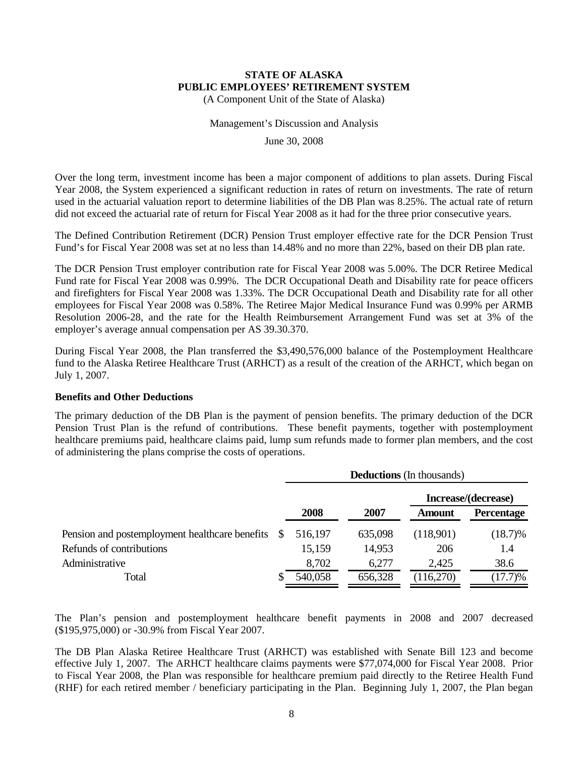**STATE OF ALASKA**
**PUBLIC EMPLOYEES' RETIREMENT SYSTEM**
(A Component Unit of the State of Alaska)

Management's Discussion and Analysis

June 30, 2008

Over the long term, investment income has been a major component of additions to plan assets. During Fiscal Year 2008, the System experienced a significant reduction in rates of return on investments. The rate of return used in the actuarial valuation report to determine liabilities of the DB Plan was 8.25%. The actual rate of return did not exceed the actuarial rate of return for Fiscal Year 2008 as it had for the three prior consecutive years.

The Defined Contribution Retirement (DCR) Pension Trust employer effective rate for the DCR Pension Trust Fund's for Fiscal Year 2008 was set at no less than 14.48% and no more than 22%, based on their DB plan rate.

The DCR Pension Trust employer contribution rate for Fiscal Year 2008 was 5.00%. The DCR Retiree Medical Fund rate for Fiscal Year 2008 was 0.99%. The DCR Occupational Death and Disability rate for peace officers and firefighters for Fiscal Year 2008 was 1.33%. The DCR Occupational Death and Disability rate for all other employees for Fiscal Year 2008 was 0.58%. The Retiree Major Medical Insurance Fund was 0.99% per ARMB Resolution 2006-28, and the rate for the Health Reimbursement Arrangement Fund was set at 3% of the employer's average annual compensation per AS 39.30.370.

During Fiscal Year 2008, the Plan transferred the $3,490,576,000 balance of the Postemployment Healthcare fund to the Alaska Retiree Healthcare Trust (ARHCT) as a result of the creation of the ARHCT, which began on July 1, 2007.

**Benefits and Other Deductions**

The primary deduction of the DB Plan is the payment of pension benefits. The primary deduction of the DCR Pension Trust Plan is the refund of contributions. These benefit payments, together with postemployment healthcare premiums paid, healthcare claims paid, lump sum refunds made to former plan members, and the cost of administering the plans comprise the costs of operations.

| | **Deductions** (In thousands) | | | |
|---|---|---|---|---|
| | | | **Increase/(decrease)** | |
| | **2008** | **2007** | **Amount** | **Percentage** |
| Pension and postemployment healthcare benefits | $ 516,197 | 635,098 | (118,901) | (18.7)% |
| Refunds of contributions | 15,159 | 14,953 | 206 | 1.4 |
| Administrative | 8,702 | 6,277 | 2,425 | 38.6 |
| Total | $ 540,058 | 656,328 | (116,270) | (17.7)% |

The Plan's pension and postemployment healthcare benefit payments in 2008 and 2007 decreased ($195,975,000) or -30.9% from Fiscal Year 2007.

The DB Plan Alaska Retiree Healthcare Trust (ARHCT) was established with Senate Bill 123 and become effective July 1, 2007. The ARHCT healthcare claims payments were $77,074,000 for Fiscal Year 2008. Prior to Fiscal Year 2008, the Plan was responsible for healthcare premium paid directly to the Retiree Health Fund (RHF) for each retired member / beneficiary participating in the Plan. Beginning July 1, 2007, the Plan began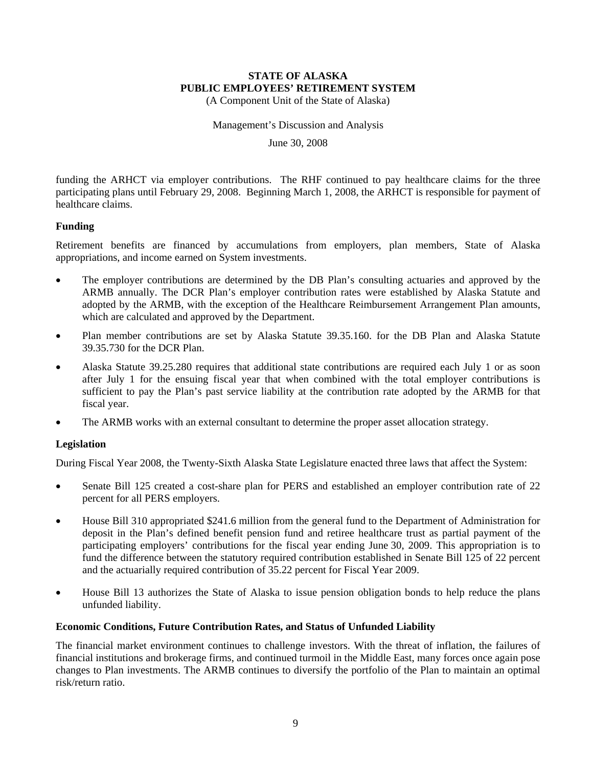funding the ARHCT via employer contributions. The RHF continued to pay healthcare claims for the three participating plans until February 29, 2008. Beginning March 1, 2008, the ARHCT is responsible for payment of healthcare claims.

**Funding**

Retirement benefits are financed by accumulations from employers, plan members, State of Alaska appropriations, and income earned on System investments.

- The employer contributions are determined by the DB Plan's consulting actuaries and approved by the ARMB annually. The DCR Plan's employer contribution rates were established by Alaska Statute and adopted by the ARMB, with the exception of the Healthcare Reimbursement Arrangement Plan amounts, which are calculated and approved by the Department.
- Plan member contributions are set by Alaska Statute 39.35.160. for the DB Plan and Alaska Statute 39.35.730 for the DCR Plan.
- Alaska Statute 39.25.280 requires that additional state contributions are required each July 1 or as soon after July 1 for the ensuing fiscal year that when combined with the total employer contributions is sufficient to pay the Plan's past service liability at the contribution rate adopted by the ARMB for that fiscal year.
- The ARMB works with an external consultant to determine the proper asset allocation strategy.

**Legislation**

During Fiscal Year 2008, the Twenty-Sixth Alaska State Legislature enacted three laws that affect the System:

- Senate Bill 125 created a cost-share plan for PERS and established an employer contribution rate of 22 percent for all PERS employers.
- House Bill 310 appropriated $241.6 million from the general fund to the Department of Administration for deposit in the Plan's defined benefit pension fund and retiree healthcare trust as partial payment of the participating employers' contributions for the fiscal year ending June 30, 2009. This appropriation is to fund the difference between the statutory required contribution established in Senate Bill 125 of 22 percent and the actuarially required contribution of 35.22 percent for Fiscal Year 2009.
- House Bill 13 authorizes the State of Alaska to issue pension obligation bonds to help reduce the plans unfunded liability.

**Economic Conditions, Future Contribution Rates, and Status of Unfunded Liability**

The financial market environment continues to challenge investors. With the threat of inflation, the failures of financial institutions and brokerage firms, and continued turmoil in the Middle East, many forces once again pose changes to Plan investments. The ARMB continues to diversify the portfolio of the Plan to maintain an optimal risk/return ratio.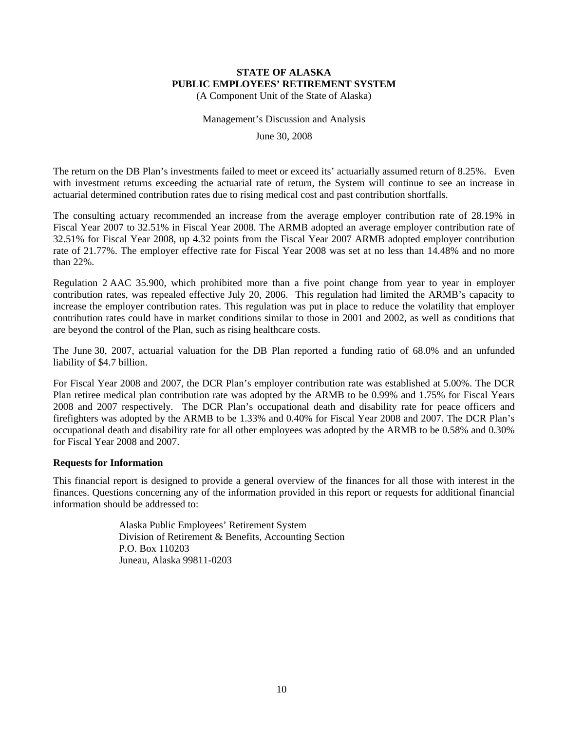**STATE OF ALASKA**
**PUBLIC EMPLOYEES' RETIREMENT SYSTEM**
(A Component Unit of the State of Alaska)

Management's Discussion and Analysis

June 30, 2008

The return on the DB Plan's investments failed to meet or exceed its' actuarially assumed return of 8.25%. Even with investment returns exceeding the actuarial rate of return, the System will continue to see an increase in actuarial determined contribution rates due to rising medical cost and past contribution shortfalls.

The consulting actuary recommended an increase from the average employer contribution rate of 28.19% in Fiscal Year 2007 to 32.51% in Fiscal Year 2008. The ARMB adopted an average employer contribution rate of 32.51% for Fiscal Year 2008, up 4.32 points from the Fiscal Year 2007 ARMB adopted employer contribution rate of 21.77%. The employer effective rate for Fiscal Year 2008 was set at no less than 14.48% and no more than 22%.

Regulation 2 AAC 35.900, which prohibited more than a five point change from year to year in employer contribution rates, was repealed effective July 20, 2006. This regulation had limited the ARMB's capacity to increase the employer contribution rates. This regulation was put in place to reduce the volatility that employer contribution rates could have in market conditions similar to those in 2001 and 2002, as well as conditions that are beyond the control of the Plan, such as rising healthcare costs.

The June 30, 2007, actuarial valuation for the DB Plan reported a funding ratio of 68.0% and an unfunded liability of $4.7 billion.

For Fiscal Year 2008 and 2007, the DCR Plan's employer contribution rate was established at 5.00%. The DCR Plan retiree medical plan contribution rate was adopted by the ARMB to be 0.99% and 1.75% for Fiscal Years 2008 and 2007 respectively. The DCR Plan's occupational death and disability rate for peace officers and firefighters was adopted by the ARMB to be 1.33% and 0.40% for Fiscal Year 2008 and 2007. The DCR Plan's occupational death and disability rate for all other employees was adopted by the ARMB to be 0.58% and 0.30% for Fiscal Year 2008 and 2007.

**Requests for Information**

This financial report is designed to provide a general overview of the finances for all those with interest in the finances. Questions concerning any of the information provided in this report or requests for additional financial information should be addressed to:

Alaska Public Employees' Retirement System
Division of Retirement & Benefits, Accounting Section
P.O. Box 110203
Juneau, Alaska 99811-0203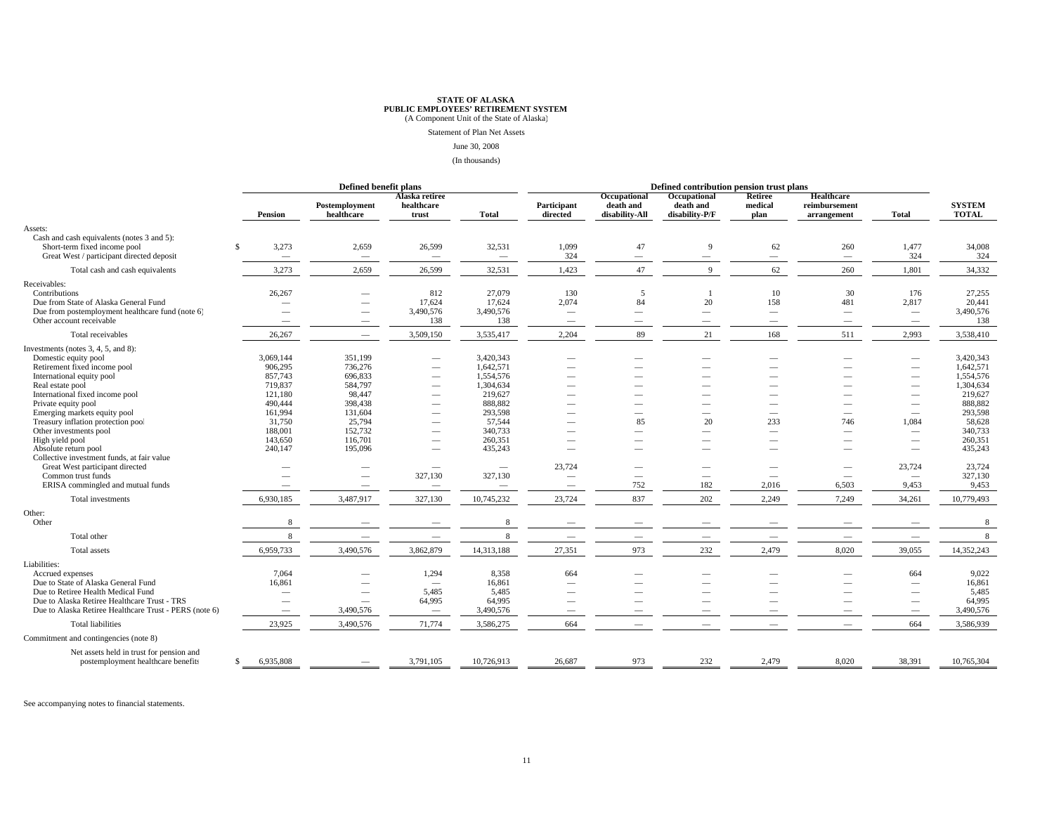**STATE OF ALASKA**
**PUBLIC EMPLOYEES' RETIREMENT SYSTEM**
(A Component Unit of the State of Alaska)

Statement of Plan Net Assets

June 30, 2008

(In thousands)

| | Defined benefit plans | | | | Defined contribution pension trust plans | | | | | | |
|---|---|---|---|---|---|---|---|---|---|---|---|
| | Pension | Postemployment healthcare | Alaska retiree healthcare trust | Total | Participant directed | Occupational death and disability-All | Occupational death and disability-P/F | Retiree medical plan | Healthcare reimbursement arrangement | Total | SYSTEM TOTAL |
| **Assets:** | | | | | | | | | | | |
| Cash and cash equivalents (notes 3 and 5): | | | | | | | | | | | |
| Short-term fixed income pool | $ 3,273 | 2,659 | 26,599 | 32,531 | 1,099 | 47 | 9 | 62 | 260 | 1,477 | 34,008 |
| Great West / participant directed deposit | — | — | — | — | 324 | — | — | — | — | 324 | 324 |
| Total cash and cash equivalents | 3,273 | 2,659 | 26,599 | 32,531 | 1,423 | 47 | 9 | 62 | 260 | 1,801 | 34,332 |
| Receivables: | | | | | | | | | | | |
| Contributions | 26,267 | — | 812 | 27,079 | 130 | 5 | 1 | 10 | 30 | 176 | 27,255 |
| Due from State of Alaska General Fund | — | — | 17,624 | 17,624 | 2,074 | 84 | 20 | 158 | 481 | 2,817 | 20,441 |
| Due from postemployment healthcare fund (note 6) | — | — | 3,490,576 | 3,490,576 | — | — | — | — | — | — | 3,490,576 |
| Other account receivable | — | — | 138 | 138 | — | — | — | — | — | — | 138 |
| Total receivables | 26,267 | — | 3,509,150 | 3,535,417 | 2,204 | 89 | 21 | 168 | 511 | 2,993 | 3,538,410 |
| Investments (notes 3, 4, 5, and 8): | | | | | | | | | | | |
| Domestic equity pool | 3,069,144 | 351,199 | — | 3,420,343 | — | — | — | — | — | — | 3,420,343 |
| Retirement fixed income pool | 906,295 | 736,276 | — | 1,642,571 | — | — | — | — | — | — | 1,642,571 |
| International equity pool | 857,743 | 696,833 | — | 1,554,576 | — | — | — | — | — | — | 1,554,576 |
| Real estate pool | 719,837 | 584,797 | — | 1,304,634 | — | — | — | — | — | — | 1,304,634 |
| International fixed income pool | 121,180 | 98,447 | — | 219,627 | — | — | — | — | — | — | 219,627 |
| Private equity pool | 490,444 | 398,438 | — | 888,882 | — | — | — | — | — | — | 888,882 |
| Emerging markets equity pool | 161,994 | 131,604 | — | 293,598 | — | — | — | — | — | — | 293,598 |
| Treasury inflation protection pool | 31,750 | 25,794 | — | 57,544 | — | 85 | 20 | 233 | 746 | 1,084 | 58,628 |
| Other investments pool | 188,001 | 152,732 | — | 340,733 | — | — | — | — | — | — | 340,733 |
| High yield pool | 143,650 | 116,701 | — | 260,351 | — | — | — | — | — | — | 260,351 |
| Absolute return pool | 240,147 | 195,096 | — | 435,243 | — | — | — | — | — | — | 435,243 |
| Collective investment funds, at fair value | | | | | | | | | | | |
| Great West participant directed | — | — | — | — | 23,724 | — | — | — | — | 23,724 | 23,724 |
| Common trust funds | — | — | 327,130 | 327,130 | — | — | — | — | — | — | 327,130 |
| ERISA commingled and mutual funds | — | — | — | — | — | 752 | 182 | 2,016 | 6,503 | 9,453 | 9,453 |
| Total investments | 6,930,185 | 3,487,917 | 327,130 | 10,745,232 | 23,724 | 837 | 202 | 2,249 | 7,249 | 34,261 | 10,779,493 |
| Other: | | | | | | | | | | | |
| Other | 8 | — | — | 8 | — | — | — | — | — | — | 8 |
| Total other | 8 | — | — | 8 | — | — | — | — | — | — | 8 |
| Total assets | 6,959,733 | 3,490,576 | 3,862,879 | 14,313,188 | 27,351 | 973 | 232 | 2,479 | 8,020 | 39,055 | 14,352,243 |
| **Liabilities:** | | | | | | | | | | | |
| Accrued expenses | 7,064 | — | 1,294 | 8,358 | 664 | — | — | — | — | 664 | 9,022 |
| Due to State of Alaska General Fund | 16,861 | — | — | 16,861 | — | — | — | — | — | — | 16,861 |
| Due to Retiree Health Medical Fund | — | — | 5,485 | 5,485 | — | — | — | — | — | — | 5,485 |
| Due to Alaska Retiree Healthcare Trust - TRS | — | — | 64,995 | 64,995 | — | — | — | — | — | — | 64,995 |
| Due to Alaska Retiree Healthcare Trust - PERS (note 6) | — | 3,490,576 | — | 3,490,576 | — | — | — | — | — | — | 3,490,576 |
| Total liabilities | 23,925 | 3,490,576 | 71,774 | 3,586,275 | 664 | — | — | — | — | 664 | 3,586,939 |
| Commitment and contingencies (note 8) | | | | | | | | | | | |
| Net assets held in trust for pension and postemployment healthcare benefits | $ 6,935,808 | — | 3,791,105 | 10,726,913 | 26,687 | 973 | 232 | 2,479 | 8,020 | 38,391 | 10,765,304 |

See accompanying notes to financial statements.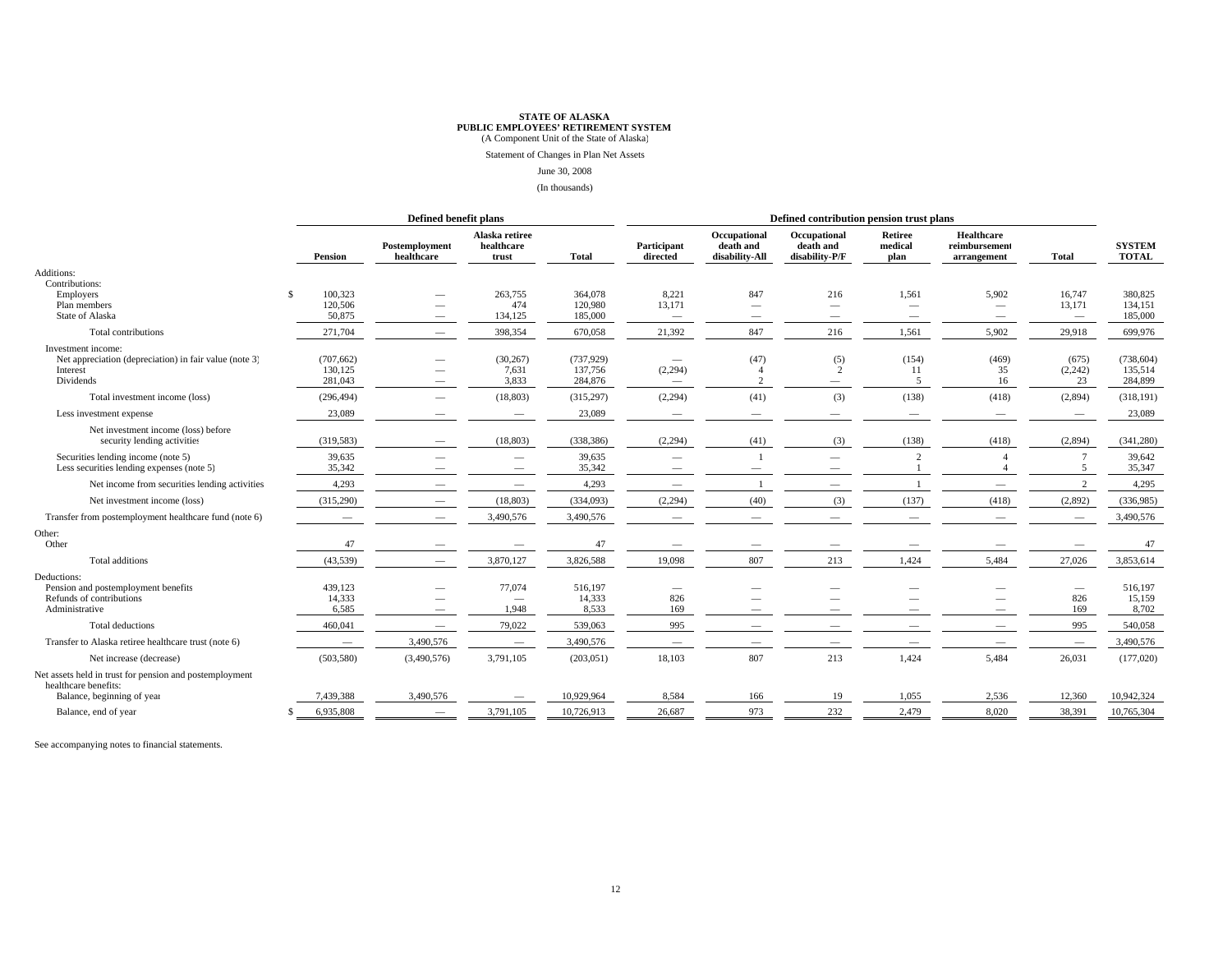**STATE OF ALASKA**
**PUBLIC EMPLOYEES' RETIREMENT SYSTEM**
(A Component Unit of the State of Alaska)

Statement of Changes in Plan Net Assets

June 30, 2008

(In thousands)

| | Defined benefit plans | | | | Defined contribution pension trust plans | | | | | | |
|---|---|---|---|---|---|---|---|---|---|---|---|
| | **Pension** | **Postemployment healthcare** | **Alaska retiree healthcare trust** | **Total** | **Participant directed** | **Occupational death and disability-All** | **Occupational death and disability-P/F** | **Retiree medical plan** | **Healthcare reimbursement arrangement** | **Total** | **SYSTEM TOTAL** |
| Additions: | | | | | | | | | | | |
| Contributions: | | | | | | | | | | | |
| Employers | $ 100,323 | — | 263,755 | 364,078 | 8,221 | 847 | 216 | 1,561 | 5,902 | 16,747 | 380,825 |
| Plan members | 120,506 | — | 474 | 120,980 | 13,171 | — | — | — | — | 13,171 | 134,151 |
| State of Alaska | 50,875 | — | 134,125 | 185,000 | — | — | — | — | — | — | 185,000 |
| Total contributions | 271,704 | — | 398,354 | 670,058 | 21,392 | 847 | 216 | 1,561 | 5,902 | 29,918 | 699,976 |
| Investment income: | | | | | | | | | | | |
| Net appreciation (depreciation) in fair value (note 3) | (707,662) | — | (30,267) | (737,929) | — | (47) | (5) | (154) | (469) | (675) | (738,604) |
| Interest | 130,125 | — | 7,631 | 137,756 | (2,294) | 4 | 2 | 11 | 35 | (2,242) | 135,514 |
| Dividends | 281,043 | — | 3,833 | 284,876 | — | 2 | — | 5 | 16 | 23 | 284,899 |
| Total investment income (loss) | (296,494) | — | (18,803) | (315,297) | (2,294) | (41) | (3) | (138) | (418) | (2,894) | (318,191) |
| Less investment expense | 23,089 | — | — | 23,089 | — | — | — | — | — | — | 23,089 |
| Net investment income (loss) before security lending activities | (319,583) | — | (18,803) | (338,386) | (2,294) | (41) | (3) | (138) | (418) | (2,894) | (341,280) |
| Securities lending income (note 5) | 39,635 | — | — | 39,635 | — | 1 | — | 2 | 4 | 7 | 39,642 |
| Less securities lending expenses (note 5) | 35,342 | — | — | 35,342 | — | — | — | 1 | 4 | 5 | 35,347 |
| Net income from securities lending activities | 4,293 | — | — | 4,293 | — | 1 | — | 1 | — | 2 | 4,295 |
| Net investment income (loss) | (315,290) | — | (18,803) | (334,093) | (2,294) | (40) | (3) | (137) | (418) | (2,892) | (336,985) |
| Transfer from postemployment healthcare fund (note 6) | — | — | 3,490,576 | 3,490,576 | — | — | — | — | — | — | 3,490,576 |
| Other: | | | | | | | | | | | |
| Other | 47 | — | — | 47 | — | — | — | — | — | — | 47 |
| Total additions | (43,539) | — | 3,870,127 | 3,826,588 | 19,098 | 807 | 213 | 1,424 | 5,484 | 27,026 | 3,853,614 |
| Deductions: | | | | | | | | | | | |
| Pension and postemployment benefits | 439,123 | — | 77,074 | 516,197 | — | — | — | — | — | — | 516,197 |
| Refunds of contributions | 14,333 | — | — | 14,333 | 826 | — | — | — | — | 826 | 15,159 |
| Administrative | 6,585 | — | 1,948 | 8,533 | 169 | — | — | — | — | 169 | 8,702 |
| Total deductions | 460,041 | — | 79,022 | 539,063 | 995 | — | — | — | — | 995 | 540,058 |
| Transfer to Alaska retiree healthcare trust (note 6) | — | 3,490,576 | — | 3,490,576 | — | — | — | — | — | — | 3,490,576 |
| Net increase (decrease) | (503,580) | (3,490,576) | 3,791,105 | (203,051) | 18,103 | 807 | 213 | 1,424 | 5,484 | 26,031 | (177,020) |
| Net assets held in trust for pension and postemployment healthcare benefits: | | | | | | | | | | | |
| Balance, beginning of year | 7,439,388 | 3,490,576 | — | 10,929,964 | 8,584 | 166 | 19 | 1,055 | 2,536 | 12,360 | 10,942,324 |
| Balance, end of year | $ 6,935,808 | — | 3,791,105 | 10,726,913 | 26,687 | 973 | 232 | 2,479 | 8,020 | 38,391 | 10,765,304 |

See accompanying notes to financial statements.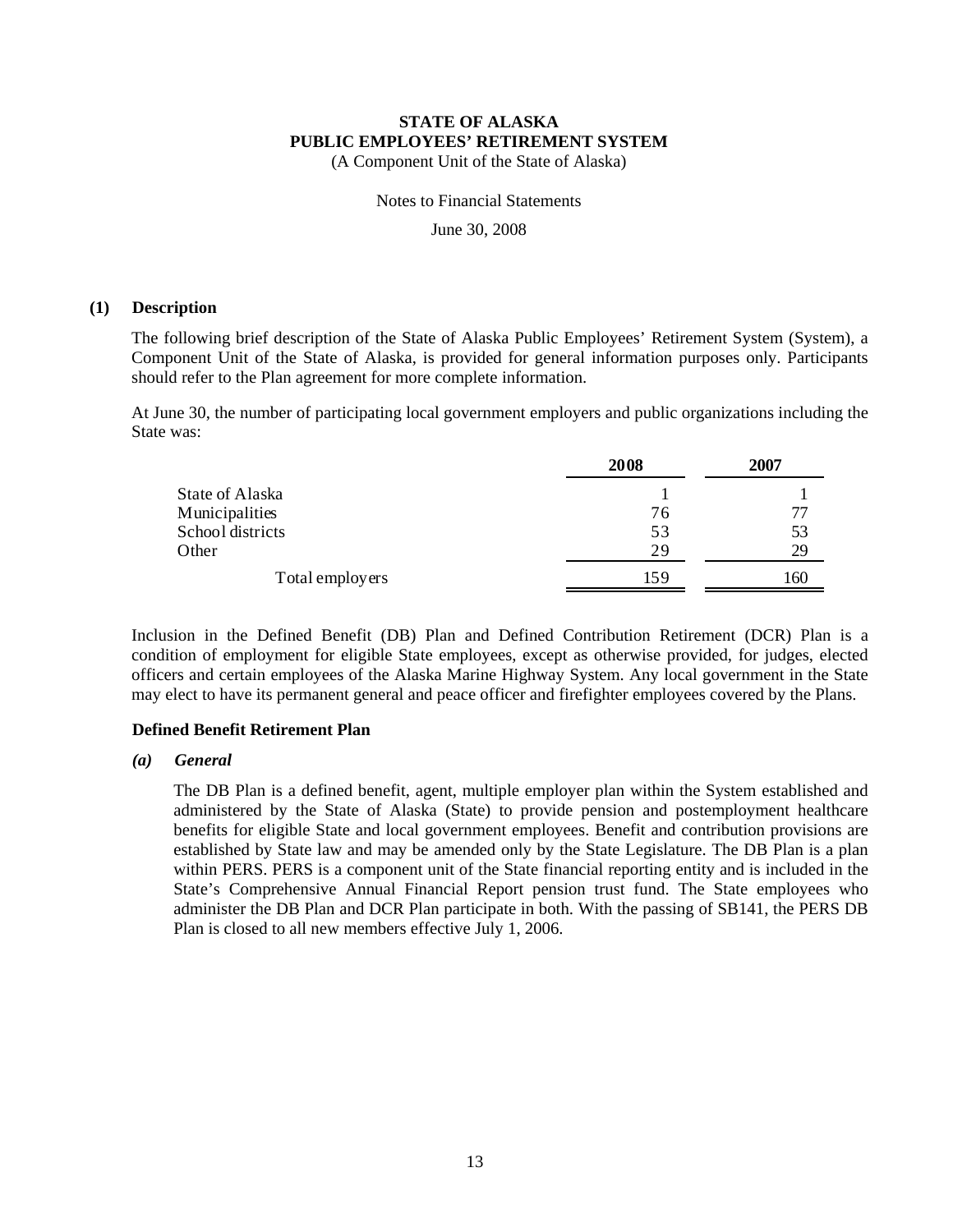# STATE OF ALASKA
# PUBLIC EMPLOYEES' RETIREMENT SYSTEM

(A Component Unit of the State of Alaska)

Notes to Financial Statements

June 30, 2008

## (1) Description

The following brief description of the State of Alaska Public Employees' Retirement System (System), a Component Unit of the State of Alaska, is provided for general information purposes only. Participants should refer to the Plan agreement for more complete information.

At June 30, the number of participating local government employers and public organizations including the State was:

| | 2008 | 2007 |
|---|---|---|
| State of Alaska | 1 | 1 |
| Municipalities | 76 | 77 |
| School districts | 53 | 53 |
| Other | 29 | 29 |
| Total employers | 159 | 160 |

Inclusion in the Defined Benefit (DB) Plan and Defined Contribution Retirement (DCR) Plan is a condition of employment for eligible State employees, except as otherwise provided, for judges, elected officers and certain employees of the Alaska Marine Highway System. Any local government in the State may elect to have its permanent general and peace officer and firefighter employees covered by the Plans.

### Defined Benefit Retirement Plan

#### *(a) General*

The DB Plan is a defined benefit, agent, multiple employer plan within the System established and administered by the State of Alaska (State) to provide pension and postemployment healthcare benefits for eligible State and local government employees. Benefit and contribution provisions are established by State law and may be amended only by the State Legislature. The DB Plan is a plan within PERS. PERS is a component unit of the State financial reporting entity and is included in the State's Comprehensive Annual Financial Report pension trust fund. The State employees who administer the DB Plan and DCR Plan participate in both. With the passing of SB141, the PERS DB Plan is closed to all new members effective July 1, 2006.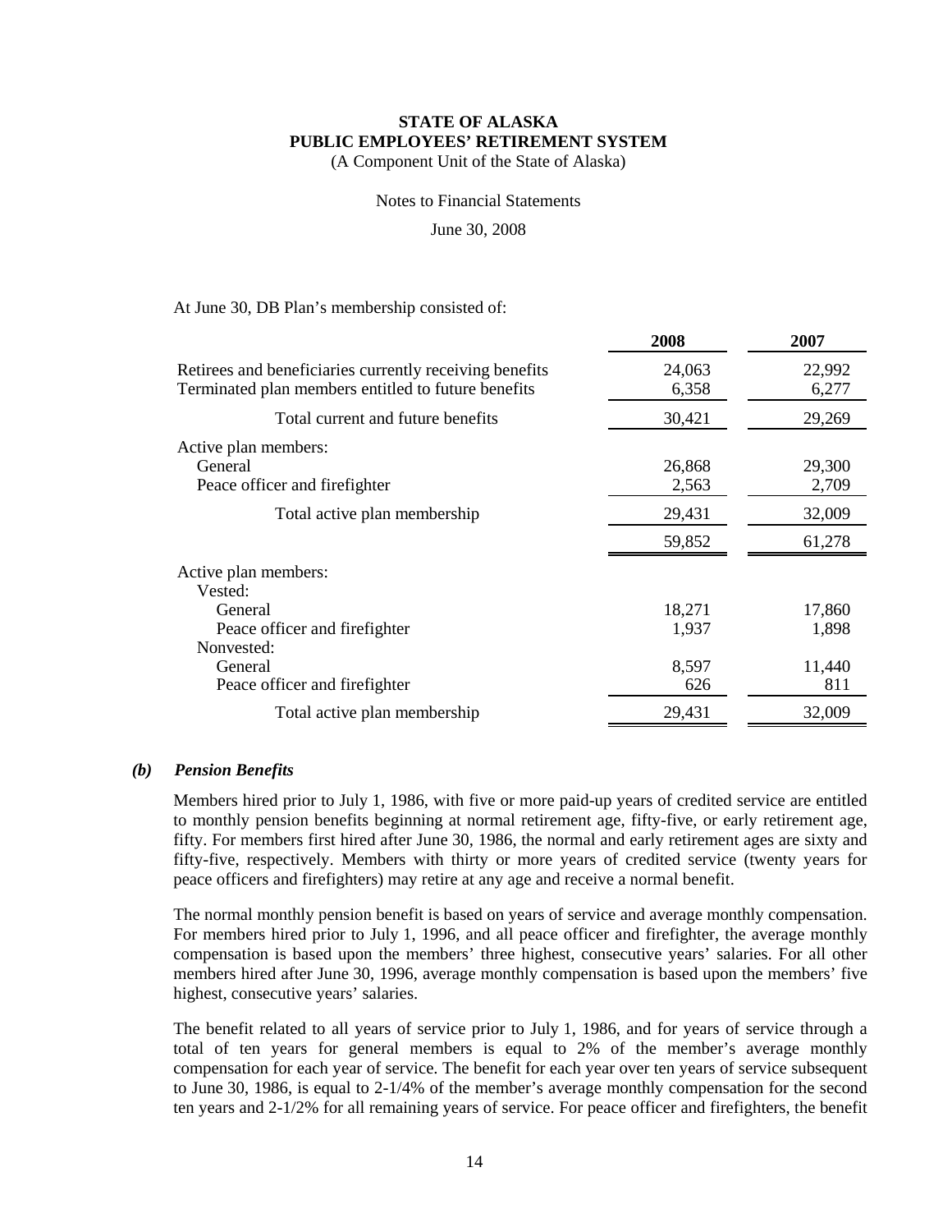At June 30, DB Plan's membership consisted of:

| | 2008 | 2007 |
|---|---|---|
| Retirees and beneficiaries currently receiving benefits | 24,063 | 22,992 |
| Terminated plan members entitled to future benefits | 6,358 | 6,277 |
| Total current and future benefits | 30,421 | 29,269 |
| Active plan members: | | |
| General | 26,868 | 29,300 |
| Peace officer and firefighter | 2,563 | 2,709 |
| Total active plan membership | 29,431 | 32,009 |
| | 59,852 | 61,278 |
| Active plan members: | | |
| Vested: | | |
| General | 18,271 | 17,860 |
| Peace officer and firefighter | 1,937 | 1,898 |
| Nonvested: | | |
| General | 8,597 | 11,440 |
| Peace officer and firefighter | 626 | 811 |
| Total active plan membership | 29,431 | 32,009 |

### *(b) Pension Benefits*

Members hired prior to July 1, 1986, with five or more paid-up years of credited service are entitled to monthly pension benefits beginning at normal retirement age, fifty-five, or early retirement age, fifty. For members first hired after June 30, 1986, the normal and early retirement ages are sixty and fifty-five, respectively. Members with thirty or more years of credited service (twenty years for peace officers and firefighters) may retire at any age and receive a normal benefit.

The normal monthly pension benefit is based on years of service and average monthly compensation. For members hired prior to July 1, 1996, and all peace officer and firefighter, the average monthly compensation is based upon the members' three highest, consecutive years' salaries. For all other members hired after June 30, 1996, average monthly compensation is based upon the members' five highest, consecutive years' salaries.

The benefit related to all years of service prior to July 1, 1986, and for years of service through a total of ten years for general members is equal to 2% of the member's average monthly compensation for each year of service. The benefit for each year over ten years of service subsequent to June 30, 1986, is equal to 2-1/4% of the member's average monthly compensation for the second ten years and 2-1/2% for all remaining years of service. For peace officer and firefighters, the benefit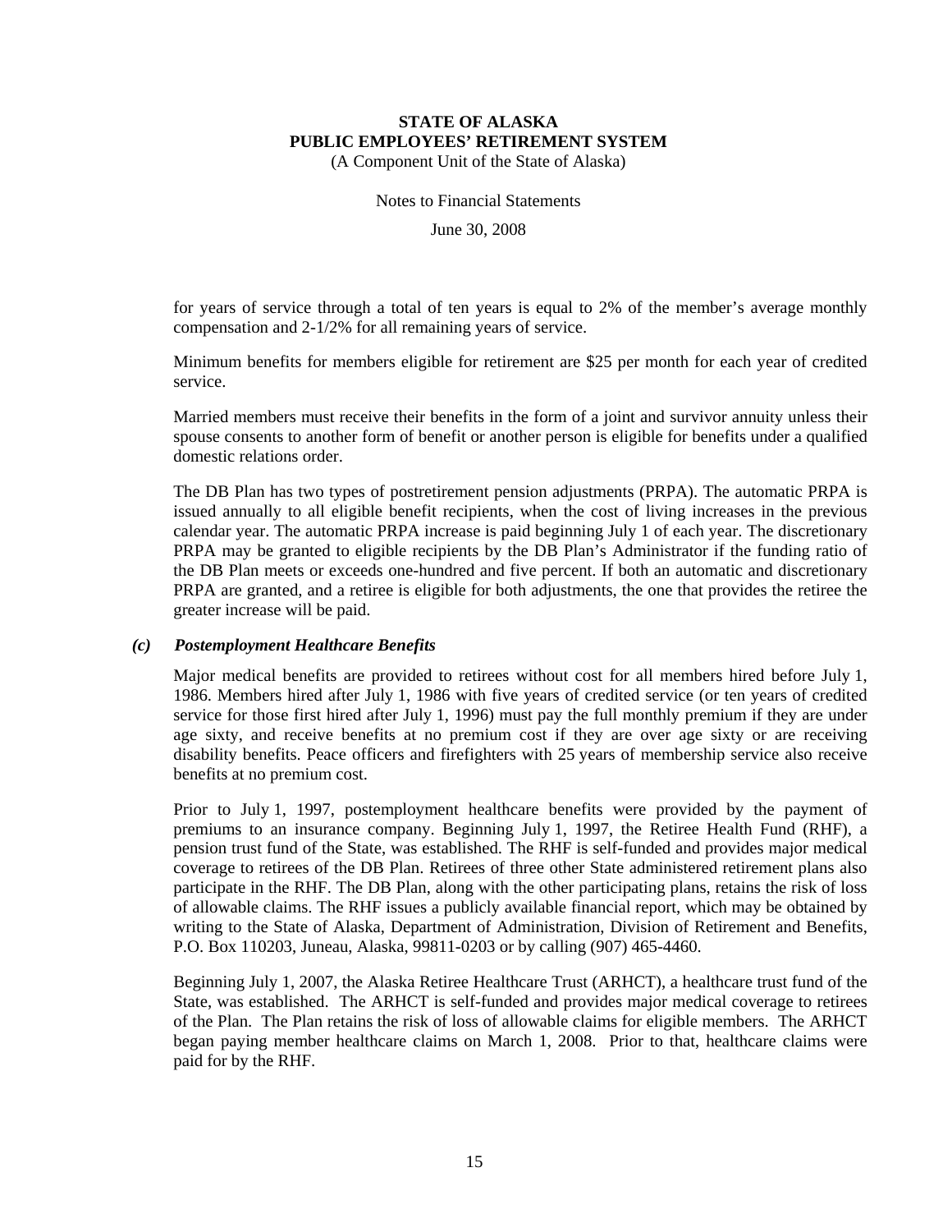for years of service through a total of ten years is equal to 2% of the member's average monthly compensation and 2-1/2% for all remaining years of service.

Minimum benefits for members eligible for retirement are $25 per month for each year of credited service.

Married members must receive their benefits in the form of a joint and survivor annuity unless their spouse consents to another form of benefit or another person is eligible for benefits under a qualified domestic relations order.

The DB Plan has two types of postretirement pension adjustments (PRPA). The automatic PRPA is issued annually to all eligible benefit recipients, when the cost of living increases in the previous calendar year. The automatic PRPA increase is paid beginning July 1 of each year. The discretionary PRPA may be granted to eligible recipients by the DB Plan's Administrator if the funding ratio of the DB Plan meets or exceeds one-hundred and five percent. If both an automatic and discretionary PRPA are granted, and a retiree is eligible for both adjustments, the one that provides the retiree the greater increase will be paid.

### *(c) Postemployment Healthcare Benefits*

Major medical benefits are provided to retirees without cost for all members hired before July 1, 1986. Members hired after July 1, 1986 with five years of credited service (or ten years of credited service for those first hired after July 1, 1996) must pay the full monthly premium if they are under age sixty, and receive benefits at no premium cost if they are over age sixty or are receiving disability benefits. Peace officers and firefighters with 25 years of membership service also receive benefits at no premium cost.

Prior to July 1, 1997, postemployment healthcare benefits were provided by the payment of premiums to an insurance company. Beginning July 1, 1997, the Retiree Health Fund (RHF), a pension trust fund of the State, was established. The RHF is self-funded and provides major medical coverage to retirees of the DB Plan. Retirees of three other State administered retirement plans also participate in the RHF. The DB Plan, along with the other participating plans, retains the risk of loss of allowable claims. The RHF issues a publicly available financial report, which may be obtained by writing to the State of Alaska, Department of Administration, Division of Retirement and Benefits, P.O. Box 110203, Juneau, Alaska, 99811-0203 or by calling (907) 465-4460.

Beginning July 1, 2007, the Alaska Retiree Healthcare Trust (ARHCT), a healthcare trust fund of the State, was established. The ARHCT is self-funded and provides major medical coverage to retirees of the Plan. The Plan retains the risk of loss of allowable claims for eligible members. The ARHCT began paying member healthcare claims on March 1, 2008. Prior to that, healthcare claims were paid for by the RHF.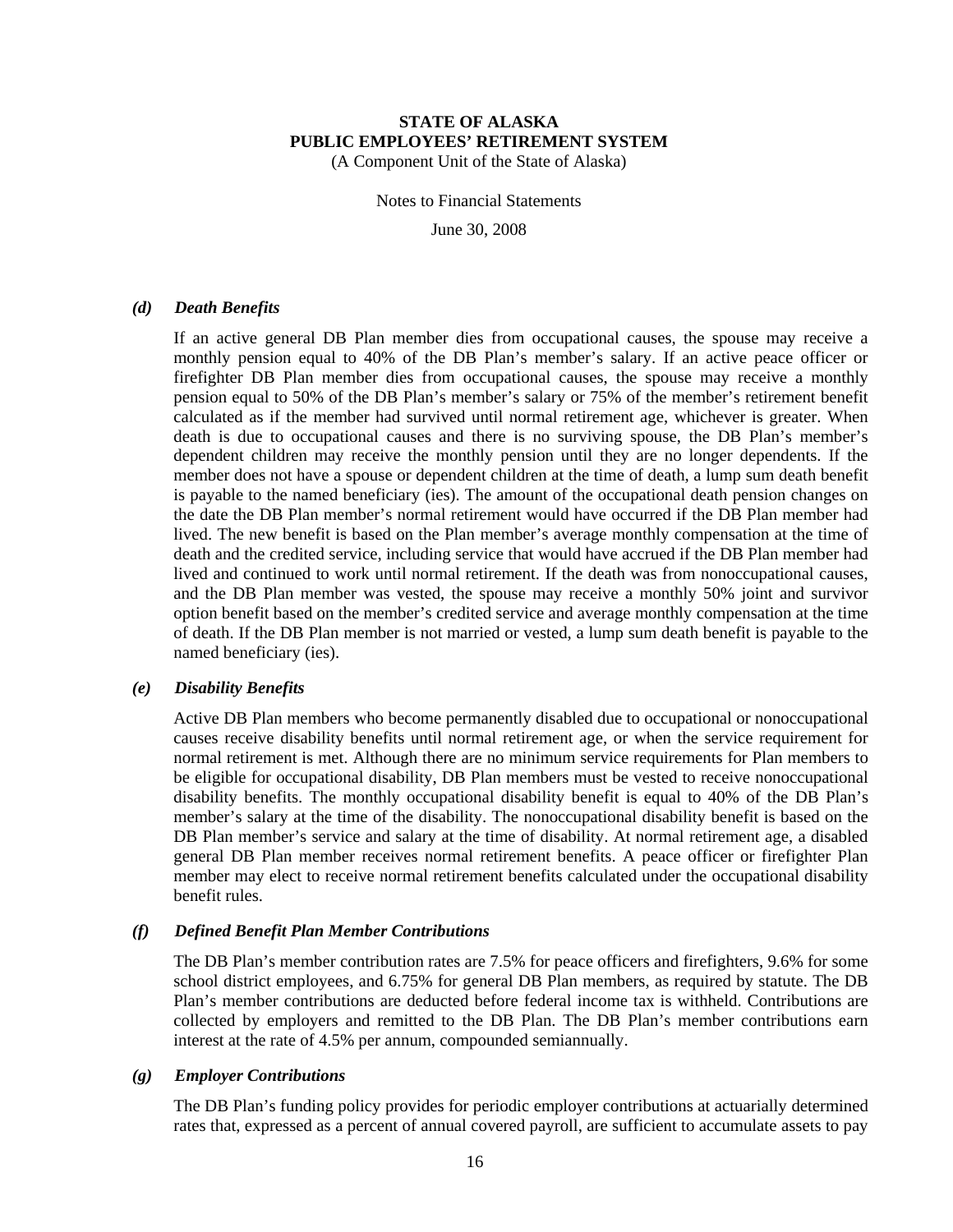#### *(d) Death Benefits*

If an active general DB Plan member dies from occupational causes, the spouse may receive a monthly pension equal to 40% of the DB Plan's member's salary. If an active peace officer or firefighter DB Plan member dies from occupational causes, the spouse may receive a monthly pension equal to 50% of the DB Plan's member's salary or 75% of the member's retirement benefit calculated as if the member had survived until normal retirement age, whichever is greater. When death is due to occupational causes and there is no surviving spouse, the DB Plan's member's dependent children may receive the monthly pension until they are no longer dependents. If the member does not have a spouse or dependent children at the time of death, a lump sum death benefit is payable to the named beneficiary (ies). The amount of the occupational death pension changes on the date the DB Plan member's normal retirement would have occurred if the DB Plan member had lived. The new benefit is based on the Plan member's average monthly compensation at the time of death and the credited service, including service that would have accrued if the DB Plan member had lived and continued to work until normal retirement. If the death was from nonoccupational causes, and the DB Plan member was vested, the spouse may receive a monthly 50% joint and survivor option benefit based on the member's credited service and average monthly compensation at the time of death. If the DB Plan member is not married or vested, a lump sum death benefit is payable to the named beneficiary (ies).

#### *(e) Disability Benefits*

Active DB Plan members who become permanently disabled due to occupational or nonoccupational causes receive disability benefits until normal retirement age, or when the service requirement for normal retirement is met. Although there are no minimum service requirements for Plan members to be eligible for occupational disability, DB Plan members must be vested to receive nonoccupational disability benefits. The monthly occupational disability benefit is equal to 40% of the DB Plan's member's salary at the time of the disability. The nonoccupational disability benefit is based on the DB Plan member's service and salary at the time of disability. At normal retirement age, a disabled general DB Plan member receives normal retirement benefits. A peace officer or firefighter Plan member may elect to receive normal retirement benefits calculated under the occupational disability benefit rules.

#### *(f) Defined Benefit Plan Member Contributions*

The DB Plan's member contribution rates are 7.5% for peace officers and firefighters, 9.6% for some school district employees, and 6.75% for general DB Plan members, as required by statute. The DB Plan's member contributions are deducted before federal income tax is withheld. Contributions are collected by employers and remitted to the DB Plan. The DB Plan's member contributions earn interest at the rate of 4.5% per annum, compounded semiannually.

#### *(g) Employer Contributions*

The DB Plan's funding policy provides for periodic employer contributions at actuarially determined rates that, expressed as a percent of annual covered payroll, are sufficient to accumulate assets to pay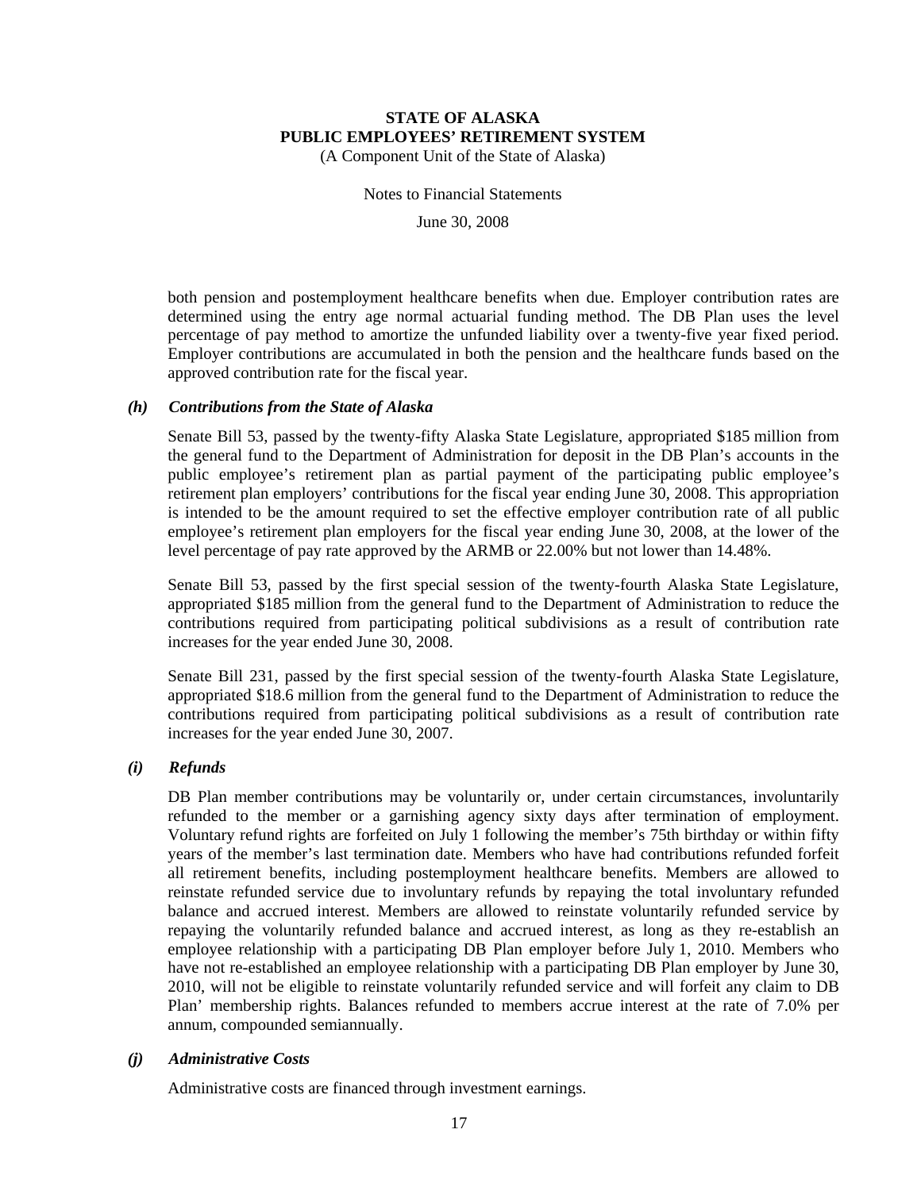both pension and postemployment healthcare benefits when due. Employer contribution rates are determined using the entry age normal actuarial funding method. The DB Plan uses the level percentage of pay method to amortize the unfunded liability over a twenty-five year fixed period. Employer contributions are accumulated in both the pension and the healthcare funds based on the approved contribution rate for the fiscal year.

### *(h) Contributions from the State of Alaska*

Senate Bill 53, passed by the twenty-fifty Alaska State Legislature, appropriated $185 million from the general fund to the Department of Administration for deposit in the DB Plan's accounts in the public employee's retirement plan as partial payment of the participating public employee's retirement plan employers' contributions for the fiscal year ending June 30, 2008. This appropriation is intended to be the amount required to set the effective employer contribution rate of all public employee's retirement plan employers for the fiscal year ending June 30, 2008, at the lower of the level percentage of pay rate approved by the ARMB or 22.00% but not lower than 14.48%.

Senate Bill 53, passed by the first special session of the twenty-fourth Alaska State Legislature, appropriated $185 million from the general fund to the Department of Administration to reduce the contributions required from participating political subdivisions as a result of contribution rate increases for the year ended June 30, 2008.

Senate Bill 231, passed by the first special session of the twenty-fourth Alaska State Legislature, appropriated $18.6 million from the general fund to the Department of Administration to reduce the contributions required from participating political subdivisions as a result of contribution rate increases for the year ended June 30, 2007.

### *(i) Refunds*

DB Plan member contributions may be voluntarily or, under certain circumstances, involuntarily refunded to the member or a garnishing agency sixty days after termination of employment. Voluntary refund rights are forfeited on July 1 following the member's 75th birthday or within fifty years of the member's last termination date. Members who have had contributions refunded forfeit all retirement benefits, including postemployment healthcare benefits. Members are allowed to reinstate refunded service due to involuntary refunds by repaying the total involuntary refunded balance and accrued interest. Members are allowed to reinstate voluntarily refunded service by repaying the voluntarily refunded balance and accrued interest, as long as they re-establish an employee relationship with a participating DB Plan employer before July 1, 2010. Members who have not re-established an employee relationship with a participating DB Plan employer by June 30, 2010, will not be eligible to reinstate voluntarily refunded service and will forfeit any claim to DB Plan' membership rights. Balances refunded to members accrue interest at the rate of 7.0% per annum, compounded semiannually.

### *(j) Administrative Costs*

Administrative costs are financed through investment earnings.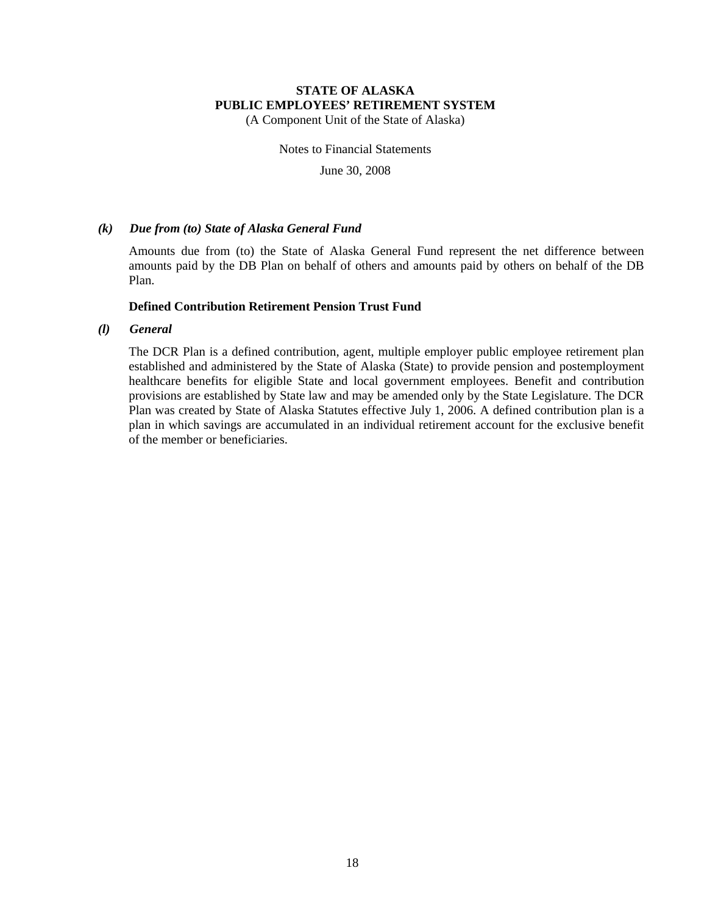### *(k) Due from (to) State of Alaska General Fund*

Amounts due from (to) the State of Alaska General Fund represent the net difference between amounts paid by the DB Plan on behalf of others and amounts paid by others on behalf of the DB Plan.

**Defined Contribution Retirement Pension Trust Fund**

### *(l) General*

The DCR Plan is a defined contribution, agent, multiple employer public employee retirement plan established and administered by the State of Alaska (State) to provide pension and postemployment healthcare benefits for eligible State and local government employees. Benefit and contribution provisions are established by State law and may be amended only by the State Legislature. The DCR Plan was created by State of Alaska Statutes effective July 1, 2006. A defined contribution plan is a plan in which savings are accumulated in an individual retirement account for the exclusive benefit of the member or beneficiaries.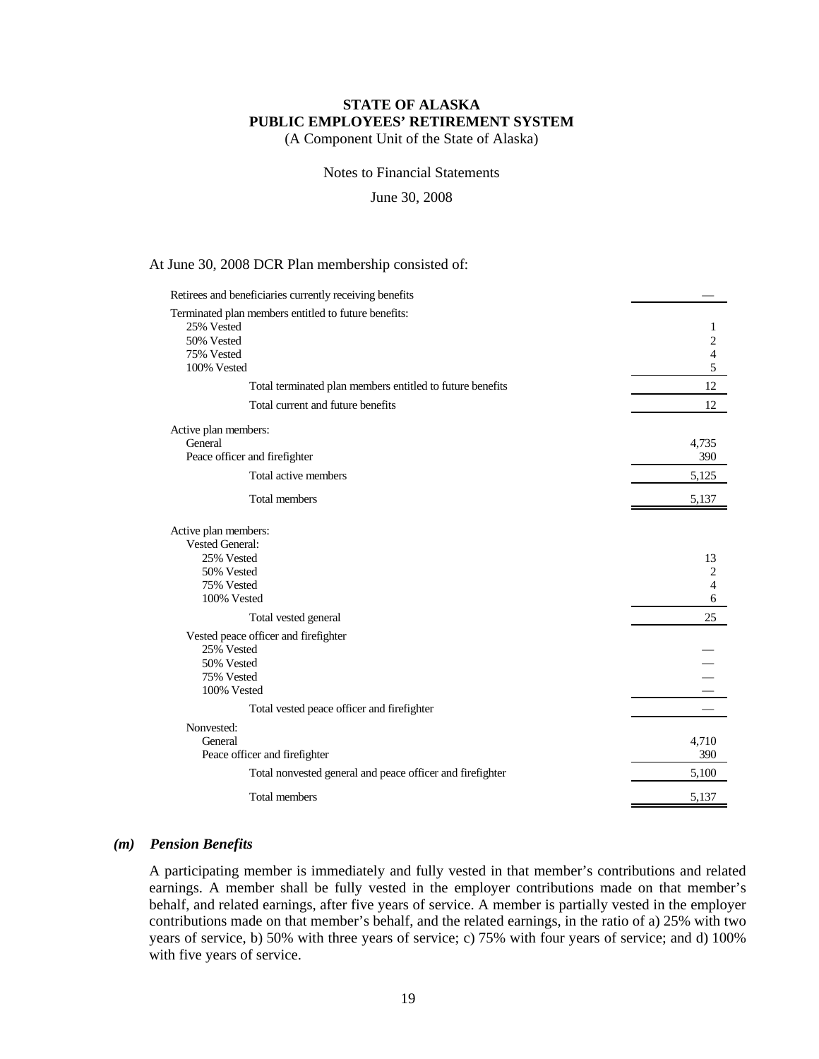# STATE OF ALASKA
# PUBLIC EMPLOYEES' RETIREMENT SYSTEM

(A Component Unit of the State of Alaska)

Notes to Financial Statements

June 30, 2008

At June 30, 2008 DCR Plan membership consisted of:

| | |
|---|---|
| Retirees and beneficiaries currently receiving benefits | — |
| Terminated plan members entitled to future benefits: | |
| 25% Vested | 1 |
| 50% Vested | 2 |
| 75% Vested | 4 |
| 100% Vested | 5 |
| Total terminated plan members entitled to future benefits | 12 |
| Total current and future benefits | 12 |
| Active plan members: | |
| General | 4,735 |
| Peace officer and firefighter | 390 |
| Total active members | 5,125 |
| Total members | 5,137 |
| Active plan members: | |
| Vested General: | |
| 25% Vested | 13 |
| 50% Vested | 2 |
| 75% Vested | 4 |
| 100% Vested | 6 |
| Total vested general | 25 |
| Vested peace officer and firefighter | |
| 25% Vested | — |
| 50% Vested | — |
| 75% Vested | — |
| 100% Vested | — |
| Total vested peace officer and firefighter | — |
| Nonvested: | |
| General | 4,710 |
| Peace officer and firefighter | 390 |
| Total nonvested general and peace officer and firefighter | 5,100 |
| Total members | 5,137 |

### *(m) Pension Benefits*

A participating member is immediately and fully vested in that member's contributions and related earnings. A member shall be fully vested in the employer contributions made on that member's behalf, and related earnings, after five years of service. A member is partially vested in the employer contributions made on that member's behalf, and the related earnings, in the ratio of a) 25% with two years of service, b) 50% with three years of service; c) 75% with four years of service; and d) 100% with five years of service.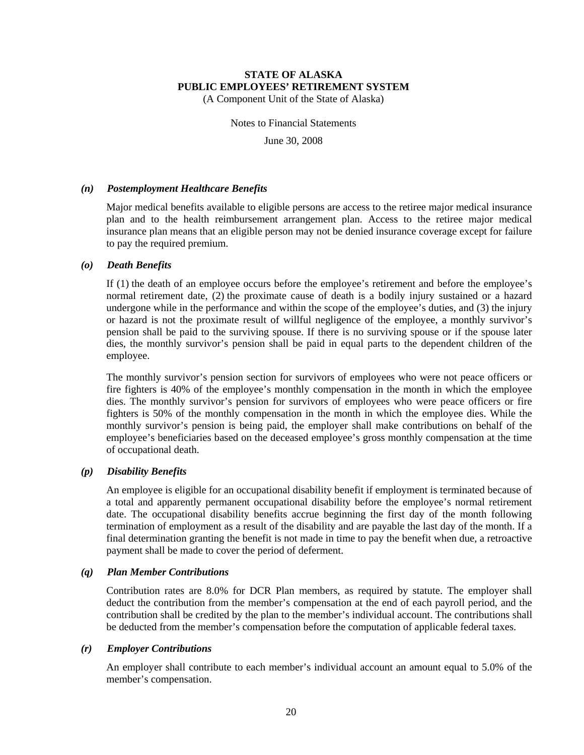#### *(n) Postemployment Healthcare Benefits*

Major medical benefits available to eligible persons are access to the retiree major medical insurance plan and to the health reimbursement arrangement plan. Access to the retiree major medical insurance plan means that an eligible person may not be denied insurance coverage except for failure to pay the required premium.

#### *(o) Death Benefits*

If (1) the death of an employee occurs before the employee's retirement and before the employee's normal retirement date, (2) the proximate cause of death is a bodily injury sustained or a hazard undergone while in the performance and within the scope of the employee's duties, and (3) the injury or hazard is not the proximate result of willful negligence of the employee, a monthly survivor's pension shall be paid to the surviving spouse. If there is no surviving spouse or if the spouse later dies, the monthly survivor's pension shall be paid in equal parts to the dependent children of the employee.

The monthly survivor's pension section for survivors of employees who were not peace officers or fire fighters is 40% of the employee's monthly compensation in the month in which the employee dies. The monthly survivor's pension for survivors of employees who were peace officers or fire fighters is 50% of the monthly compensation in the month in which the employee dies. While the monthly survivor's pension is being paid, the employer shall make contributions on behalf of the employee's beneficiaries based on the deceased employee's gross monthly compensation at the time of occupational death.

#### *(p) Disability Benefits*

An employee is eligible for an occupational disability benefit if employment is terminated because of a total and apparently permanent occupational disability before the employee's normal retirement date. The occupational disability benefits accrue beginning the first day of the month following termination of employment as a result of the disability and are payable the last day of the month. If a final determination granting the benefit is not made in time to pay the benefit when due, a retroactive payment shall be made to cover the period of deferment.

#### *(q) Plan Member Contributions*

Contribution rates are 8.0% for DCR Plan members, as required by statute. The employer shall deduct the contribution from the member's compensation at the end of each payroll period, and the contribution shall be credited by the plan to the member's individual account. The contributions shall be deducted from the member's compensation before the computation of applicable federal taxes.

#### *(r) Employer Contributions*

An employer shall contribute to each member's individual account an amount equal to 5.0% of the member's compensation.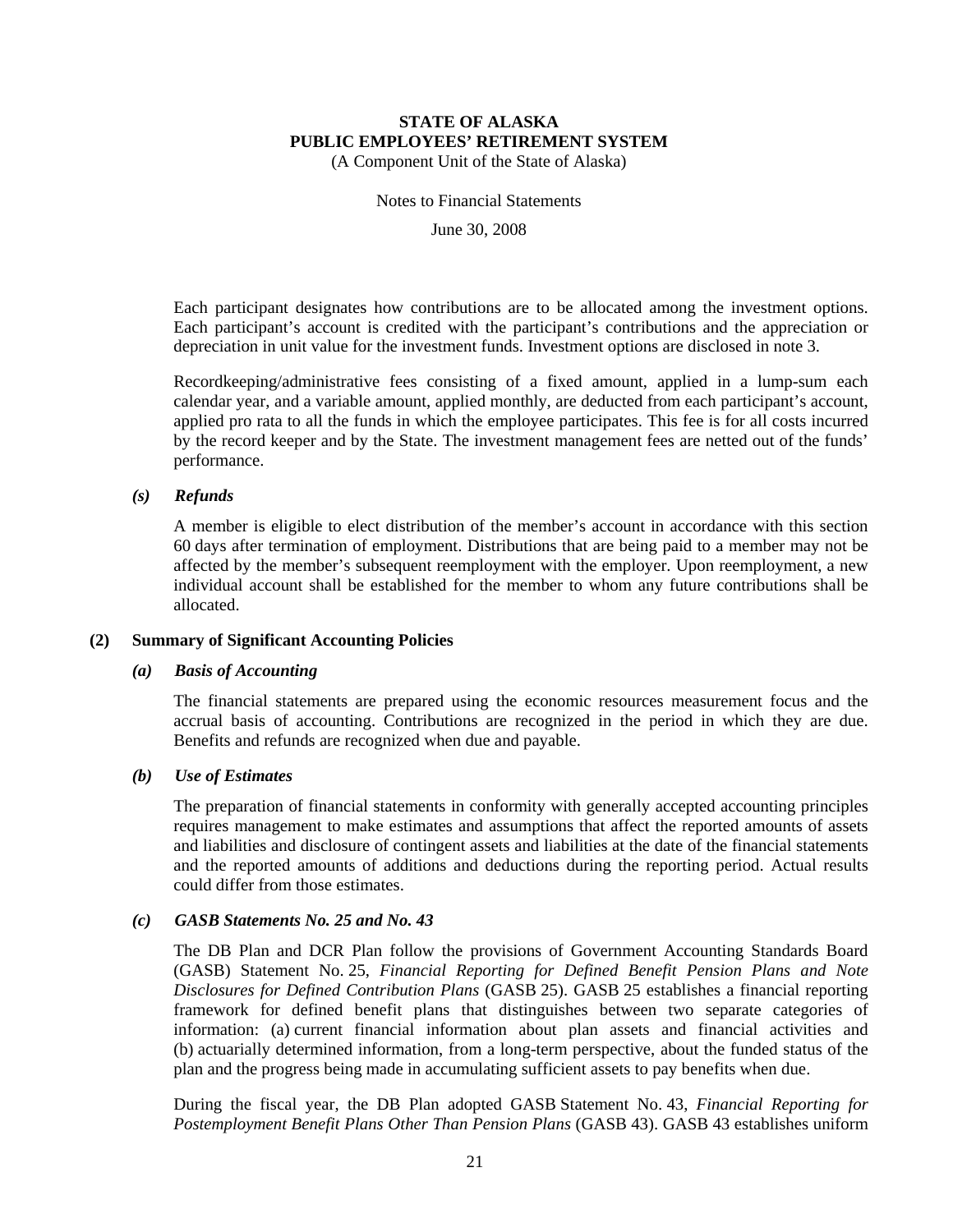Each participant designates how contributions are to be allocated among the investment options. Each participant's account is credited with the participant's contributions and the appreciation or depreciation in unit value for the investment funds. Investment options are disclosed in note 3.

Recordkeeping/administrative fees consisting of a fixed amount, applied in a lump-sum each calendar year, and a variable amount, applied monthly, are deducted from each participant's account, applied pro rata to all the funds in which the employee participates. This fee is for all costs incurred by the record keeper and by the State. The investment management fees are netted out of the funds' performance.

### *(s) Refunds*

A member is eligible to elect distribution of the member's account in accordance with this section 60 days after termination of employment. Distributions that are being paid to a member may not be affected by the member's subsequent reemployment with the employer. Upon reemployment, a new individual account shall be established for the member to whom any future contributions shall be allocated.

## (2) Summary of Significant Accounting Policies

### *(a) Basis of Accounting*

The financial statements are prepared using the economic resources measurement focus and the accrual basis of accounting. Contributions are recognized in the period in which they are due. Benefits and refunds are recognized when due and payable.

### *(b) Use of Estimates*

The preparation of financial statements in conformity with generally accepted accounting principles requires management to make estimates and assumptions that affect the reported amounts of assets and liabilities and disclosure of contingent assets and liabilities at the date of the financial statements and the reported amounts of additions and deductions during the reporting period. Actual results could differ from those estimates.

### *(c) GASB Statements No. 25 and No. 43*

The DB Plan and DCR Plan follow the provisions of Government Accounting Standards Board (GASB) Statement No. 25, *Financial Reporting for Defined Benefit Pension Plans and Note Disclosures for Defined Contribution Plans* (GASB 25). GASB 25 establishes a financial reporting framework for defined benefit plans that distinguishes between two separate categories of information: (a) current financial information about plan assets and financial activities and (b) actuarially determined information, from a long-term perspective, about the funded status of the plan and the progress being made in accumulating sufficient assets to pay benefits when due.

During the fiscal year, the DB Plan adopted GASB Statement No. 43, *Financial Reporting for Postemployment Benefit Plans Other Than Pension Plans* (GASB 43). GASB 43 establishes uniform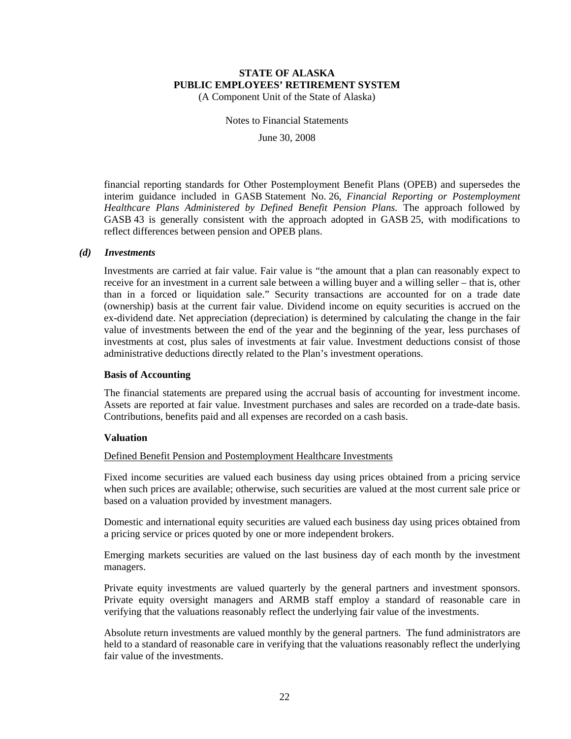financial reporting standards for Other Postemployment Benefit Plans (OPEB) and supersedes the interim guidance included in GASB Statement No. 26, *Financial Reporting or Postemployment Healthcare Plans Administered by Defined Benefit Pension Plans.* The approach followed by GASB 43 is generally consistent with the approach adopted in GASB 25, with modifications to reflect differences between pension and OPEB plans.

### *(d) Investments*

Investments are carried at fair value. Fair value is "the amount that a plan can reasonably expect to receive for an investment in a current sale between a willing buyer and a willing seller – that is, other than in a forced or liquidation sale." Security transactions are accounted for on a trade date (ownership) basis at the current fair value. Dividend income on equity securities is accrued on the ex-dividend date. Net appreciation (depreciation) is determined by calculating the change in the fair value of investments between the end of the year and the beginning of the year, less purchases of investments at cost, plus sales of investments at fair value. Investment deductions consist of those administrative deductions directly related to the Plan's investment operations.

#### Basis of Accounting

The financial statements are prepared using the accrual basis of accounting for investment income. Assets are reported at fair value. Investment purchases and sales are recorded on a trade-date basis. Contributions, benefits paid and all expenses are recorded on a cash basis.

#### Valuation

Defined Benefit Pension and Postemployment Healthcare Investments

Fixed income securities are valued each business day using prices obtained from a pricing service when such prices are available; otherwise, such securities are valued at the most current sale price or based on a valuation provided by investment managers.

Domestic and international equity securities are valued each business day using prices obtained from a pricing service or prices quoted by one or more independent brokers.

Emerging markets securities are valued on the last business day of each month by the investment managers.

Private equity investments are valued quarterly by the general partners and investment sponsors. Private equity oversight managers and ARMB staff employ a standard of reasonable care in verifying that the valuations reasonably reflect the underlying fair value of the investments.

Absolute return investments are valued monthly by the general partners. The fund administrators are held to a standard of reasonable care in verifying that the valuations reasonably reflect the underlying fair value of the investments.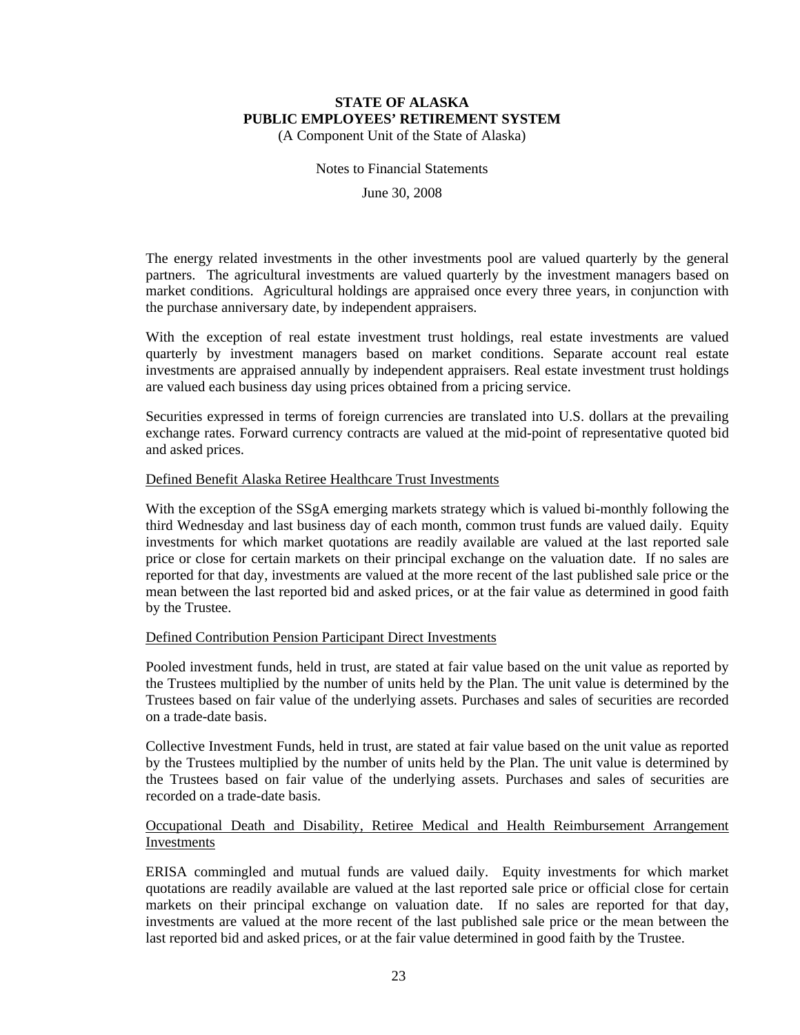The energy related investments in the other investments pool are valued quarterly by the general partners. The agricultural investments are valued quarterly by the investment managers based on market conditions. Agricultural holdings are appraised once every three years, in conjunction with the purchase anniversary date, by independent appraisers.

With the exception of real estate investment trust holdings, real estate investments are valued quarterly by investment managers based on market conditions. Separate account real estate investments are appraised annually by independent appraisers. Real estate investment trust holdings are valued each business day using prices obtained from a pricing service.

Securities expressed in terms of foreign currencies are translated into U.S. dollars at the prevailing exchange rates. Forward currency contracts are valued at the mid-point of representative quoted bid and asked prices.

Defined Benefit Alaska Retiree Healthcare Trust Investments

With the exception of the SSgA emerging markets strategy which is valued bi-monthly following the third Wednesday and last business day of each month, common trust funds are valued daily. Equity investments for which market quotations are readily available are valued at the last reported sale price or close for certain markets on their principal exchange on the valuation date. If no sales are reported for that day, investments are valued at the more recent of the last published sale price or the mean between the last reported bid and asked prices, or at the fair value as determined in good faith by the Trustee.

Defined Contribution Pension Participant Direct Investments

Pooled investment funds, held in trust, are stated at fair value based on the unit value as reported by the Trustees multiplied by the number of units held by the Plan. The unit value is determined by the Trustees based on fair value of the underlying assets. Purchases and sales of securities are recorded on a trade-date basis.

Collective Investment Funds, held in trust, are stated at fair value based on the unit value as reported by the Trustees multiplied by the number of units held by the Plan. The unit value is determined by the Trustees based on fair value of the underlying assets. Purchases and sales of securities are recorded on a trade-date basis.

Occupational Death and Disability, Retiree Medical and Health Reimbursement Arrangement Investments

ERISA commingled and mutual funds are valued daily. Equity investments for which market quotations are readily available are valued at the last reported sale price or official close for certain markets on their principal exchange on valuation date. If no sales are reported for that day, investments are valued at the more recent of the last published sale price or the mean between the last reported bid and asked prices, or at the fair value determined in good faith by the Trustee.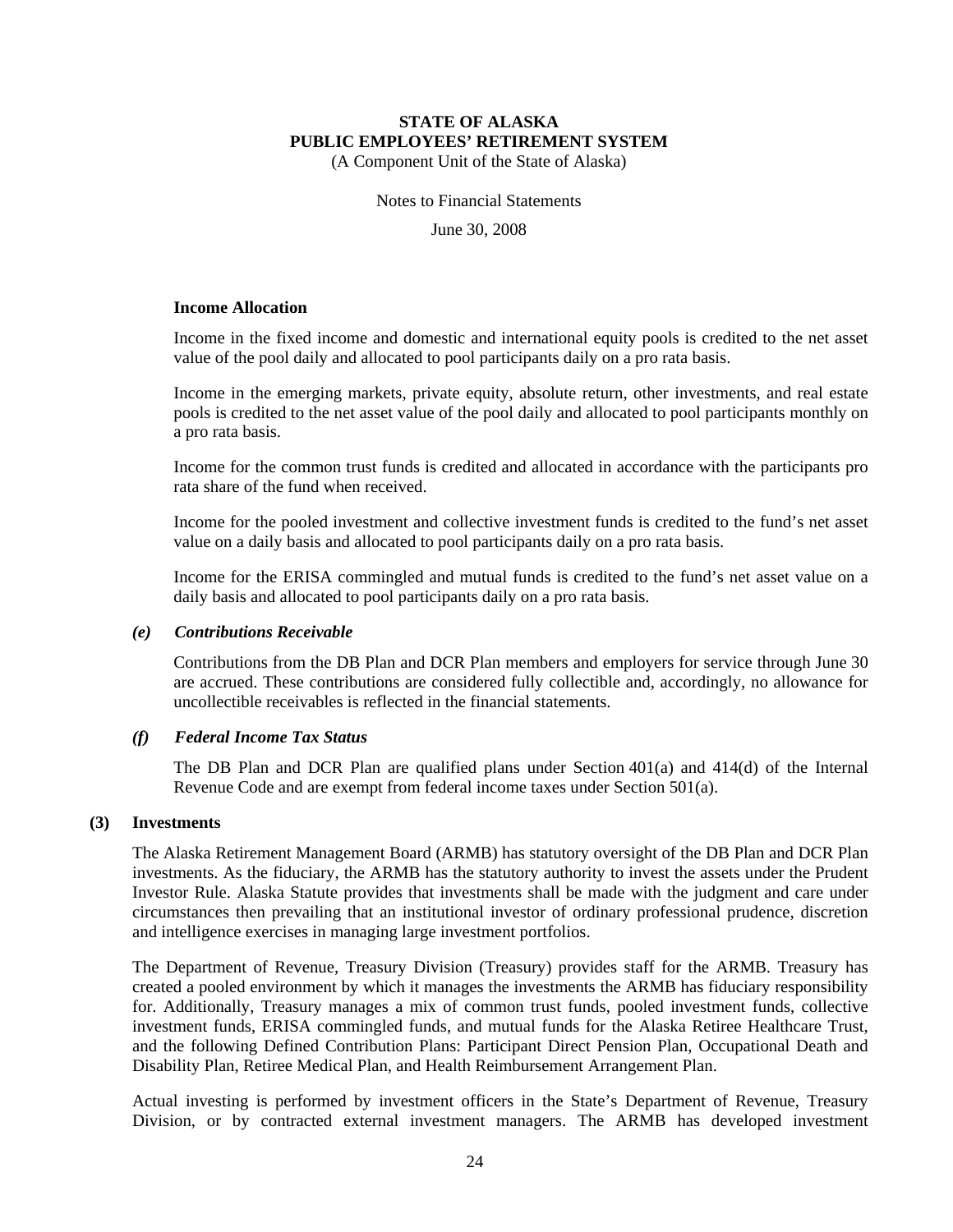**Income Allocation**

Income in the fixed income and domestic and international equity pools is credited to the net asset value of the pool daily and allocated to pool participants daily on a pro rata basis.

Income in the emerging markets, private equity, absolute return, other investments, and real estate pools is credited to the net asset value of the pool daily and allocated to pool participants monthly on a pro rata basis.

Income for the common trust funds is credited and allocated in accordance with the participants pro rata share of the fund when received.

Income for the pooled investment and collective investment funds is credited to the fund's net asset value on a daily basis and allocated to pool participants daily on a pro rata basis.

Income for the ERISA commingled and mutual funds is credited to the fund's net asset value on a daily basis and allocated to pool participants daily on a pro rata basis.

### *(e) Contributions Receivable*

Contributions from the DB Plan and DCR Plan members and employers for service through June 30 are accrued. These contributions are considered fully collectible and, accordingly, no allowance for uncollectible receivables is reflected in the financial statements.

### *(f) Federal Income Tax Status*

The DB Plan and DCR Plan are qualified plans under Section 401(a) and 414(d) of the Internal Revenue Code and are exempt from federal income taxes under Section 501(a).

## (3) Investments

The Alaska Retirement Management Board (ARMB) has statutory oversight of the DB Plan and DCR Plan investments. As the fiduciary, the ARMB has the statutory authority to invest the assets under the Prudent Investor Rule. Alaska Statute provides that investments shall be made with the judgment and care under circumstances then prevailing that an institutional investor of ordinary professional prudence, discretion and intelligence exercises in managing large investment portfolios.

The Department of Revenue, Treasury Division (Treasury) provides staff for the ARMB. Treasury has created a pooled environment by which it manages the investments the ARMB has fiduciary responsibility for. Additionally, Treasury manages a mix of common trust funds, pooled investment funds, collective investment funds, ERISA commingled funds, and mutual funds for the Alaska Retiree Healthcare Trust, and the following Defined Contribution Plans: Participant Direct Pension Plan, Occupational Death and Disability Plan, Retiree Medical Plan, and Health Reimbursement Arrangement Plan.

Actual investing is performed by investment officers in the State's Department of Revenue, Treasury Division, or by contracted external investment managers. The ARMB has developed investment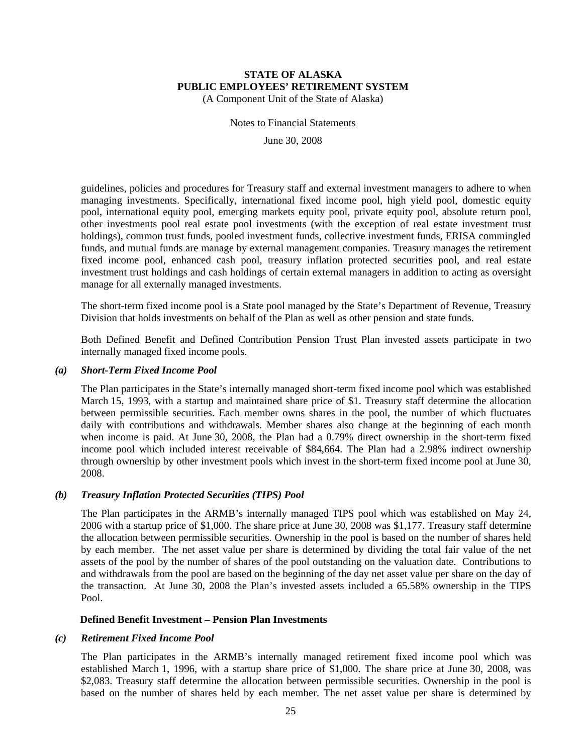guidelines, policies and procedures for Treasury staff and external investment managers to adhere to when managing investments. Specifically, international fixed income pool, high yield pool, domestic equity pool, international equity pool, emerging markets equity pool, private equity pool, absolute return pool, other investments pool real estate pool investments (with the exception of real estate investment trust holdings), common trust funds, pooled investment funds, collective investment funds, ERISA commingled funds, and mutual funds are manage by external management companies. Treasury manages the retirement fixed income pool, enhanced cash pool, treasury inflation protected securities pool, and real estate investment trust holdings and cash holdings of certain external managers in addition to acting as oversight manage for all externally managed investments.

The short-term fixed income pool is a State pool managed by the State's Department of Revenue, Treasury Division that holds investments on behalf of the Plan as well as other pension and state funds.

Both Defined Benefit and Defined Contribution Pension Trust Plan invested assets participate in two internally managed fixed income pools.

### *(a) Short-Term Fixed Income Pool*

The Plan participates in the State's internally managed short-term fixed income pool which was established March 15, 1993, with a startup and maintained share price of $1. Treasury staff determine the allocation between permissible securities. Each member owns shares in the pool, the number of which fluctuates daily with contributions and withdrawals. Member shares also change at the beginning of each month when income is paid. At June 30, 2008, the Plan had a 0.79% direct ownership in the short-term fixed income pool which included interest receivable of $84,664. The Plan had a 2.98% indirect ownership through ownership by other investment pools which invest in the short-term fixed income pool at June 30, 2008.

### *(b) Treasury Inflation Protected Securities (TIPS) Pool*

The Plan participates in the ARMB's internally managed TIPS pool which was established on May 24, 2006 with a startup price of $1,000. The share price at June 30, 2008 was $1,177. Treasury staff determine the allocation between permissible securities. Ownership in the pool is based on the number of shares held by each member. The net asset value per share is determined by dividing the total fair value of the net assets of the pool by the number of shares of the pool outstanding on the valuation date. Contributions to and withdrawals from the pool are based on the beginning of the day net asset value per share on the day of the transaction. At June 30, 2008 the Plan's invested assets included a 65.58% ownership in the TIPS Pool.

## Defined Benefit Investment – Pension Plan Investments

### *(c) Retirement Fixed Income Pool*

The Plan participates in the ARMB's internally managed retirement fixed income pool which was established March 1, 1996, with a startup share price of $1,000. The share price at June 30, 2008, was $2,083. Treasury staff determine the allocation between permissible securities. Ownership in the pool is based on the number of shares held by each member. The net asset value per share is determined by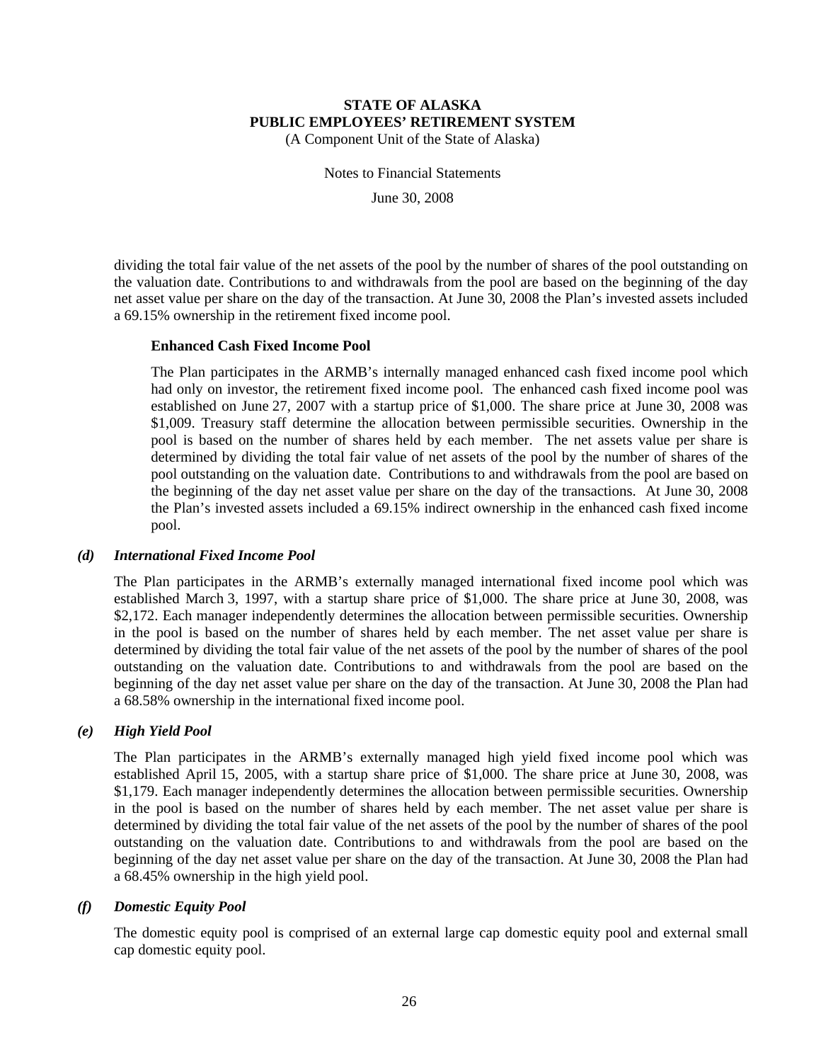dividing the total fair value of the net assets of the pool by the number of shares of the pool outstanding on the valuation date. Contributions to and withdrawals from the pool are based on the beginning of the day net asset value per share on the day of the transaction. At June 30, 2008 the Plan's invested assets included a 69.15% ownership in the retirement fixed income pool.

**Enhanced Cash Fixed Income Pool**

The Plan participates in the ARMB's internally managed enhanced cash fixed income pool which had only on investor, the retirement fixed income pool. The enhanced cash fixed income pool was established on June 27, 2007 with a startup price of $1,000. The share price at June 30, 2008 was $1,009. Treasury staff determine the allocation between permissible securities. Ownership in the pool is based on the number of shares held by each member. The net assets value per share is determined by dividing the total fair value of net assets of the pool by the number of shares of the pool outstanding on the valuation date. Contributions to and withdrawals from the pool are based on the beginning of the day net asset value per share on the day of the transactions. At June 30, 2008 the Plan's invested assets included a 69.15% indirect ownership in the enhanced cash fixed income pool.

### *(d) International Fixed Income Pool*

The Plan participates in the ARMB's externally managed international fixed income pool which was established March 3, 1997, with a startup share price of $1,000. The share price at June 30, 2008, was $2,172. Each manager independently determines the allocation between permissible securities. Ownership in the pool is based on the number of shares held by each member. The net asset value per share is determined by dividing the total fair value of the net assets of the pool by the number of shares of the pool outstanding on the valuation date. Contributions to and withdrawals from the pool are based on the beginning of the day net asset value per share on the day of the transaction. At June 30, 2008 the Plan had a 68.58% ownership in the international fixed income pool.

### *(e) High Yield Pool*

The Plan participates in the ARMB's externally managed high yield fixed income pool which was established April 15, 2005, with a startup share price of $1,000. The share price at June 30, 2008, was $1,179. Each manager independently determines the allocation between permissible securities. Ownership in the pool is based on the number of shares held by each member. The net asset value per share is determined by dividing the total fair value of the net assets of the pool by the number of shares of the pool outstanding on the valuation date. Contributions to and withdrawals from the pool are based on the beginning of the day net asset value per share on the day of the transaction. At June 30, 2008 the Plan had a 68.45% ownership in the high yield pool.

### *(f) Domestic Equity Pool*

The domestic equity pool is comprised of an external large cap domestic equity pool and external small cap domestic equity pool.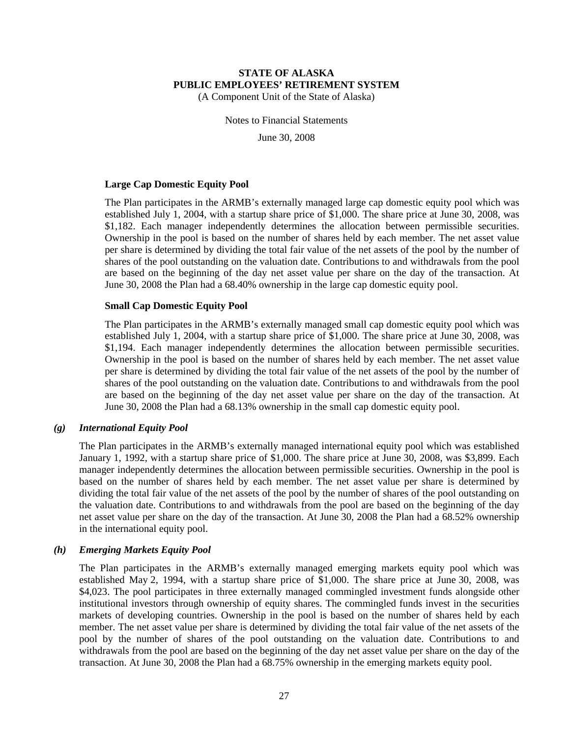#### Large Cap Domestic Equity Pool

The Plan participates in the ARMB's externally managed large cap domestic equity pool which was established July 1, 2004, with a startup share price of $1,000. The share price at June 30, 2008, was $1,182. Each manager independently determines the allocation between permissible securities. Ownership in the pool is based on the number of shares held by each member. The net asset value per share is determined by dividing the total fair value of the net assets of the pool by the number of shares of the pool outstanding on the valuation date. Contributions to and withdrawals from the pool are based on the beginning of the day net asset value per share on the day of the transaction. At June 30, 2008 the Plan had a 68.40% ownership in the large cap domestic equity pool.

#### Small Cap Domestic Equity Pool

The Plan participates in the ARMB's externally managed small cap domestic equity pool which was established July 1, 2004, with a startup share price of $1,000. The share price at June 30, 2008, was $1,194. Each manager independently determines the allocation between permissible securities. Ownership in the pool is based on the number of shares held by each member. The net asset value per share is determined by dividing the total fair value of the net assets of the pool by the number of shares of the pool outstanding on the valuation date. Contributions to and withdrawals from the pool are based on the beginning of the day net asset value per share on the day of the transaction. At June 30, 2008 the Plan had a 68.13% ownership in the small cap domestic equity pool.

### *(g) International Equity Pool*

The Plan participates in the ARMB's externally managed international equity pool which was established January 1, 1992, with a startup share price of $1,000. The share price at June 30, 2008, was $3,899. Each manager independently determines the allocation between permissible securities. Ownership in the pool is based on the number of shares held by each member. The net asset value per share is determined by dividing the total fair value of the net assets of the pool by the number of shares of the pool outstanding on the valuation date. Contributions to and withdrawals from the pool are based on the beginning of the day net asset value per share on the day of the transaction. At June 30, 2008 the Plan had a 68.52% ownership in the international equity pool.

### *(h) Emerging Markets Equity Pool*

The Plan participates in the ARMB's externally managed emerging markets equity pool which was established May 2, 1994, with a startup share price of $1,000. The share price at June 30, 2008, was $4,023. The pool participates in three externally managed commingled investment funds alongside other institutional investors through ownership of equity shares. The commingled funds invest in the securities markets of developing countries. Ownership in the pool is based on the number of shares held by each member. The net asset value per share is determined by dividing the total fair value of the net assets of the pool by the number of shares of the pool outstanding on the valuation date. Contributions to and withdrawals from the pool are based on the beginning of the day net asset value per share on the day of the transaction. At June 30, 2008 the Plan had a 68.75% ownership in the emerging markets equity pool.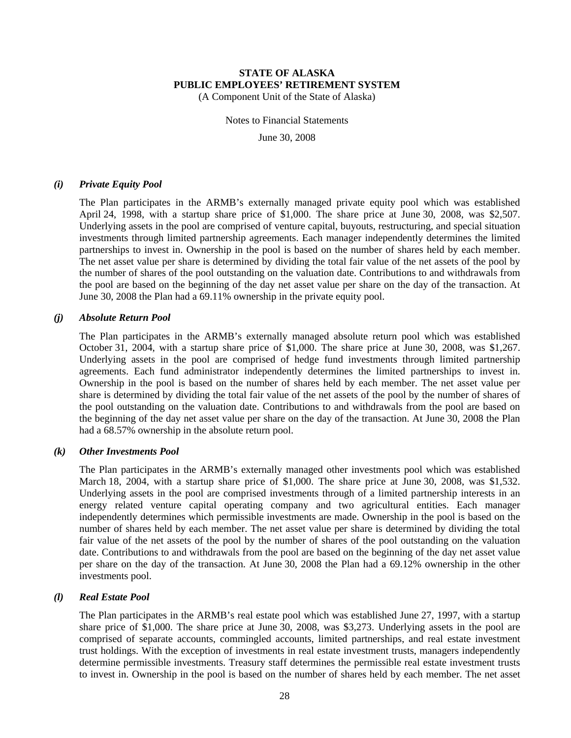#### *(i)* ***Private Equity Pool***

The Plan participates in the ARMB's externally managed private equity pool which was established April 24, 1998, with a startup share price of $1,000. The share price at June 30, 2008, was $2,507. Underlying assets in the pool are comprised of venture capital, buyouts, restructuring, and special situation investments through limited partnership agreements. Each manager independently determines the limited partnerships to invest in. Ownership in the pool is based on the number of shares held by each member. The net asset value per share is determined by dividing the total fair value of the net assets of the pool by the number of shares of the pool outstanding on the valuation date. Contributions to and withdrawals from the pool are based on the beginning of the day net asset value per share on the day of the transaction. At June 30, 2008 the Plan had a 69.11% ownership in the private equity pool.

#### *(j)* ***Absolute Return Pool***

The Plan participates in the ARMB's externally managed absolute return pool which was established October 31, 2004, with a startup share price of $1,000. The share price at June 30, 2008, was $1,267. Underlying assets in the pool are comprised of hedge fund investments through limited partnership agreements. Each fund administrator independently determines the limited partnerships to invest in. Ownership in the pool is based on the number of shares held by each member. The net asset value per share is determined by dividing the total fair value of the net assets of the pool by the number of shares of the pool outstanding on the valuation date. Contributions to and withdrawals from the pool are based on the beginning of the day net asset value per share on the day of the transaction. At June 30, 2008 the Plan had a 68.57% ownership in the absolute return pool.

#### *(k)* ***Other Investments Pool***

The Plan participates in the ARMB's externally managed other investments pool which was established March 18, 2004, with a startup share price of $1,000. The share price at June 30, 2008, was $1,532. Underlying assets in the pool are comprised investments through of a limited partnership interests in an energy related venture capital operating company and two agricultural entities. Each manager independently determines which permissible investments are made. Ownership in the pool is based on the number of shares held by each member. The net asset value per share is determined by dividing the total fair value of the net assets of the pool by the number of shares of the pool outstanding on the valuation date. Contributions to and withdrawals from the pool are based on the beginning of the day net asset value per share on the day of the transaction. At June 30, 2008 the Plan had a 69.12% ownership in the other investments pool.

#### *(l)* ***Real Estate Pool***

The Plan participates in the ARMB's real estate pool which was established June 27, 1997, with a startup share price of $1,000. The share price at June 30, 2008, was $3,273. Underlying assets in the pool are comprised of separate accounts, commingled accounts, limited partnerships, and real estate investment trust holdings. With the exception of investments in real estate investment trusts, managers independently determine permissible investments. Treasury staff determines the permissible real estate investment trusts to invest in. Ownership in the pool is based on the number of shares held by each member. The net asset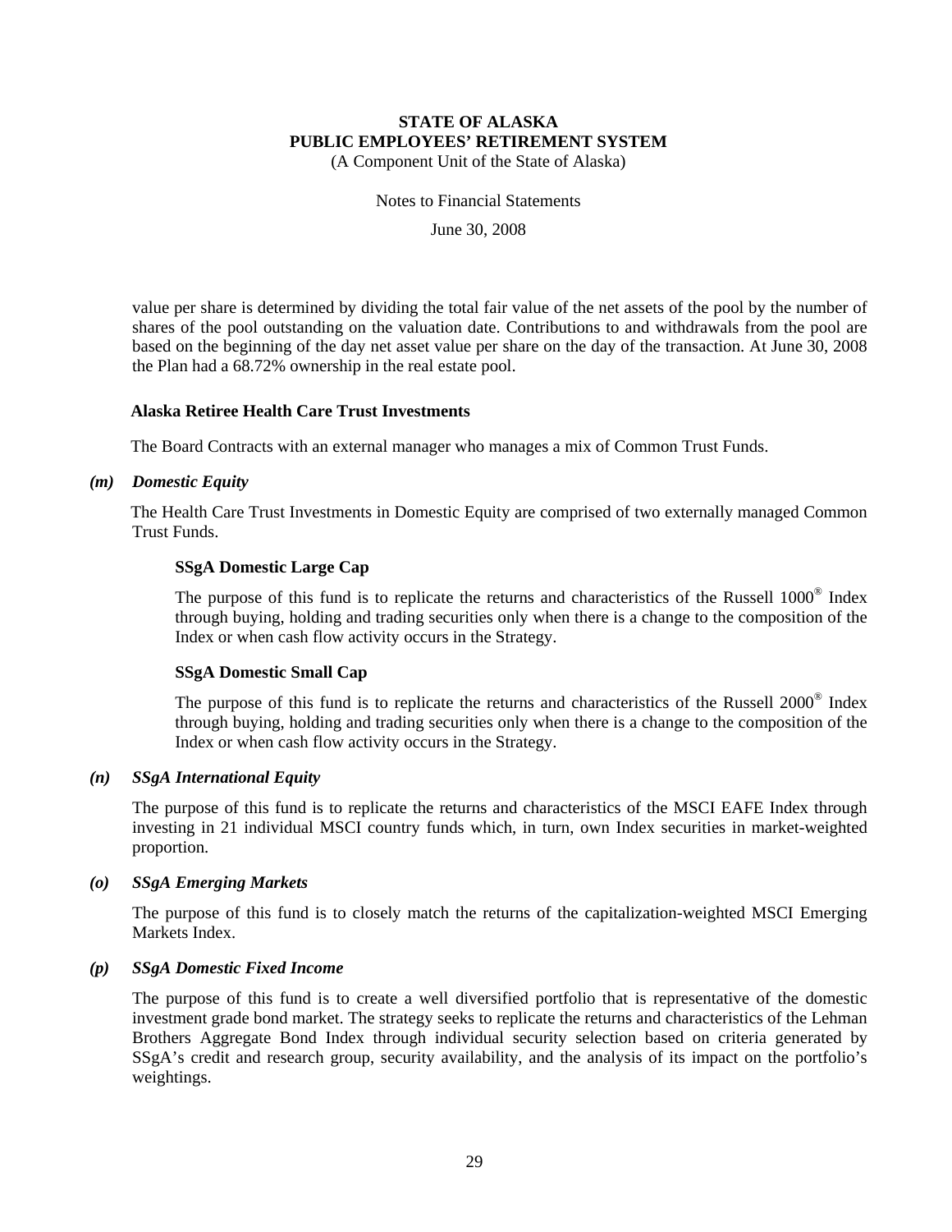value per share is determined by dividing the total fair value of the net assets of the pool by the number of shares of the pool outstanding on the valuation date. Contributions to and withdrawals from the pool are based on the beginning of the day net asset value per share on the day of the transaction. At June 30, 2008 the Plan had a 68.72% ownership in the real estate pool.

**Alaska Retiree Health Care Trust Investments**

The Board Contracts with an external manager who manages a mix of Common Trust Funds.

***(m) Domestic Equity***

The Health Care Trust Investments in Domestic Equity are comprised of two externally managed Common Trust Funds.

**SSgA Domestic Large Cap**

The purpose of this fund is to replicate the returns and characteristics of the Russell 1000® Index through buying, holding and trading securities only when there is a change to the composition of the Index or when cash flow activity occurs in the Strategy.

**SSgA Domestic Small Cap**

The purpose of this fund is to replicate the returns and characteristics of the Russell 2000® Index through buying, holding and trading securities only when there is a change to the composition of the Index or when cash flow activity occurs in the Strategy.

***(n) SSgA International Equity***

The purpose of this fund is to replicate the returns and characteristics of the MSCI EAFE Index through investing in 21 individual MSCI country funds which, in turn, own Index securities in market-weighted proportion.

***(o) SSgA Emerging Markets***

The purpose of this fund is to closely match the returns of the capitalization-weighted MSCI Emerging Markets Index.

***(p) SSgA Domestic Fixed Income***

The purpose of this fund is to create a well diversified portfolio that is representative of the domestic investment grade bond market. The strategy seeks to replicate the returns and characteristics of the Lehman Brothers Aggregate Bond Index through individual security selection based on criteria generated by SSgA's credit and research group, security availability, and the analysis of its impact on the portfolio's weightings.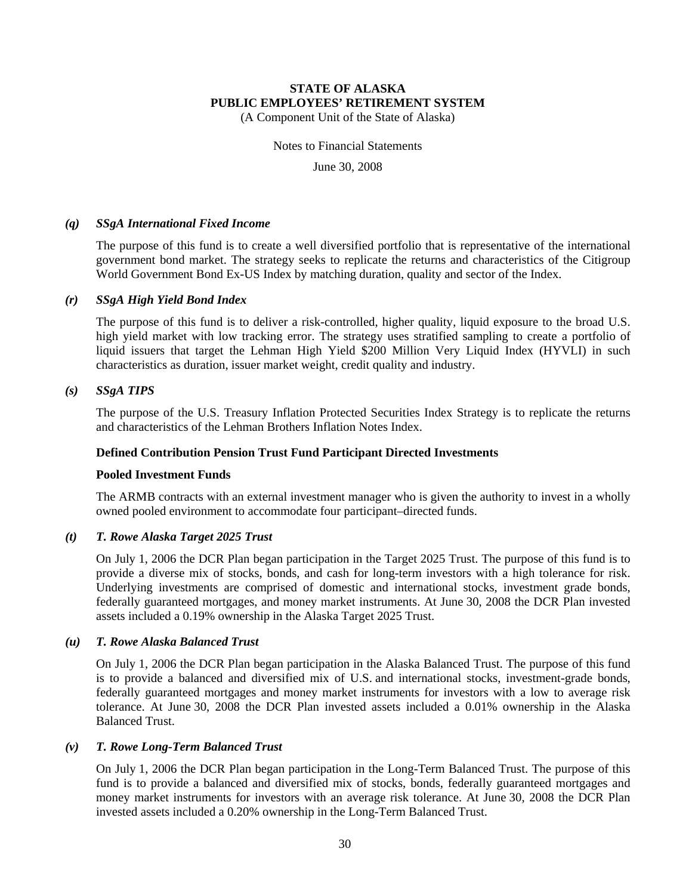***(q) SSgA International Fixed Income***

The purpose of this fund is to create a well diversified portfolio that is representative of the international government bond market. The strategy seeks to replicate the returns and characteristics of the Citigroup World Government Bond Ex-US Index by matching duration, quality and sector of the Index.

***(r) SSgA High Yield Bond Index***

The purpose of this fund is to deliver a risk-controlled, higher quality, liquid exposure to the broad U.S. high yield market with low tracking error. The strategy uses stratified sampling to create a portfolio of liquid issuers that target the Lehman High Yield $200 Million Very Liquid Index (HYVLI) in such characteristics as duration, issuer market weight, credit quality and industry.

***(s) SSgA TIPS***

The purpose of the U.S. Treasury Inflation Protected Securities Index Strategy is to replicate the returns and characteristics of the Lehman Brothers Inflation Notes Index.

**Defined Contribution Pension Trust Fund Participant Directed Investments**

**Pooled Investment Funds**

The ARMB contracts with an external investment manager who is given the authority to invest in a wholly owned pooled environment to accommodate four participant–directed funds.

***(t) T. Rowe Alaska Target 2025 Trust***

On July 1, 2006 the DCR Plan began participation in the Target 2025 Trust. The purpose of this fund is to provide a diverse mix of stocks, bonds, and cash for long-term investors with a high tolerance for risk. Underlying investments are comprised of domestic and international stocks, investment grade bonds, federally guaranteed mortgages, and money market instruments. At June 30, 2008 the DCR Plan invested assets included a 0.19% ownership in the Alaska Target 2025 Trust.

***(u) T. Rowe Alaska Balanced Trust***

On July 1, 2006 the DCR Plan began participation in the Alaska Balanced Trust. The purpose of this fund is to provide a balanced and diversified mix of U.S. and international stocks, investment-grade bonds, federally guaranteed mortgages and money market instruments for investors with a low to average risk tolerance. At June 30, 2008 the DCR Plan invested assets included a 0.01% ownership in the Alaska Balanced Trust.

***(v) T. Rowe Long-Term Balanced Trust***

On July 1, 2006 the DCR Plan began participation in the Long-Term Balanced Trust. The purpose of this fund is to provide a balanced and diversified mix of stocks, bonds, federally guaranteed mortgages and money market instruments for investors with an average risk tolerance. At June 30, 2008 the DCR Plan invested assets included a 0.20% ownership in the Long-Term Balanced Trust.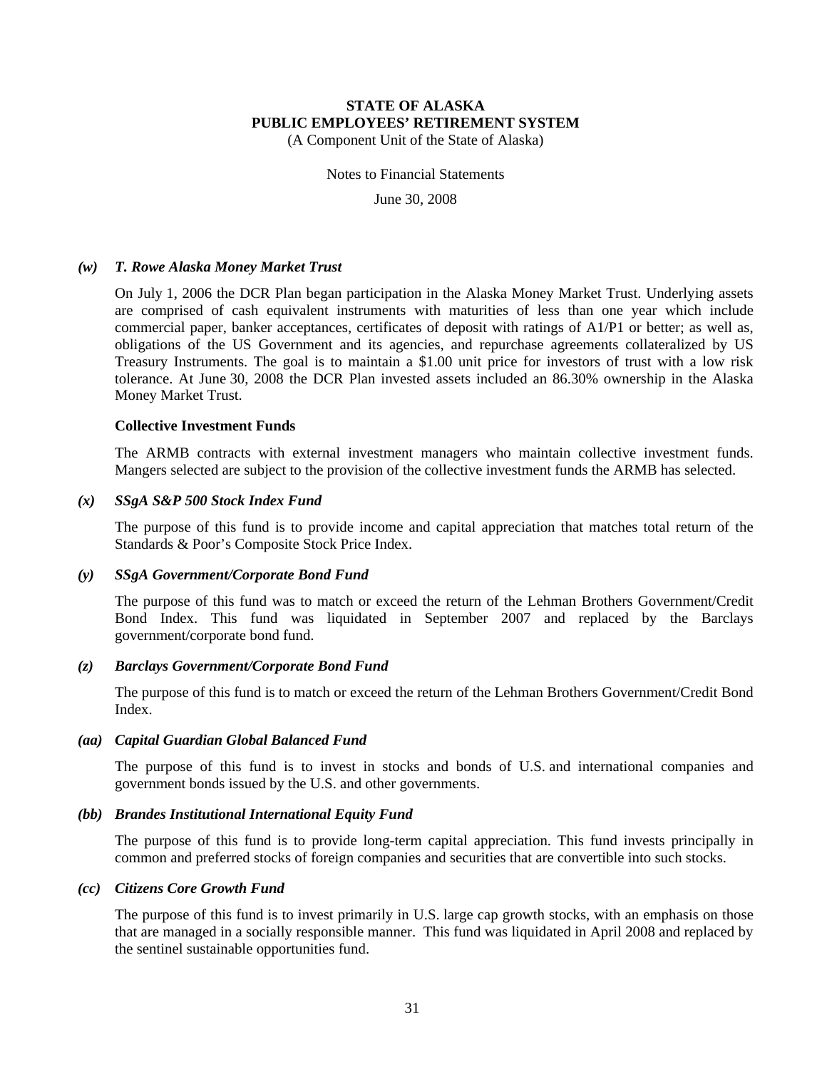### *(w) T. Rowe Alaska Money Market Trust*

On July 1, 2006 the DCR Plan began participation in the Alaska Money Market Trust. Underlying assets are comprised of cash equivalent instruments with maturities of less than one year which include commercial paper, banker acceptances, certificates of deposit with ratings of A1/P1 or better; as well as, obligations of the US Government and its agencies, and repurchase agreements collateralized by US Treasury Instruments. The goal is to maintain a $1.00 unit price for investors of trust with a low risk tolerance. At June 30, 2008 the DCR Plan invested assets included an 86.30% ownership in the Alaska Money Market Trust.

**Collective Investment Funds**

The ARMB contracts with external investment managers who maintain collective investment funds. Mangers selected are subject to the provision of the collective investment funds the ARMB has selected.

### *(x) SSgA S&P 500 Stock Index Fund*

The purpose of this fund is to provide income and capital appreciation that matches total return of the Standards & Poor's Composite Stock Price Index.

### *(y) SSgA Government/Corporate Bond Fund*

The purpose of this fund was to match or exceed the return of the Lehman Brothers Government/Credit Bond Index. This fund was liquidated in September 2007 and replaced by the Barclays government/corporate bond fund.

### *(z) Barclays Government/Corporate Bond Fund*

The purpose of this fund is to match or exceed the return of the Lehman Brothers Government/Credit Bond Index.

### *(aa) Capital Guardian Global Balanced Fund*

The purpose of this fund is to invest in stocks and bonds of U.S. and international companies and government bonds issued by the U.S. and other governments.

### *(bb) Brandes Institutional International Equity Fund*

The purpose of this fund is to provide long-term capital appreciation. This fund invests principally in common and preferred stocks of foreign companies and securities that are convertible into such stocks.

### *(cc) Citizens Core Growth Fund*

The purpose of this fund is to invest primarily in U.S. large cap growth stocks, with an emphasis on those that are managed in a socially responsible manner. This fund was liquidated in April 2008 and replaced by the sentinel sustainable opportunities fund.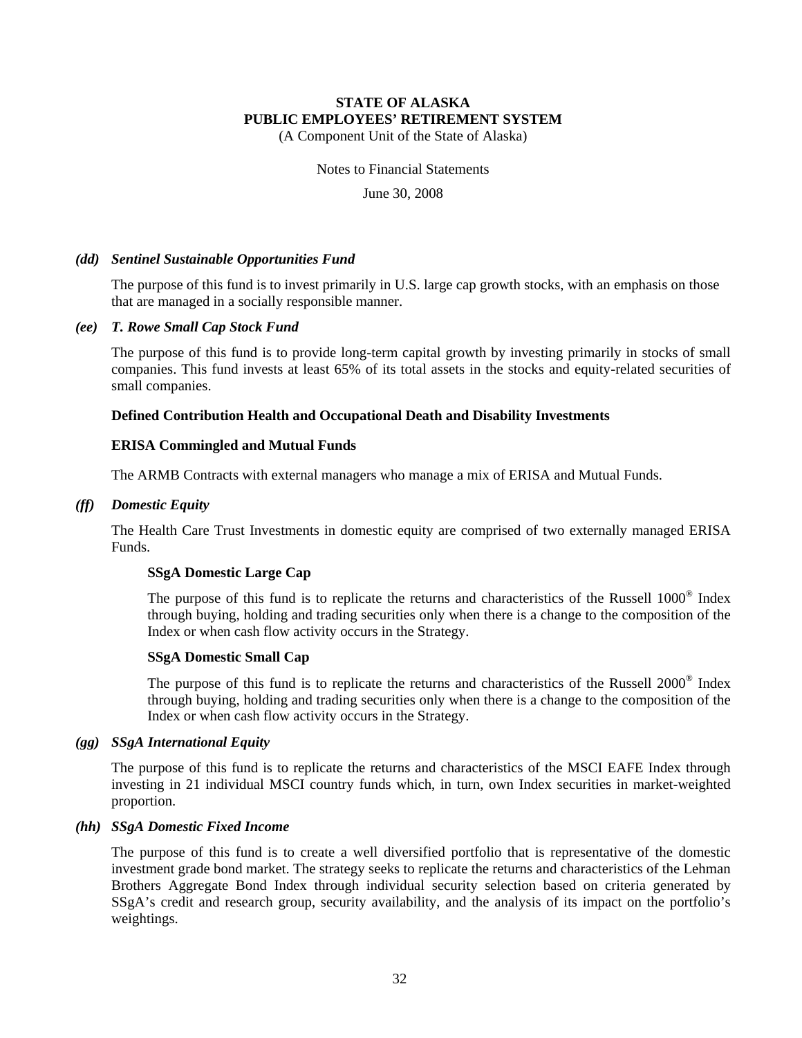*(dd) Sentinel Sustainable Opportunities Fund*

The purpose of this fund is to invest primarily in U.S. large cap growth stocks, with an emphasis on those that are managed in a socially responsible manner.

*(ee) T. Rowe Small Cap Stock Fund*

The purpose of this fund is to provide long-term capital growth by investing primarily in stocks of small companies. This fund invests at least 65% of its total assets in the stocks and equity-related securities of small companies.

**Defined Contribution Health and Occupational Death and Disability Investments**

**ERISA Commingled and Mutual Funds**

The ARMB Contracts with external managers who manage a mix of ERISA and Mutual Funds.

*(ff) Domestic Equity*

The Health Care Trust Investments in domestic equity are comprised of two externally managed ERISA Funds.

**SSgA Domestic Large Cap**

The purpose of this fund is to replicate the returns and characteristics of the Russell 1000® Index through buying, holding and trading securities only when there is a change to the composition of the Index or when cash flow activity occurs in the Strategy.

**SSgA Domestic Small Cap**

The purpose of this fund is to replicate the returns and characteristics of the Russell 2000® Index through buying, holding and trading securities only when there is a change to the composition of the Index or when cash flow activity occurs in the Strategy.

*(gg) SSgA International Equity*

The purpose of this fund is to replicate the returns and characteristics of the MSCI EAFE Index through investing in 21 individual MSCI country funds which, in turn, own Index securities in market-weighted proportion.

*(hh) SSgA Domestic Fixed Income*

The purpose of this fund is to create a well diversified portfolio that is representative of the domestic investment grade bond market. The strategy seeks to replicate the returns and characteristics of the Lehman Brothers Aggregate Bond Index through individual security selection based on criteria generated by SSgA's credit and research group, security availability, and the analysis of its impact on the portfolio's weightings.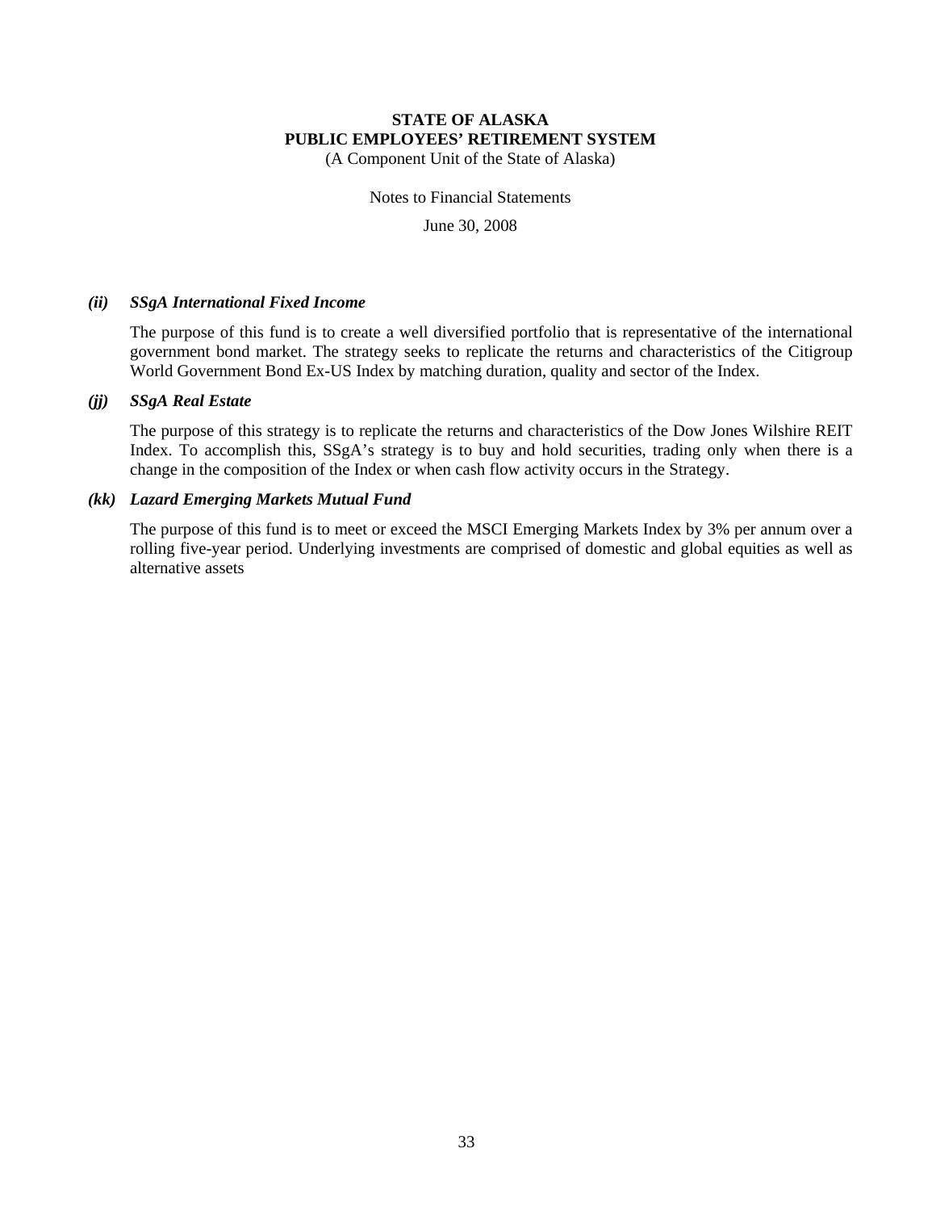#### *(ii) SSgA International Fixed Income*

The purpose of this fund is to create a well diversified portfolio that is representative of the international government bond market. The strategy seeks to replicate the returns and characteristics of the Citigroup World Government Bond Ex-US Index by matching duration, quality and sector of the Index.

#### *(jj) SSgA Real Estate*

The purpose of this strategy is to replicate the returns and characteristics of the Dow Jones Wilshire REIT Index. To accomplish this, SSgA's strategy is to buy and hold securities, trading only when there is a change in the composition of the Index or when cash flow activity occurs in the Strategy.

#### *(kk) Lazard Emerging Markets Mutual Fund*

The purpose of this fund is to meet or exceed the MSCI Emerging Markets Index by 3% per annum over a rolling five-year period. Underlying investments are comprised of domestic and global equities as well as alternative assets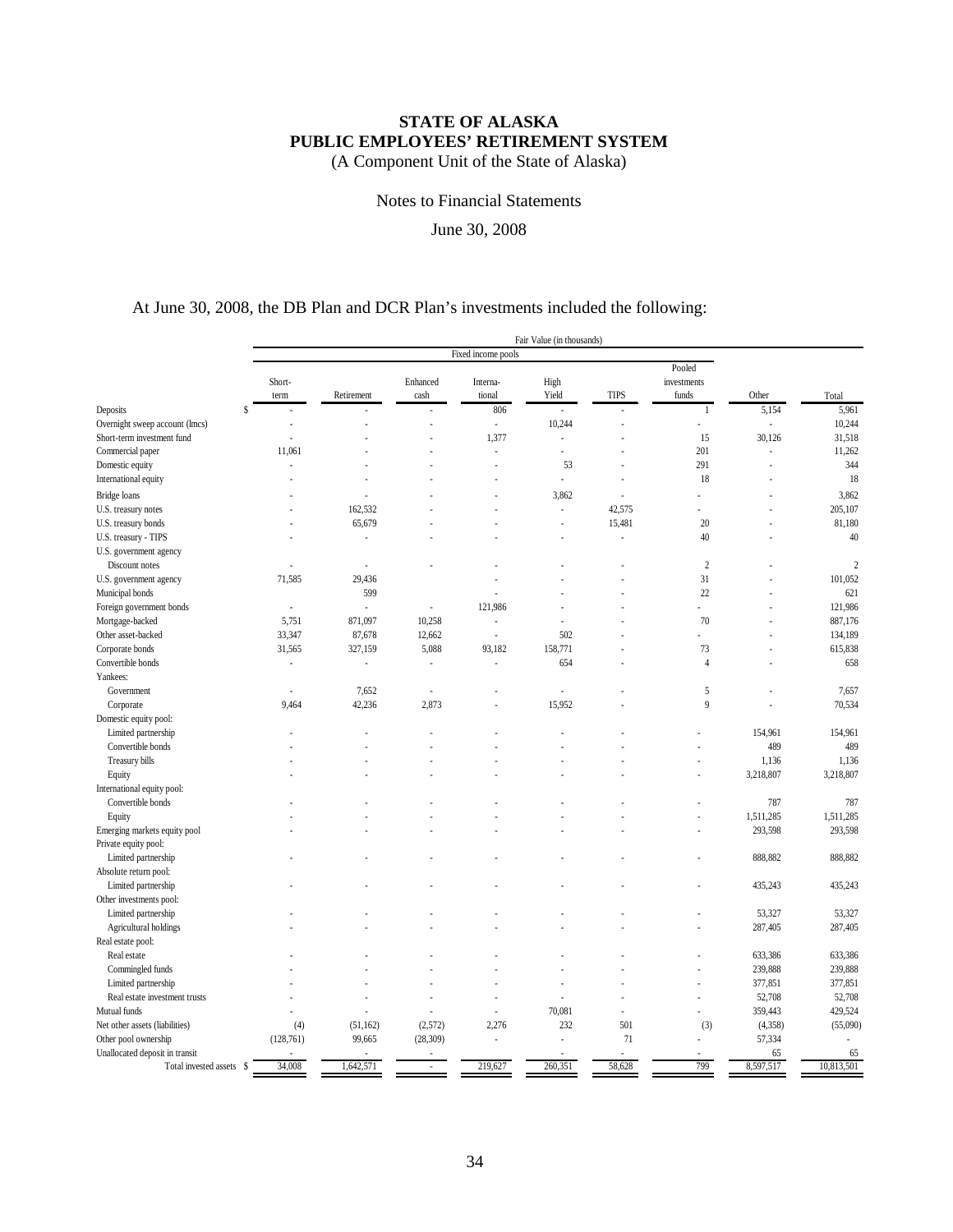# STATE OF ALASKA
# PUBLIC EMPLOYEES' RETIREMENT SYSTEM

(A Component Unit of the State of Alaska)

Notes to Financial Statements

June 30, 2008

At June 30, 2008, the DB Plan and DCR Plan's investments included the following:

| | Fair Value (in thousands) | | | | | | | | |
|---|---|---|---|---|---|---|---|---|---|
| | Fixed income pools | | | | | | | | |
| | Short-term | Retirement | Enhanced cash | Interna-tional | High Yield | TIPS | Pooled investments funds | Other | Total |
| Deposits | $ - | - | - | 806 | - | - | 1 | 5,154 | 5,961 |
| Overnight sweep account (lmcs) | - | - | - | - | 10,244 | - | - | - | 10,244 |
| Short-term investment fund | - | - | - | 1,377 | - | - | 15 | 30,126 | 31,518 |
| Commercial paper | 11,061 | - | - | - | - | - | 201 | - | 11,262 |
| Domestic equity | - | - | - | - | 53 | - | 291 | - | 344 |
| International equity | - | - | - | - | - | - | 18 | - | 18 |
| Bridge loans | - | - | - | - | 3,862 | - | - | - | 3,862 |
| U.S. treasury notes | - | 162,532 | - | - | - | 42,575 | - | - | 205,107 |
| U.S. treasury bonds | - | 65,679 | - | - | - | 15,481 | 20 | - | 81,180 |
| U.S. treasury - TIPS | - | - | - | - | - | - | 40 | - | 40 |
| U.S. government agency | | | | | | | | | |
| Discount notes | - | - | - | - | - | - | 2 | - | 2 |
| U.S. government agency | 71,585 | 29,436 | | - | - | - | 31 | - | 101,052 |
| Municipal bonds | | 599 | | - | - | - | 22 | - | 621 |
| Foreign government bonds | - | - | - | 121,986 | - | - | - | - | 121,986 |
| Mortgage-backed | 5,751 | 871,097 | 10,258 | - | - | - | 70 | - | 887,176 |
| Other asset-backed | 33,347 | 87,678 | 12,662 | - | 502 | - | - | - | 134,189 |
| Corporate bonds | 31,565 | 327,159 | 5,088 | 93,182 | 158,771 | - | 73 | - | 615,838 |
| Convertible bonds | - | - | - | - | 654 | - | 4 | - | 658 |
| Yankees: | | | | | | | | | |
| Government | - | 7,652 | - | | - | - | 5 | - | 7,657 |
| Corporate | 9,464 | 42,236 | 2,873 | - | 15,952 | - | 9 | - | 70,534 |
| Domestic equity pool: | | | | | | | | | |
| Limited partnership | - | - | - | - | - | - | - | 154,961 | 154,961 |
| Convertible bonds | - | - | - | - | - | - | - | 489 | 489 |
| Treasury bills | - | - | - | - | - | - | - | 1,136 | 1,136 |
| Equity | - | - | - | - | - | - | - | 3,218,807 | 3,218,807 |
| International equity pool: | | | | | | | | | |
| Convertible bonds | - | - | - | - | - | - | - | 787 | 787 |
| Equity | - | - | - | - | - | - | - | 1,511,285 | 1,511,285 |
| Emerging markets equity pool | - | - | - | - | - | - | - | 293,598 | 293,598 |
| Private equity pool: | | | | | | | | | |
| Limited partnership | - | - | - | - | - | - | - | 888,882 | 888,882 |
| Absolute return pool: | | | | | | | | | |
| Limited partnership | - | - | - | - | - | - | - | 435,243 | 435,243 |
| Other investments pool: | | | | | | | | | |
| Limited partnership | - | - | - | - | - | - | - | 53,327 | 53,327 |
| Agricultural holdings | - | - | - | - | - | - | - | 287,405 | 287,405 |
| Real estate pool: | | | | | | | | | |
| Real estate | - | - | - | - | - | - | - | 633,386 | 633,386 |
| Commingled funds | - | - | - | - | - | - | - | 239,888 | 239,888 |
| Limited partnership | - | - | - | - | - | - | - | 377,851 | 377,851 |
| Real estate investment trusts | - | - | - | - | - | - | - | 52,708 | 52,708 |
| Mutual funds | - | - | - | - | 70,081 | - | - | 359,443 | 429,524 |
| Net other assets (liabilities) | (4) | (51,162) | (2,572) | 2,276 | 232 | 501 | (3) | (4,358) | (55,090) |
| Other pool ownership | (128,761) | 99,665 | (28,309) | - | - | 71 | - | 57,334 | - |
| Unallocated deposit in transit | - | - | - | - | - | - | - | 65 | 65 |
| Total invested assets | $ 34,008 | 1,642,571 | - | 219,627 | 260,351 | 58,628 | 799 | 8,597,517 | 10,813,501 |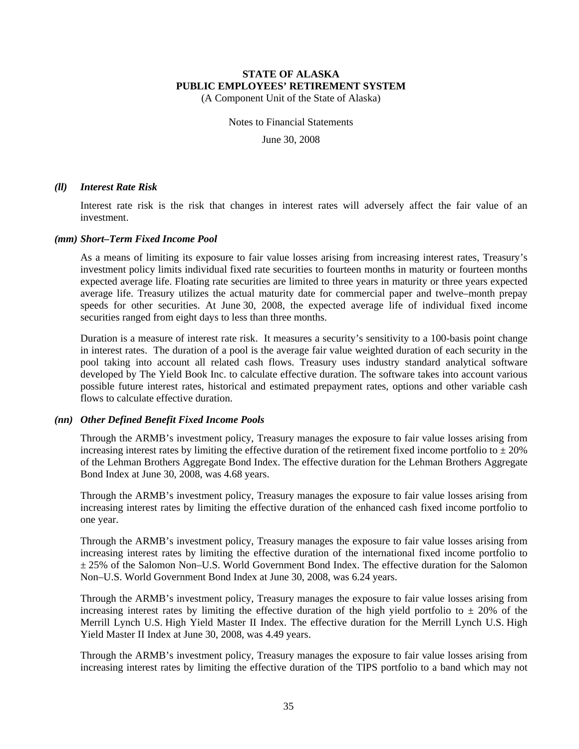### *(ll) Interest Rate Risk*

Interest rate risk is the risk that changes in interest rates will adversely affect the fair value of an investment.

### *(mm) Short–Term Fixed Income Pool*

As a means of limiting its exposure to fair value losses arising from increasing interest rates, Treasury's investment policy limits individual fixed rate securities to fourteen months in maturity or fourteen months expected average life. Floating rate securities are limited to three years in maturity or three years expected average life. Treasury utilizes the actual maturity date for commercial paper and twelve–month prepay speeds for other securities. At June 30, 2008, the expected average life of individual fixed income securities ranged from eight days to less than three months.

Duration is a measure of interest rate risk. It measures a security's sensitivity to a 100-basis point change in interest rates. The duration of a pool is the average fair value weighted duration of each security in the pool taking into account all related cash flows. Treasury uses industry standard analytical software developed by The Yield Book Inc. to calculate effective duration. The software takes into account various possible future interest rates, historical and estimated prepayment rates, options and other variable cash flows to calculate effective duration.

### *(nn) Other Defined Benefit Fixed Income Pools*

Through the ARMB's investment policy, Treasury manages the exposure to fair value losses arising from increasing interest rates by limiting the effective duration of the retirement fixed income portfolio to ± 20% of the Lehman Brothers Aggregate Bond Index. The effective duration for the Lehman Brothers Aggregate Bond Index at June 30, 2008, was 4.68 years.

Through the ARMB's investment policy, Treasury manages the exposure to fair value losses arising from increasing interest rates by limiting the effective duration of the enhanced cash fixed income portfolio to one year.

Through the ARMB's investment policy, Treasury manages the exposure to fair value losses arising from increasing interest rates by limiting the effective duration of the international fixed income portfolio to ± 25% of the Salomon Non–U.S. World Government Bond Index. The effective duration for the Salomon Non–U.S. World Government Bond Index at June 30, 2008, was 6.24 years.

Through the ARMB's investment policy, Treasury manages the exposure to fair value losses arising from increasing interest rates by limiting the effective duration of the high yield portfolio to ± 20% of the Merrill Lynch U.S. High Yield Master II Index. The effective duration for the Merrill Lynch U.S. High Yield Master II Index at June 30, 2008, was 4.49 years.

Through the ARMB's investment policy, Treasury manages the exposure to fair value losses arising from increasing interest rates by limiting the effective duration of the TIPS portfolio to a band which may not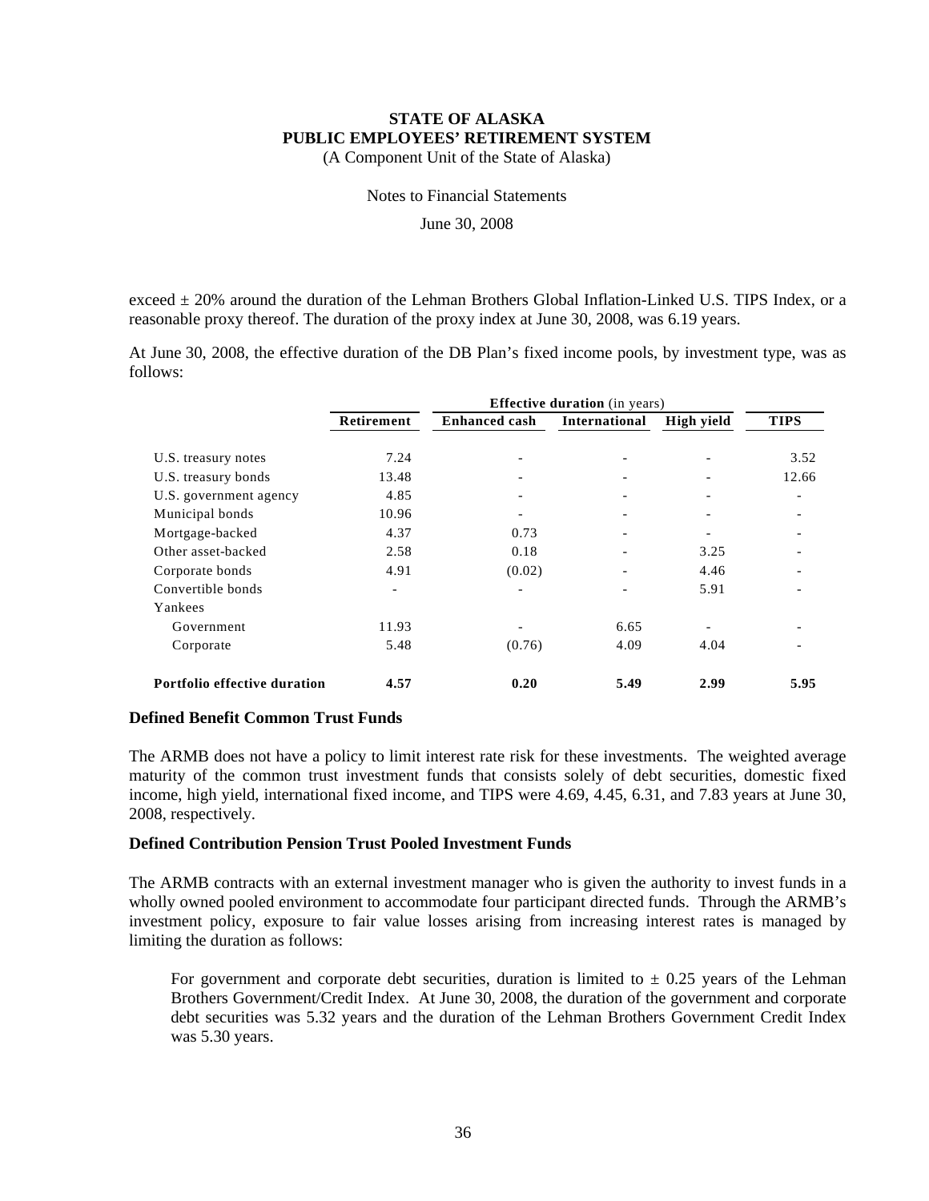exceed ± 20% around the duration of the Lehman Brothers Global Inflation-Linked U.S. TIPS Index, or a reasonable proxy thereof. The duration of the proxy index at June 30, 2008, was 6.19 years.

At June 30, 2008, the effective duration of the DB Plan's fixed income pools, by investment type, was as follows:

| | Effective duration (in years) | | | | |
|---|---|---|---|---|---|
| | **Retirement** | **Enhanced cash** | **International** | **High yield** | **TIPS** |
| U.S. treasury notes | 7.24 | - | - | - | 3.52 |
| U.S. treasury bonds | 13.48 | - | - | - | 12.66 |
| U.S. government agency | 4.85 | - | - | - | - |
| Municipal bonds | 10.96 | - | - | - | - |
| Mortgage-backed | 4.37 | 0.73 | - | - | - |
| Other asset-backed | 2.58 | 0.18 | - | 3.25 | - |
| Corporate bonds | 4.91 | (0.02) | - | 4.46 | - |
| Convertible bonds | - | - | - | 5.91 | - |
| Yankees | | | | | |
| Government | 11.93 | - | 6.65 | - | - |
| Corporate | 5.48 | (0.76) | 4.09 | 4.04 | - |
| **Portfolio effective duration** | **4.57** | **0.20** | **5.49** | **2.99** | **5.95** |

### Defined Benefit Common Trust Funds

The ARMB does not have a policy to limit interest rate risk for these investments. The weighted average maturity of the common trust investment funds that consists solely of debt securities, domestic fixed income, high yield, international fixed income, and TIPS were 4.69, 4.45, 6.31, and 7.83 years at June 30, 2008, respectively.

### Defined Contribution Pension Trust Pooled Investment Funds

The ARMB contracts with an external investment manager who is given the authority to invest funds in a wholly owned pooled environment to accommodate four participant directed funds. Through the ARMB's investment policy, exposure to fair value losses arising from increasing interest rates is managed by limiting the duration as follows:

For government and corporate debt securities, duration is limited to ± 0.25 years of the Lehman Brothers Government/Credit Index. At June 30, 2008, the duration of the government and corporate debt securities was 5.32 years and the duration of the Lehman Brothers Government Credit Index was 5.30 years.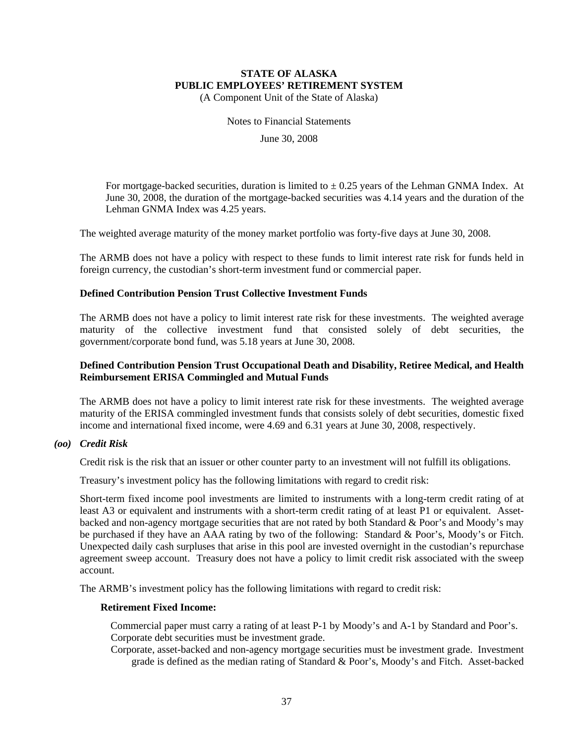For mortgage-backed securities, duration is limited to $\pm$ 0.25 years of the Lehman GNMA Index. At June 30, 2008, the duration of the mortgage-backed securities was 4.14 years and the duration of the Lehman GNMA Index was 4.25 years.

The weighted average maturity of the money market portfolio was forty-five days at June 30, 2008.

The ARMB does not have a policy with respect to these funds to limit interest rate risk for funds held in foreign currency, the custodian's short-term investment fund or commercial paper.

**Defined Contribution Pension Trust Collective Investment Funds**

The ARMB does not have a policy to limit interest rate risk for these investments. The weighted average maturity of the collective investment fund that consisted solely of debt securities, the government/corporate bond fund, was 5.18 years at June 30, 2008.

**Defined Contribution Pension Trust Occupational Death and Disability, Retiree Medical, and Health Reimbursement ERISA Commingled and Mutual Funds**

The ARMB does not have a policy to limit interest rate risk for these investments. The weighted average maturity of the ERISA commingled investment funds that consists solely of debt securities, domestic fixed income and international fixed income, were 4.69 and 6.31 years at June 30, 2008, respectively.

***(oo) Credit Risk***

Credit risk is the risk that an issuer or other counter party to an investment will not fulfill its obligations.

Treasury's investment policy has the following limitations with regard to credit risk:

Short-term fixed income pool investments are limited to instruments with a long-term credit rating of at least A3 or equivalent and instruments with a short-term credit rating of at least P1 or equivalent. Asset-backed and non-agency mortgage securities that are not rated by both Standard & Poor's and Moody's may be purchased if they have an AAA rating by two of the following: Standard & Poor's, Moody's or Fitch. Unexpected daily cash surpluses that arise in this pool are invested overnight in the custodian's repurchase agreement sweep account. Treasury does not have a policy to limit credit risk associated with the sweep account.

The ARMB's investment policy has the following limitations with regard to credit risk:

**Retirement Fixed Income:**

Commercial paper must carry a rating of at least P-1 by Moody's and A-1 by Standard and Poor's.

Corporate debt securities must be investment grade.

Corporate, asset-backed and non-agency mortgage securities must be investment grade. Investment grade is defined as the median rating of Standard & Poor's, Moody's and Fitch. Asset-backed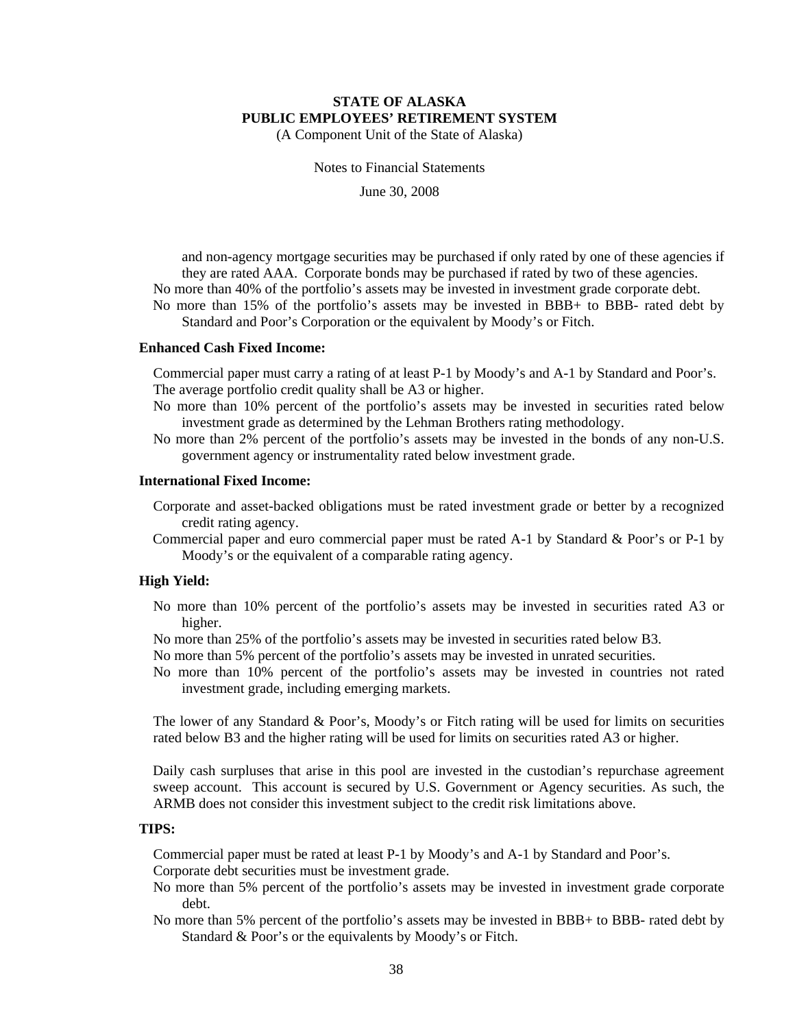and non-agency mortgage securities may be purchased if only rated by one of these agencies if they are rated AAA. Corporate bonds may be purchased if rated by two of these agencies.

No more than 40% of the portfolio's assets may be invested in investment grade corporate debt.

No more than 15% of the portfolio's assets may be invested in BBB+ to BBB- rated debt by Standard and Poor's Corporation or the equivalent by Moody's or Fitch.

**Enhanced Cash Fixed Income:**

Commercial paper must carry a rating of at least P-1 by Moody's and A-1 by Standard and Poor's.

The average portfolio credit quality shall be A3 or higher.

No more than 10% percent of the portfolio's assets may be invested in securities rated below investment grade as determined by the Lehman Brothers rating methodology.

No more than 2% percent of the portfolio's assets may be invested in the bonds of any non-U.S. government agency or instrumentality rated below investment grade.

**International Fixed Income:**

Corporate and asset-backed obligations must be rated investment grade or better by a recognized credit rating agency.

Commercial paper and euro commercial paper must be rated A-1 by Standard & Poor's or P-1 by Moody's or the equivalent of a comparable rating agency.

**High Yield:**

No more than 10% percent of the portfolio's assets may be invested in securities rated A3 or higher.

No more than 25% of the portfolio's assets may be invested in securities rated below B3.

No more than 5% percent of the portfolio's assets may be invested in unrated securities.

No more than 10% percent of the portfolio's assets may be invested in countries not rated investment grade, including emerging markets.

The lower of any Standard & Poor's, Moody's or Fitch rating will be used for limits on securities rated below B3 and the higher rating will be used for limits on securities rated A3 or higher.

Daily cash surpluses that arise in this pool are invested in the custodian's repurchase agreement sweep account. This account is secured by U.S. Government or Agency securities. As such, the ARMB does not consider this investment subject to the credit risk limitations above.

**TIPS:**

Commercial paper must be rated at least P-1 by Moody's and A-1 by Standard and Poor's.

Corporate debt securities must be investment grade.

No more than 5% percent of the portfolio's assets may be invested in investment grade corporate debt.

No more than 5% percent of the portfolio's assets may be invested in BBB+ to BBB- rated debt by Standard & Poor's or the equivalents by Moody's or Fitch.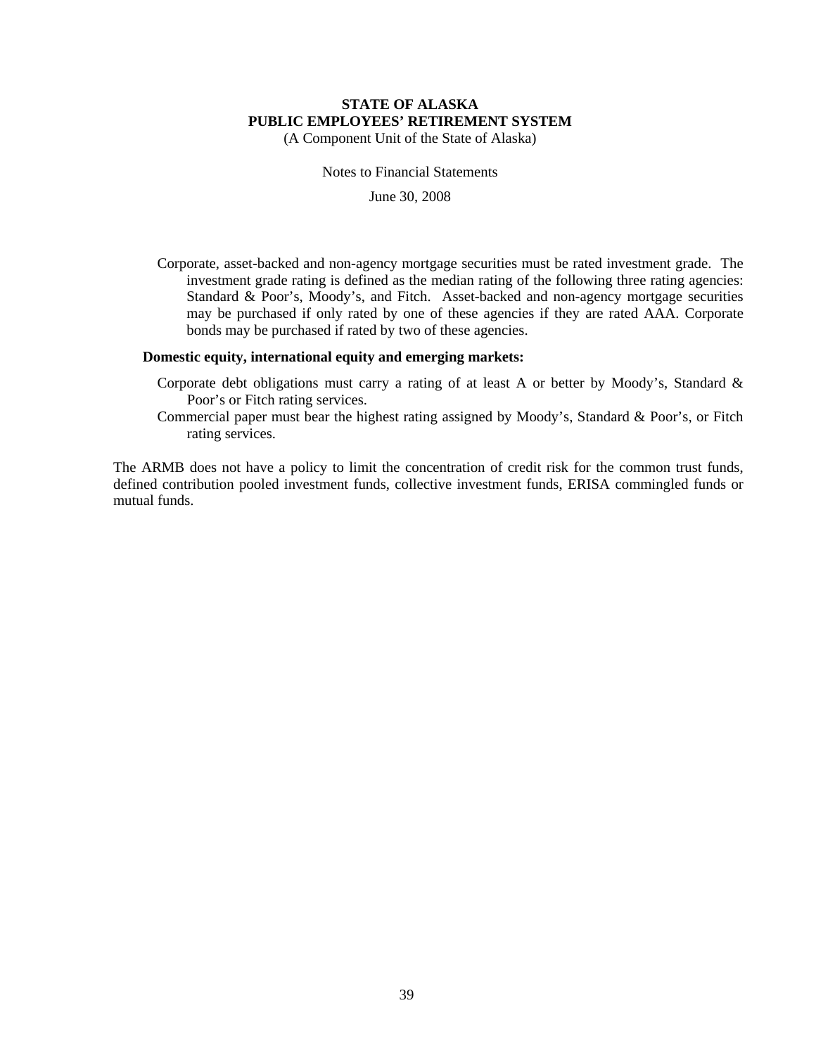Corporate, asset-backed and non-agency mortgage securities must be rated investment grade. The investment grade rating is defined as the median rating of the following three rating agencies: Standard & Poor's, Moody's, and Fitch. Asset-backed and non-agency mortgage securities may be purchased if only rated by one of these agencies if they are rated AAA. Corporate bonds may be purchased if rated by two of these agencies.

**Domestic equity, international equity and emerging markets:**

Corporate debt obligations must carry a rating of at least A or better by Moody's, Standard & Poor's or Fitch rating services.

Commercial paper must bear the highest rating assigned by Moody's, Standard & Poor's, or Fitch rating services.

The ARMB does not have a policy to limit the concentration of credit risk for the common trust funds, defined contribution pooled investment funds, collective investment funds, ERISA commingled funds or mutual funds.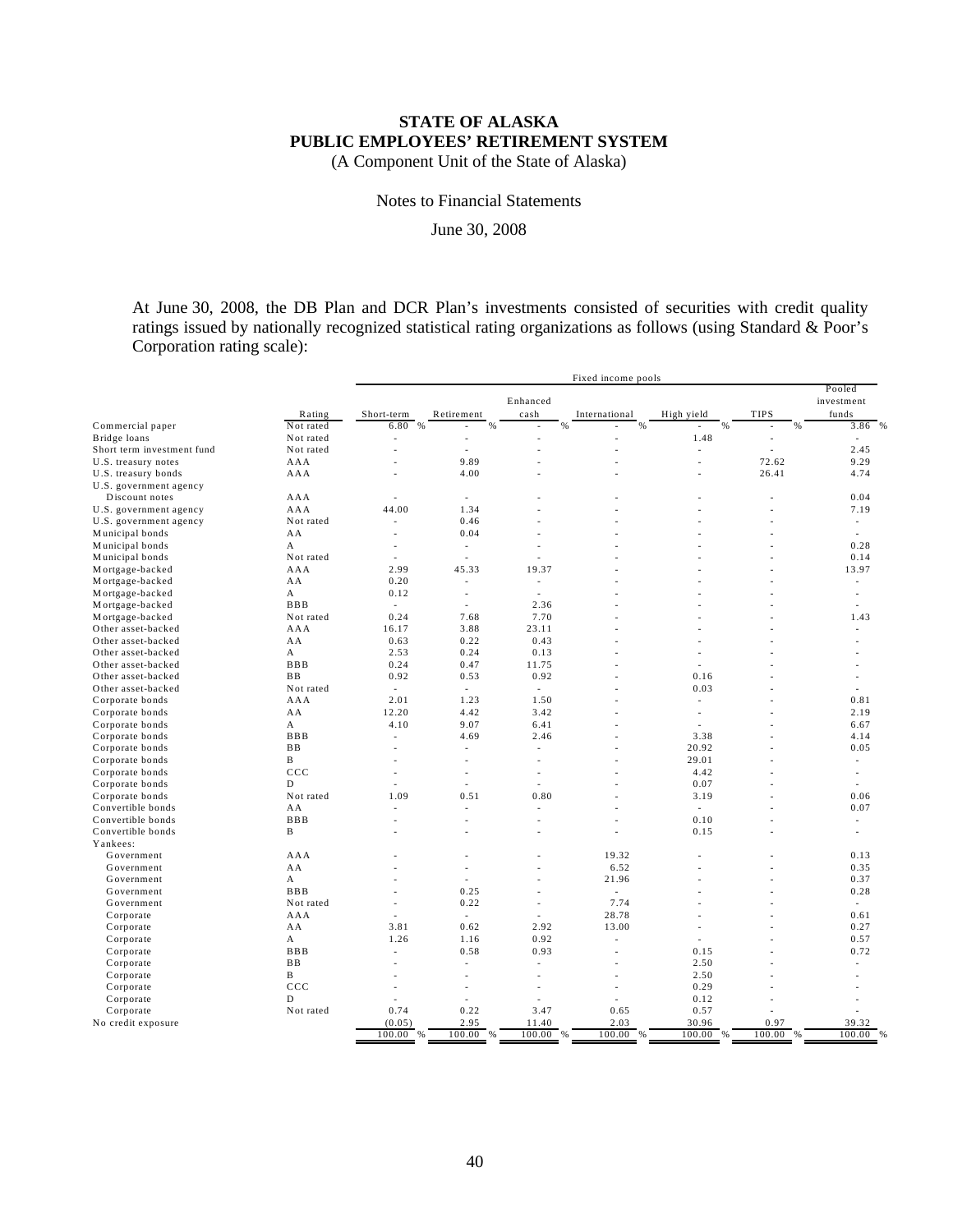# STATE OF ALASKA
# PUBLIC EMPLOYEES' RETIREMENT SYSTEM
(A Component Unit of the State of Alaska)

Notes to Financial Statements

June 30, 2008

At June 30, 2008, the DB Plan and DCR Plan's investments consisted of securities with credit quality ratings issued by nationally recognized statistical rating organizations as follows (using Standard & Poor's Corporation rating scale):

| | | Fixed income pools | | | | | | |
|---|---|---|---|---|---|---|---|---|
| | Rating | Short-term | Retirement | Enhanced cash | International | High yield | TIPS | Pooled investment funds |
| Commercial paper | Not rated | 6.80 % | - % | - % | - % | - % | - % | 3.86 % |
| Bridge loans | Not rated | - | - | - | - | 1.48 | - | - |
| Short term investment fund | Not rated | - | - | - | - | - | - | 2.45 |
| U.S. treasury notes | AAA | - | 9.89 | - | - | - | 72.62 | 9.29 |
| U.S. treasury bonds | AAA | - | 4.00 | - | - | - | 26.41 | 4.74 |
| U.S. government agency Discount notes | AAA | - | - | - | - | - | - | 0.04 |
| U.S. government agency | AAA | 44.00 | 1.34 | - | - | - | - | 7.19 |
| U.S. government agency | Not rated | - | 0.46 | - | - | - | - | - |
| Municipal bonds | AA | - | 0.04 | - | - | - | - | - |
| Municipal bonds | A | - | - | - | - | - | - | 0.28 |
| Municipal bonds | Not rated | - | - | - | - | - | - | 0.14 |
| Mortgage-backed | AAA | 2.99 | 45.33 | 19.37 | - | - | - | 13.97 |
| Mortgage-backed | AA | 0.20 | - | - | - | - | - | - |
| Mortgage-backed | A | 0.12 | - | - | - | - | - | - |
| Mortgage-backed | BBB | - | - | 2.36 | - | - | - | - |
| Mortgage-backed | Not rated | 0.24 | 7.68 | 7.70 | - | - | - | 1.43 |
| Other asset-backed | AAA | 16.17 | 3.88 | 23.11 | - | - | - | - |
| Other asset-backed | AA | 0.63 | 0.22 | 0.43 | - | - | - | - |
| Other asset-backed | A | 2.53 | 0.24 | 0.13 | - | - | - | - |
| Other asset-backed | BBB | 0.24 | 0.47 | 11.75 | - | - | - | - |
| Other asset-backed | BB | 0.92 | 0.53 | 0.92 | - | 0.16 | - | - |
| Other asset-backed | Not rated | - | - | - | - | 0.03 | - | - |
| Corporate bonds | AAA | 2.01 | 1.23 | 1.50 | - | - | - | 0.81 |
| Corporate bonds | AA | 12.20 | 4.42 | 3.42 | - | - | - | 2.19 |
| Corporate bonds | A | 4.10 | 9.07 | 6.41 | - | - | - | 6.67 |
| Corporate bonds | BBB | - | 4.69 | 2.46 | - | 3.38 | - | 4.14 |
| Corporate bonds | BB | - | - | - | - | 20.92 | - | 0.05 |
| Corporate bonds | B | - | - | - | - | 29.01 | - | - |
| Corporate bonds | CCC | - | - | - | - | 4.42 | - | - |
| Corporate bonds | D | - | - | - | - | 0.07 | - | - |
| Corporate bonds | Not rated | 1.09 | 0.51 | 0.80 | - | 3.19 | - | 0.06 |
| Convertible bonds | AA | - | - | - | - | - | - | 0.07 |
| Convertible bonds | BBB | - | - | - | - | 0.10 | - | - |
| Convertible bonds | B | - | - | - | - | 0.15 | - | - |
| Yankees: | | | | | | | | |
| Government | AAA | - | - | - | 19.32 | - | - | 0.13 |
| Government | AA | - | - | - | 6.52 | - | - | 0.35 |
| Government | A | - | - | - | 21.96 | - | - | 0.37 |
| Government | BBB | - | 0.25 | - | - | - | - | 0.28 |
| Government | Not rated | - | 0.22 | - | 7.74 | - | - | - |
| Corporate | AAA | - | - | - | 28.78 | - | - | 0.61 |
| Corporate | AA | 3.81 | 0.62 | 2.92 | 13.00 | - | - | 0.27 |
| Corporate | A | 1.26 | 1.16 | 0.92 | - | - | - | 0.57 |
| Corporate | BBB | - | 0.58 | 0.93 | - | 0.15 | - | 0.72 |
| Corporate | BB | - | - | - | - | 2.50 | - | - |
| Corporate | B | - | - | - | - | 2.50 | - | - |
| Corporate | CCC | - | - | - | - | 0.29 | - | - |
| Corporate | D | - | - | - | - | 0.12 | - | - |
| Corporate | Not rated | 0.74 | 0.22 | 3.47 | 0.65 | 0.57 | - | - |
| No credit exposure | | (0.05) | 2.95 | 11.40 | 2.03 | 30.96 | 0.97 | 39.32 |
| | | 100.00 % | 100.00 % | 100.00 % | 100.00 % | 100.00 % | 100.00 % | 100.00 % |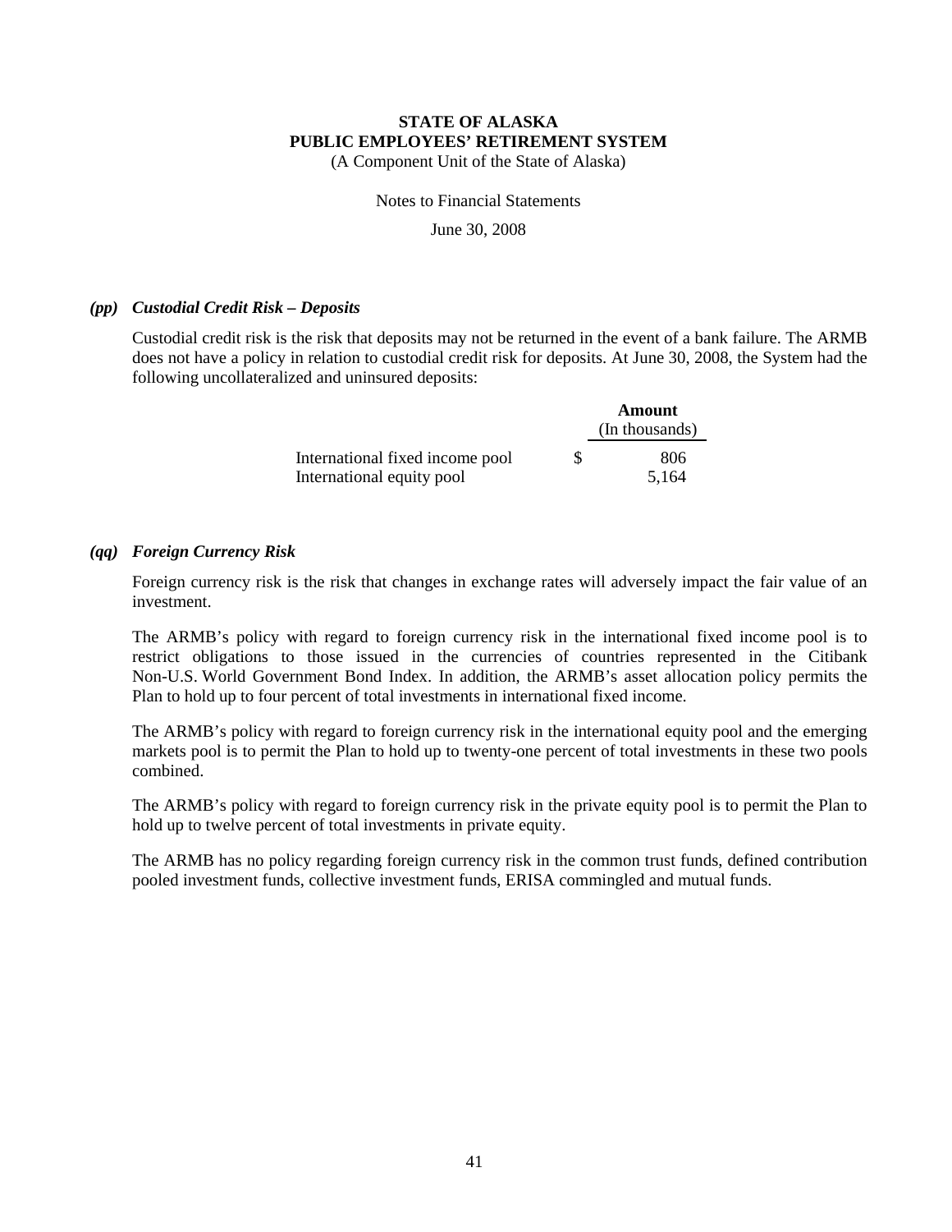# STATE OF ALASKA
# PUBLIC EMPLOYEES' RETIREMENT SYSTEM
(A Component Unit of the State of Alaska)

Notes to Financial Statements

June 30, 2008

### *(pp) Custodial Credit Risk – Deposits*

Custodial credit risk is the risk that deposits may not be returned in the event of a bank failure. The ARMB does not have a policy in relation to custodial credit risk for deposits. At June 30, 2008, the System had the following uncollateralized and uninsured deposits:

| | Amount (In thousands) |
|---|---|
| International fixed income pool | $ 806 |
| International equity pool | 5,164 |

### *(qq) Foreign Currency Risk*

Foreign currency risk is the risk that changes in exchange rates will adversely impact the fair value of an investment.

The ARMB's policy with regard to foreign currency risk in the international fixed income pool is to restrict obligations to those issued in the currencies of countries represented in the Citibank Non-U.S. World Government Bond Index. In addition, the ARMB's asset allocation policy permits the Plan to hold up to four percent of total investments in international fixed income.

The ARMB's policy with regard to foreign currency risk in the international equity pool and the emerging markets pool is to permit the Plan to hold up to twenty-one percent of total investments in these two pools combined.

The ARMB's policy with regard to foreign currency risk in the private equity pool is to permit the Plan to hold up to twelve percent of total investments in private equity.

The ARMB has no policy regarding foreign currency risk in the common trust funds, defined contribution pooled investment funds, collective investment funds, ERISA commingled and mutual funds.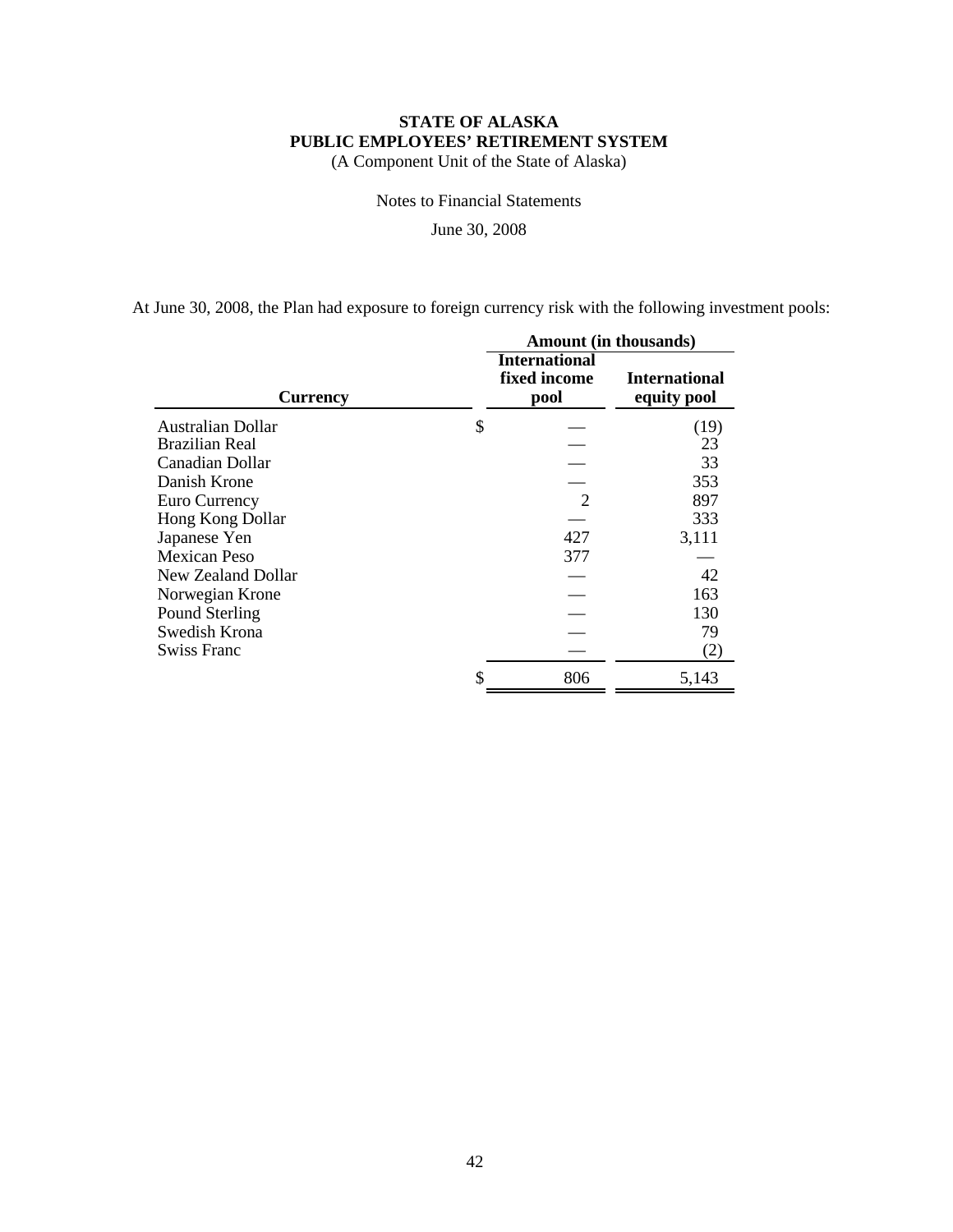**STATE OF ALASKA**
**PUBLIC EMPLOYEES' RETIREMENT SYSTEM**
(A Component Unit of the State of Alaska)

Notes to Financial Statements

June 30, 2008

At June 30, 2008, the Plan had exposure to foreign currency risk with the following investment pools:

| | Amount (in thousands) | |
|---|---|---|
| **Currency** | **International fixed income pool** | **International equity pool** |
| Australian Dollar | $ — | (19) |
| Brazilian Real | — | 23 |
| Canadian Dollar | — | 33 |
| Danish Krone | — | 353 |
| Euro Currency | 2 | 897 |
| Hong Kong Dollar | — | 333 |
| Japanese Yen | 427 | 3,111 |
| Mexican Peso | 377 | — |
| New Zealand Dollar | — | 42 |
| Norwegian Krone | — | 163 |
| Pound Sterling | — | 130 |
| Swedish Krona | — | 79 |
| Swiss Franc | — | (2) |
| | $ 806 | 5,143 |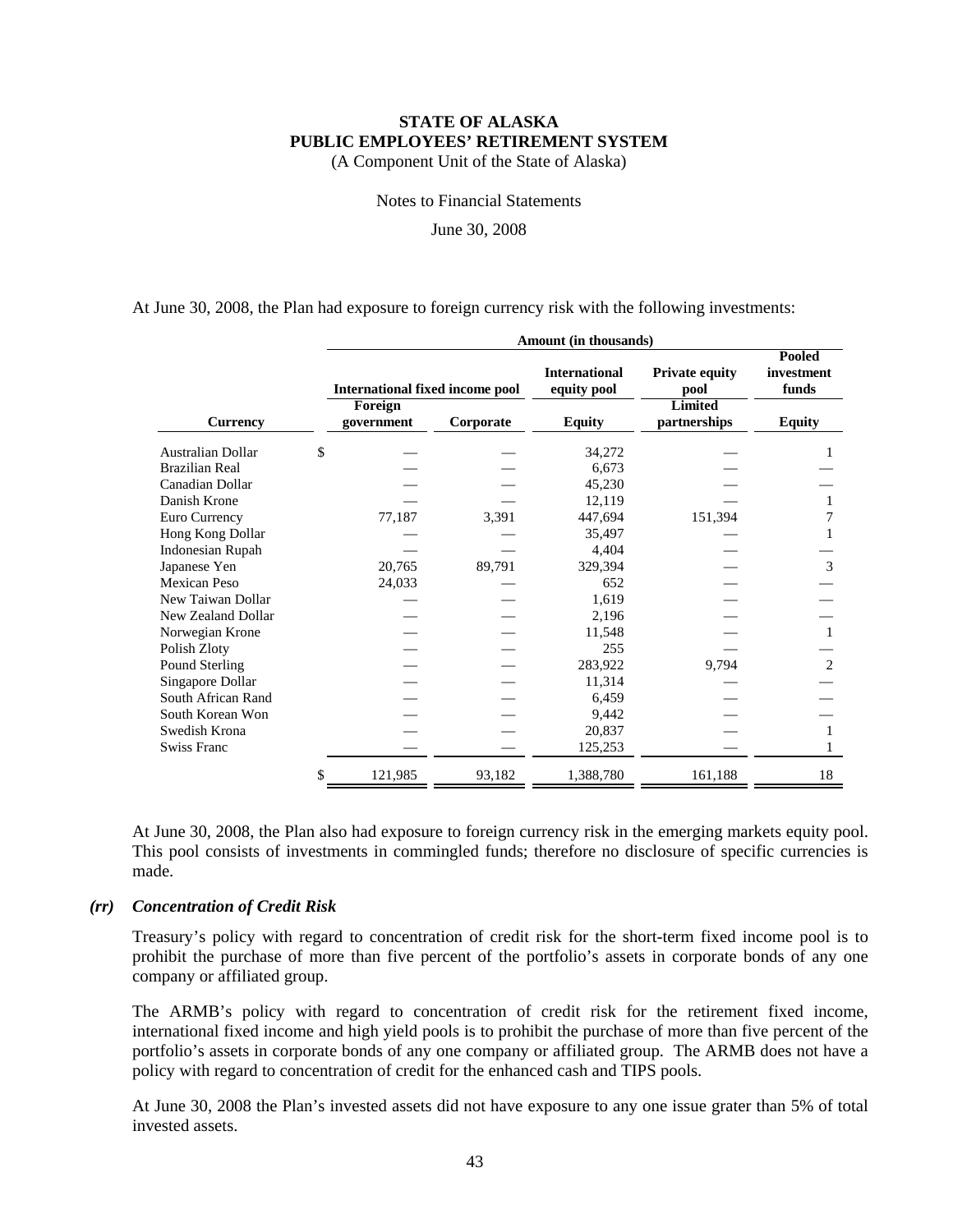At June 30, 2008, the Plan had exposure to foreign currency risk with the following investments:

| | Amount (in thousands) | | | | |
|---|---|---|---|---|---|
| | International fixed income pool | | International equity pool | Private equity pool | Pooled investment funds |
| Currency | Foreign government | Corporate | Equity | Limited partnerships | Equity |
| Australian Dollar | $ — | — | 34,272 | — | 1 |
| Brazilian Real | — | — | 6,673 | — | — |
| Canadian Dollar | — | — | 45,230 | — | — |
| Danish Krone | — | — | 12,119 | — | 1 |
| Euro Currency | 77,187 | 3,391 | 447,694 | 151,394 | 7 |
| Hong Kong Dollar | — | — | 35,497 | — | 1 |
| Indonesian Rupah | — | — | 4,404 | — | — |
| Japanese Yen | 20,765 | 89,791 | 329,394 | — | 3 |
| Mexican Peso | 24,033 | — | 652 | — | — |
| New Taiwan Dollar | — | — | 1,619 | — | — |
| New Zealand Dollar | — | — | 2,196 | — | — |
| Norwegian Krone | — | — | 11,548 | — | 1 |
| Polish Zloty | — | — | 255 | — | — |
| Pound Sterling | — | — | 283,922 | 9,794 | 2 |
| Singapore Dollar | — | — | 11,314 | — | — |
| South African Rand | — | — | 6,459 | — | — |
| South Korean Won | — | — | 9,442 | — | — |
| Swedish Krona | — | — | 20,837 | — | 1 |
| Swiss Franc | — | — | 125,253 | — | 1 |
| | $ 121,985 | 93,182 | 1,388,780 | 161,188 | 18 |

At June 30, 2008, the Plan also had exposure to foreign currency risk in the emerging markets equity pool. This pool consists of investments in commingled funds; therefore no disclosure of specific currencies is made.

### *(rr) Concentration of Credit Risk*

Treasury's policy with regard to concentration of credit risk for the short-term fixed income pool is to prohibit the purchase of more than five percent of the portfolio's assets in corporate bonds of any one company or affiliated group.

The ARMB's policy with regard to concentration of credit risk for the retirement fixed income, international fixed income and high yield pools is to prohibit the purchase of more than five percent of the portfolio's assets in corporate bonds of any one company or affiliated group. The ARMB does not have a policy with regard to concentration of credit for the enhanced cash and TIPS pools.

At June 30, 2008 the Plan's invested assets did not have exposure to any one issue grater than 5% of total invested assets.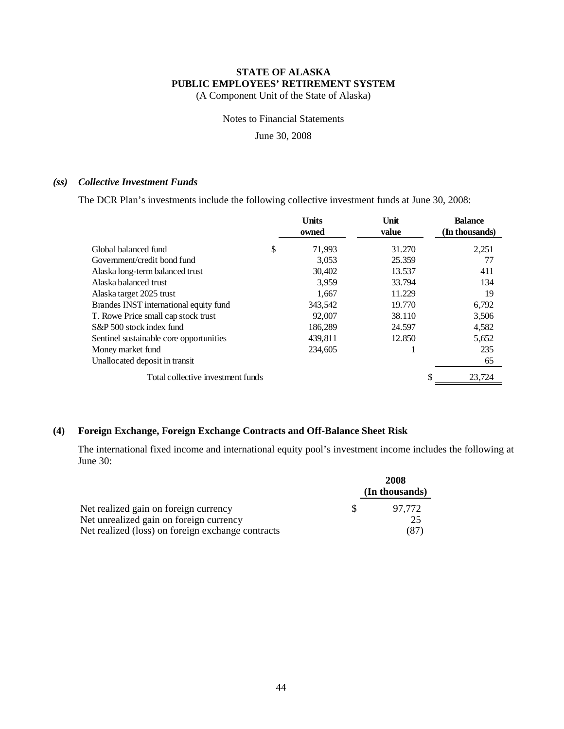**STATE OF ALASKA**
**PUBLIC EMPLOYEES' RETIREMENT SYSTEM**
(A Component Unit of the State of Alaska)

Notes to Financial Statements

June 30, 2008

### *(ss) Collective Investment Funds*

The DCR Plan's investments include the following collective investment funds at June 30, 2008:

| | Units owned | Unit value | Balance (In thousands) |
|---|---|---|---|
| Global balanced fund | $ 71,993 | 31.270 | 2,251 |
| Government/credit bond fund | 3,053 | 25.359 | 77 |
| Alaska long-term balanced trust | 30,402 | 13.537 | 411 |
| Alaska balanced trust | 3,959 | 33.794 | 134 |
| Alaska target 2025 trust | 1,667 | 11.229 | 19 |
| Brandes INST international equity fund | 343,542 | 19.770 | 6,792 |
| T. Rowe Price small cap stock trust | 92,007 | 38.110 | 3,506 |
| S&P 500 stock index fund | 186,289 | 24.597 | 4,582 |
| Sentinel sustainable core opportunities | 439,811 | 12.850 | 5,652 |
| Money market fund | 234,605 | 1 | 235 |
| Unallocated deposit in transit | | | 65 |
| Total collective investment funds | | | $ 23,724 |

## (4) Foreign Exchange, Foreign Exchange Contracts and Off-Balance Sheet Risk

The international fixed income and international equity pool's investment income includes the following at June 30:

| | 2008 (In thousands) |
|---|---|
| Net realized gain on foreign currency | $ 97,772 |
| Net unrealized gain on foreign currency | 25 |
| Net realized (loss) on foreign exchange contracts | (87) |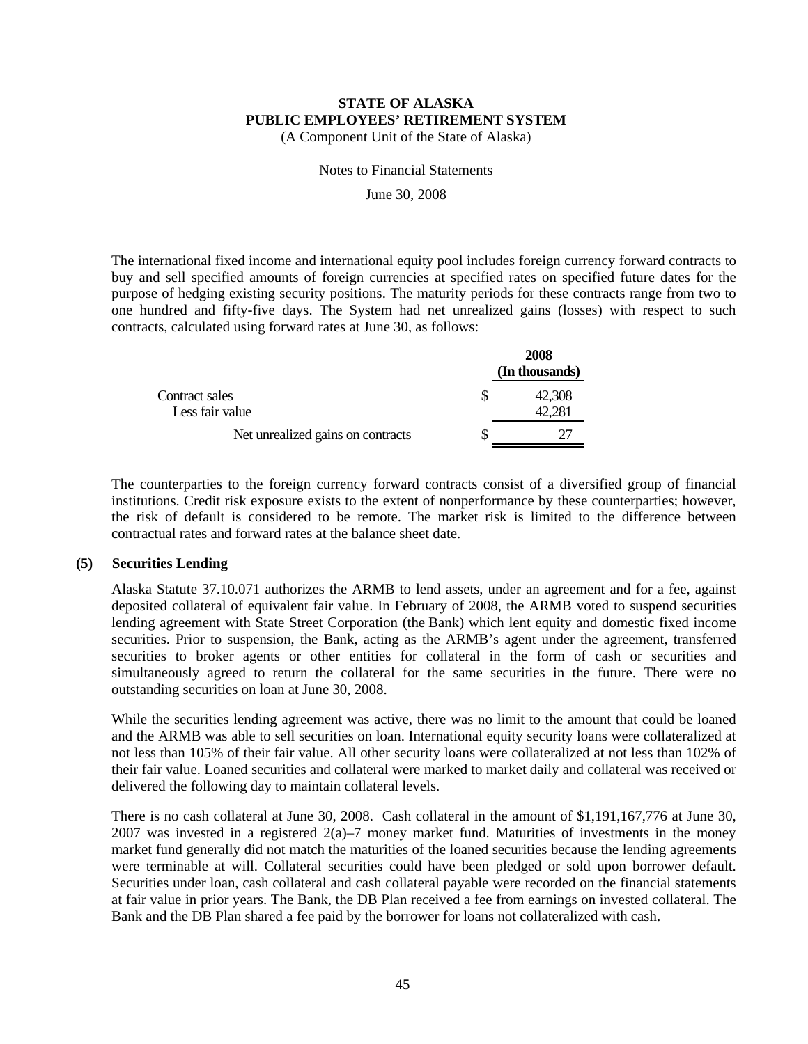The international fixed income and international equity pool includes foreign currency forward contracts to buy and sell specified amounts of foreign currencies at specified rates on specified future dates for the purpose of hedging existing security positions. The maturity periods for these contracts range from two to one hundred and fifty-five days. The System had net unrealized gains (losses) with respect to such contracts, calculated using forward rates at June 30, as follows:

| | 2008 (In thousands) |
|---|---|
| Contract sales | $ 42,308 |
| Less fair value | 42,281 |
| Net unrealized gains on contracts | $ 27 |

The counterparties to the foreign currency forward contracts consist of a diversified group of financial institutions. Credit risk exposure exists to the extent of nonperformance by these counterparties; however, the risk of default is considered to be remote. The market risk is limited to the difference between contractual rates and forward rates at the balance sheet date.

## (5) Securities Lending

Alaska Statute 37.10.071 authorizes the ARMB to lend assets, under an agreement and for a fee, against deposited collateral of equivalent fair value. In February of 2008, the ARMB voted to suspend securities lending agreement with State Street Corporation (the Bank) which lent equity and domestic fixed income securities. Prior to suspension, the Bank, acting as the ARMB's agent under the agreement, transferred securities to broker agents or other entities for collateral in the form of cash or securities and simultaneously agreed to return the collateral for the same securities in the future. There were no outstanding securities on loan at June 30, 2008.

While the securities lending agreement was active, there was no limit to the amount that could be loaned and the ARMB was able to sell securities on loan. International equity security loans were collateralized at not less than 105% of their fair value. All other security loans were collateralized at not less than 102% of their fair value. Loaned securities and collateral were marked to market daily and collateral was received or delivered the following day to maintain collateral levels.

There is no cash collateral at June 30, 2008. Cash collateral in the amount of $1,191,167,776 at June 30, 2007 was invested in a registered 2(a)–7 money market fund. Maturities of investments in the money market fund generally did not match the maturities of the loaned securities because the lending agreements were terminable at will. Collateral securities could have been pledged or sold upon borrower default. Securities under loan, cash collateral and cash collateral payable were recorded on the financial statements at fair value in prior years. The Bank, the DB Plan received a fee from earnings on invested collateral. The Bank and the DB Plan shared a fee paid by the borrower for loans not collateralized with cash.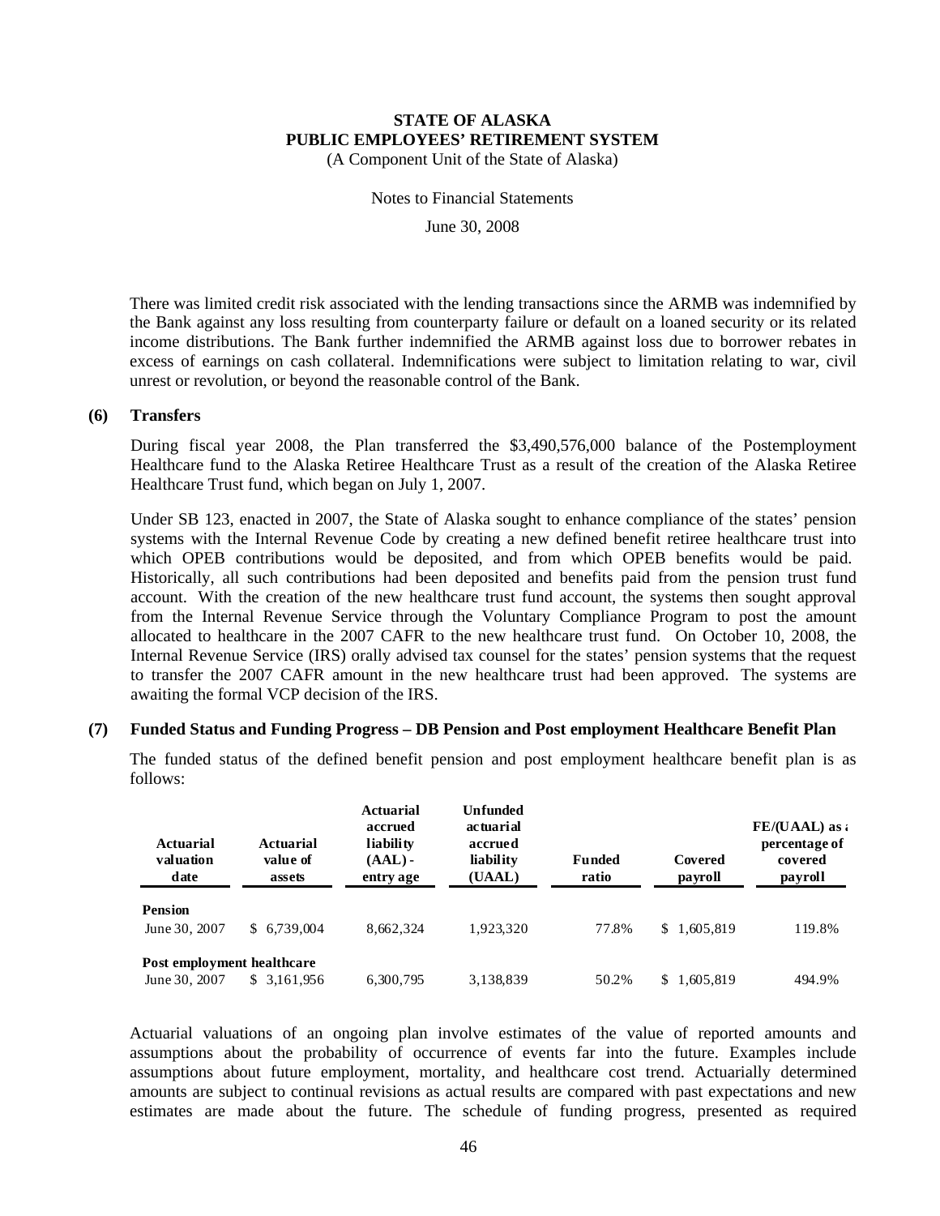There was limited credit risk associated with the lending transactions since the ARMB was indemnified by the Bank against any loss resulting from counterparty failure or default on a loaned security or its related income distributions. The Bank further indemnified the ARMB against loss due to borrower rebates in excess of earnings on cash collateral. Indemnifications were subject to limitation relating to war, civil unrest or revolution, or beyond the reasonable control of the Bank.

## (6) Transfers

During fiscal year 2008, the Plan transferred the $3,490,576,000 balance of the Postemployment Healthcare fund to the Alaska Retiree Healthcare Trust as a result of the creation of the Alaska Retiree Healthcare Trust fund, which began on July 1, 2007.

Under SB 123, enacted in 2007, the State of Alaska sought to enhance compliance of the states' pension systems with the Internal Revenue Code by creating a new defined benefit retiree healthcare trust into which OPEB contributions would be deposited, and from which OPEB benefits would be paid. Historically, all such contributions had been deposited and benefits paid from the pension trust fund account. With the creation of the new healthcare trust fund account, the systems then sought approval from the Internal Revenue Service through the Voluntary Compliance Program to post the amount allocated to healthcare in the 2007 CAFR to the new healthcare trust fund. On October 10, 2008, the Internal Revenue Service (IRS) orally advised tax counsel for the states' pension systems that the request to transfer the 2007 CAFR amount in the new healthcare trust had been approved. The systems are awaiting the formal VCP decision of the IRS.

## (7) Funded Status and Funding Progress – DB Pension and Post employment Healthcare Benefit Plan

The funded status of the defined benefit pension and post employment healthcare benefit plan is as follows:

| Actuarial valuation date | Actuarial value of assets | Actuarial accrued liability (AAL) - entry age | Unfunded actuarial accrued liability (UAAL) | Funded ratio | Covered payroll | FE/(UAAL) as a percentage of covered payroll |
|---|---|---|---|---|---|---|
| **Pension** | | | | | | |
| June 30, 2007 | $ 6,739,004 | 8,662,324 | 1,923,320 | 77.8% | $ 1,605,819 | 119.8% |
| **Post employment healthcare** | | | | | | |
| June 30, 2007 | $ 3,161,956 | 6,300,795 | 3,138,839 | 50.2% | $ 1,605,819 | 494.9% |

Actuarial valuations of an ongoing plan involve estimates of the value of reported amounts and assumptions about the probability of occurrence of events far into the future. Examples include assumptions about future employment, mortality, and healthcare cost trend. Actuarially determined amounts are subject to continual revisions as actual results are compared with past expectations and new estimates are made about the future. The schedule of funding progress, presented as required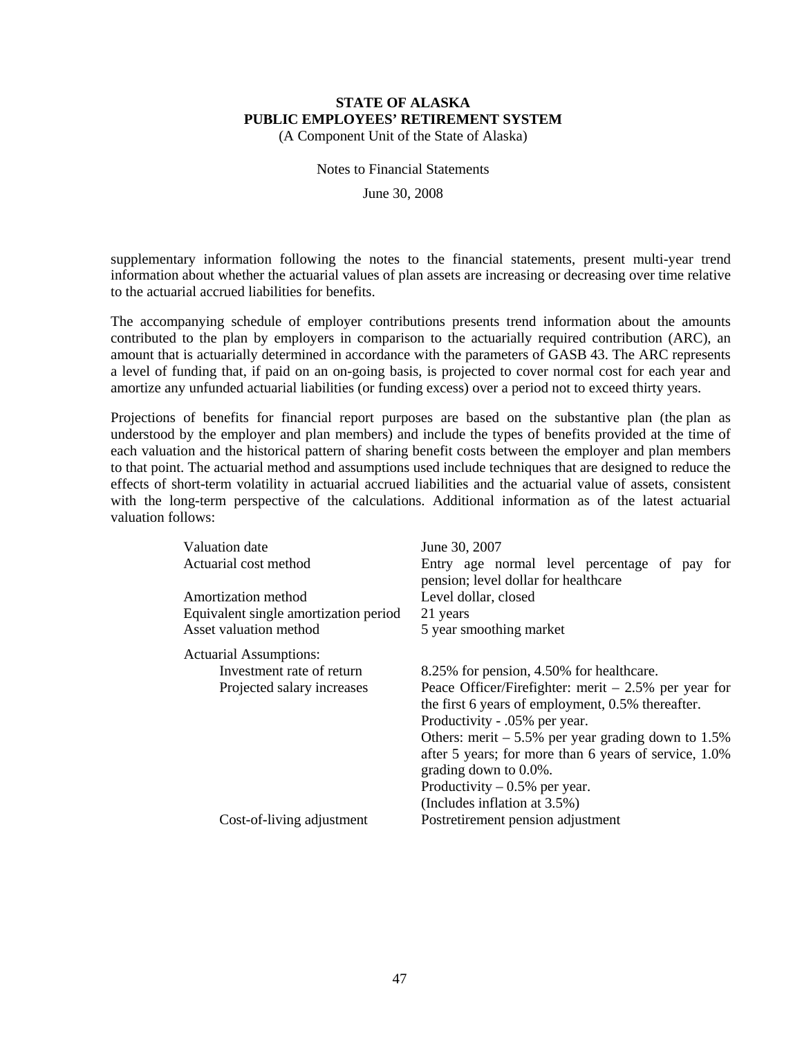supplementary information following the notes to the financial statements, present multi-year trend information about whether the actuarial values of plan assets are increasing or decreasing over time relative to the actuarial accrued liabilities for benefits.

The accompanying schedule of employer contributions presents trend information about the amounts contributed to the plan by employers in comparison to the actuarially required contribution (ARC), an amount that is actuarially determined in accordance with the parameters of GASB 43. The ARC represents a level of funding that, if paid on an on-going basis, is projected to cover normal cost for each year and amortize any unfunded actuarial liabilities (or funding excess) over a period not to exceed thirty years.

Projections of benefits for financial report purposes are based on the substantive plan (the plan as understood by the employer and plan members) and include the types of benefits provided at the time of each valuation and the historical pattern of sharing benefit costs between the employer and plan members to that point. The actuarial method and assumptions used include techniques that are designed to reduce the effects of short-term volatility in actuarial accrued liabilities and the actuarial value of assets, consistent with the long-term perspective of the calculations. Additional information as of the latest actuarial valuation follows:

| | |
|---|---|
| Valuation date | June 30, 2007 |
| Actuarial cost method | Entry age normal level percentage of pay for pension; level dollar for healthcare |
| Amortization method | Level dollar, closed |
| Equivalent single amortization period | 21 years |
| Asset valuation method | 5 year smoothing market |
| Actuarial Assumptions: | |
| Investment rate of return | 8.25% for pension, 4.50% for healthcare. |
| Projected salary increases | Peace Officer/Firefighter: merit – 2.5% per year for the first 6 years of employment, 0.5% thereafter. Productivity - .05% per year. Others: merit – 5.5% per year grading down to 1.5% after 5 years; for more than 6 years of service, 1.0% grading down to 0.0%. Productivity – 0.5% per year. (Includes inflation at 3.5%) |
| Cost-of-living adjustment | Postretirement pension adjustment |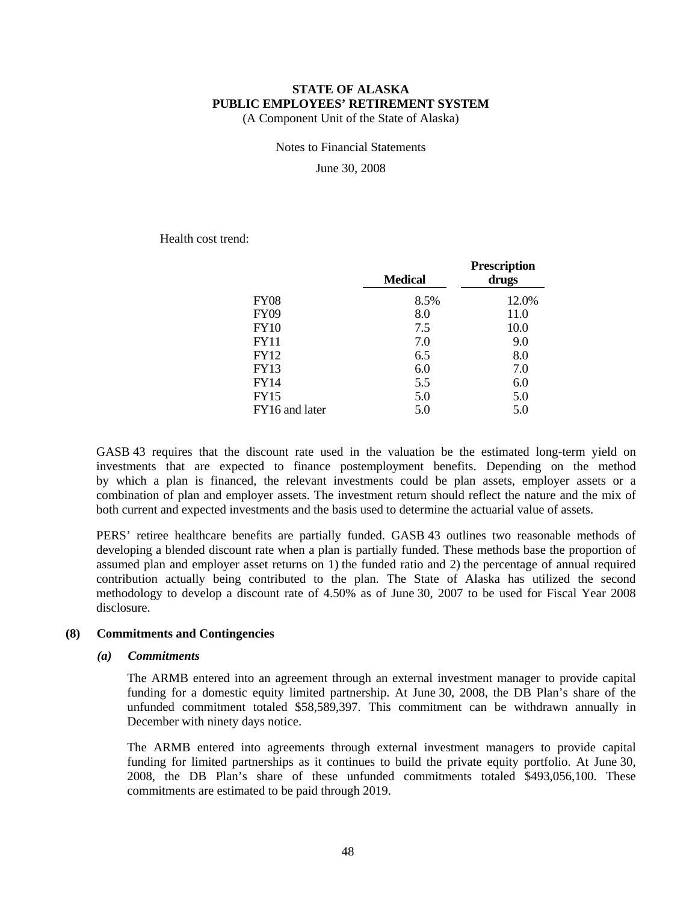Health cost trend:

| | Medical | Prescription drugs |
|---|---|---|
| FY08 | 8.5% | 12.0% |
| FY09 | 8.0 | 11.0 |
| FY10 | 7.5 | 10.0 |
| FY11 | 7.0 | 9.0 |
| FY12 | 6.5 | 8.0 |
| FY13 | 6.0 | 7.0 |
| FY14 | 5.5 | 6.0 |
| FY15 | 5.0 | 5.0 |
| FY16 and later | 5.0 | 5.0 |

GASB 43 requires that the discount rate used in the valuation be the estimated long-term yield on investments that are expected to finance postemployment benefits. Depending on the method by which a plan is financed, the relevant investments could be plan assets, employer assets or a combination of plan and employer assets. The investment return should reflect the nature and the mix of both current and expected investments and the basis used to determine the actuarial value of assets.

PERS' retiree healthcare benefits are partially funded. GASB 43 outlines two reasonable methods of developing a blended discount rate when a plan is partially funded. These methods base the proportion of assumed plan and employer asset returns on 1) the funded ratio and 2) the percentage of annual required contribution actually being contributed to the plan. The State of Alaska has utilized the second methodology to develop a discount rate of 4.50% as of June 30, 2007 to be used for Fiscal Year 2008 disclosure.

## (8) Commitments and Contingencies

### *(a) Commitments*

The ARMB entered into an agreement through an external investment manager to provide capital funding for a domestic equity limited partnership. At June 30, 2008, the DB Plan's share of the unfunded commitment totaled $58,589,397. This commitment can be withdrawn annually in December with ninety days notice.

The ARMB entered into agreements through external investment managers to provide capital funding for limited partnerships as it continues to build the private equity portfolio. At June 30, 2008, the DB Plan's share of these unfunded commitments totaled $493,056,100. These commitments are estimated to be paid through 2019.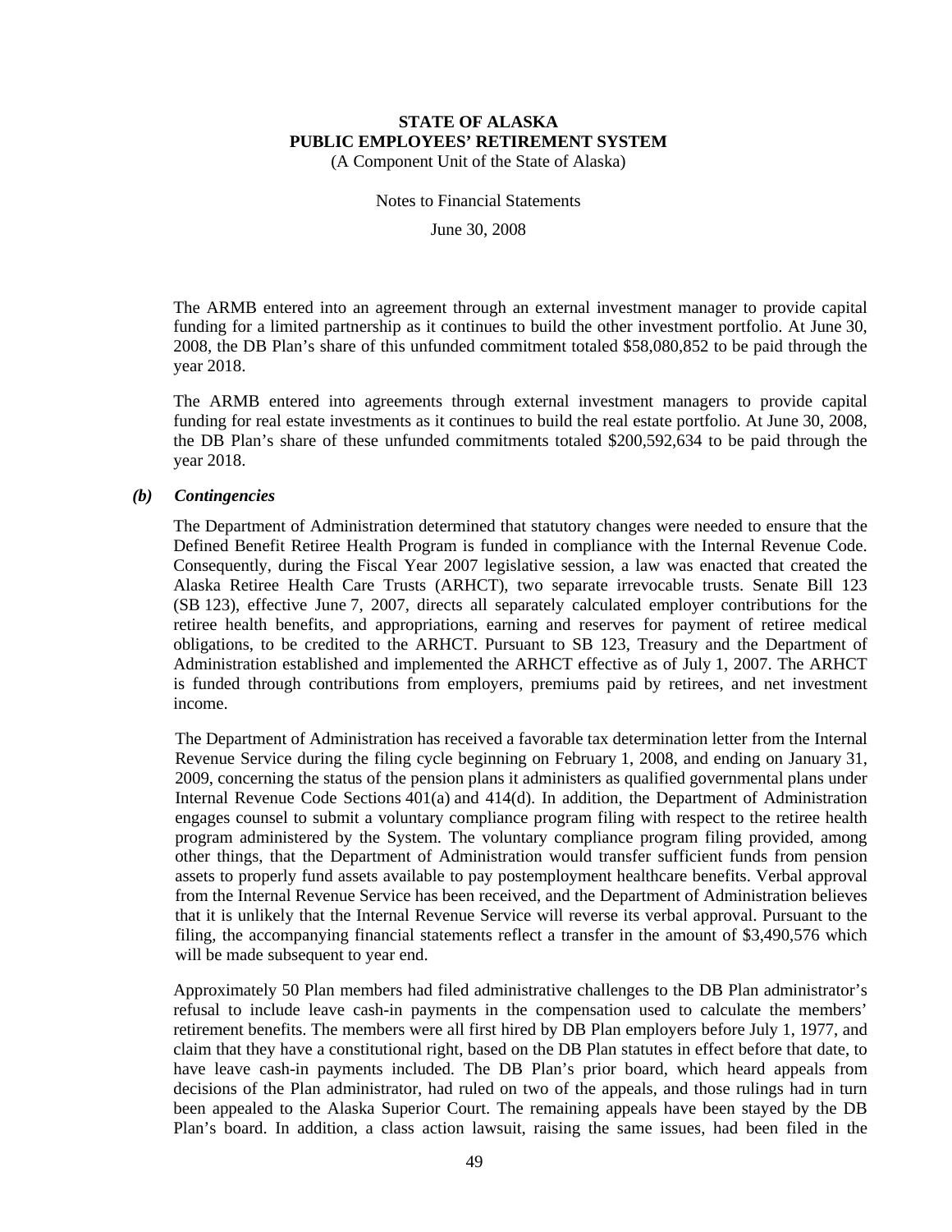The ARMB entered into an agreement through an external investment manager to provide capital funding for a limited partnership as it continues to build the other investment portfolio. At June 30, 2008, the DB Plan's share of this unfunded commitment totaled $58,080,852 to be paid through the year 2018.

The ARMB entered into agreements through external investment managers to provide capital funding for real estate investments as it continues to build the real estate portfolio. At June 30, 2008, the DB Plan's share of these unfunded commitments totaled $200,592,634 to be paid through the year 2018.

### *(b) Contingencies*

The Department of Administration determined that statutory changes were needed to ensure that the Defined Benefit Retiree Health Program is funded in compliance with the Internal Revenue Code. Consequently, during the Fiscal Year 2007 legislative session, a law was enacted that created the Alaska Retiree Health Care Trusts (ARHCT), two separate irrevocable trusts. Senate Bill 123 (SB 123), effective June 7, 2007, directs all separately calculated employer contributions for the retiree health benefits, and appropriations, earning and reserves for payment of retiree medical obligations, to be credited to the ARHCT. Pursuant to SB 123, Treasury and the Department of Administration established and implemented the ARHCT effective as of July 1, 2007. The ARHCT is funded through contributions from employers, premiums paid by retirees, and net investment income.

The Department of Administration has received a favorable tax determination letter from the Internal Revenue Service during the filing cycle beginning on February 1, 2008, and ending on January 31, 2009, concerning the status of the pension plans it administers as qualified governmental plans under Internal Revenue Code Sections 401(a) and 414(d). In addition, the Department of Administration engages counsel to submit a voluntary compliance program filing with respect to the retiree health program administered by the System. The voluntary compliance program filing provided, among other things, that the Department of Administration would transfer sufficient funds from pension assets to properly fund assets available to pay postemployment healthcare benefits. Verbal approval from the Internal Revenue Service has been received, and the Department of Administration believes that it is unlikely that the Internal Revenue Service will reverse its verbal approval. Pursuant to the filing, the accompanying financial statements reflect a transfer in the amount of $3,490,576 which will be made subsequent to year end.

Approximately 50 Plan members had filed administrative challenges to the DB Plan administrator's refusal to include leave cash-in payments in the compensation used to calculate the members' retirement benefits. The members were all first hired by DB Plan employers before July 1, 1977, and claim that they have a constitutional right, based on the DB Plan statutes in effect before that date, to have leave cash-in payments included. The DB Plan's prior board, which heard appeals from decisions of the Plan administrator, had ruled on two of the appeals, and those rulings had in turn been appealed to the Alaska Superior Court. The remaining appeals have been stayed by the DB Plan's board. In addition, a class action lawsuit, raising the same issues, had been filed in the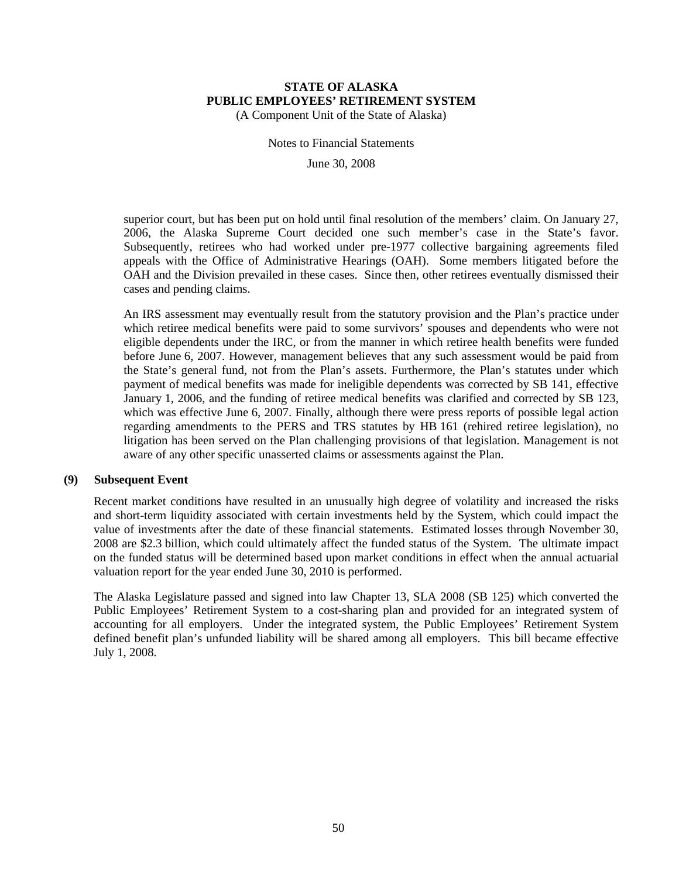superior court, but has been put on hold until final resolution of the members' claim. On January 27, 2006, the Alaska Supreme Court decided one such member's case in the State's favor. Subsequently, retirees who had worked under pre-1977 collective bargaining agreements filed appeals with the Office of Administrative Hearings (OAH). Some members litigated before the OAH and the Division prevailed in these cases. Since then, other retirees eventually dismissed their cases and pending claims.

An IRS assessment may eventually result from the statutory provision and the Plan's practice under which retiree medical benefits were paid to some survivors' spouses and dependents who were not eligible dependents under the IRC, or from the manner in which retiree health benefits were funded before June 6, 2007. However, management believes that any such assessment would be paid from the State's general fund, not from the Plan's assets. Furthermore, the Plan's statutes under which payment of medical benefits was made for ineligible dependents was corrected by SB 141, effective January 1, 2006, and the funding of retiree medical benefits was clarified and corrected by SB 123, which was effective June 6, 2007. Finally, although there were press reports of possible legal action regarding amendments to the PERS and TRS statutes by HB 161 (rehired retiree legislation), no litigation has been served on the Plan challenging provisions of that legislation. Management is not aware of any other specific unasserted claims or assessments against the Plan.

## (9) Subsequent Event

Recent market conditions have resulted in an unusually high degree of volatility and increased the risks and short-term liquidity associated with certain investments held by the System, which could impact the value of investments after the date of these financial statements. Estimated losses through November 30, 2008 are \$2.3 billion, which could ultimately affect the funded status of the System. The ultimate impact on the funded status will be determined based upon market conditions in effect when the annual actuarial valuation report for the year ended June 30, 2010 is performed.

The Alaska Legislature passed and signed into law Chapter 13, SLA 2008 (SB 125) which converted the Public Employees' Retirement System to a cost-sharing plan and provided for an integrated system of accounting for all employers. Under the integrated system, the Public Employees' Retirement System defined benefit plan's unfunded liability will be shared among all employers. This bill became effective July 1, 2008.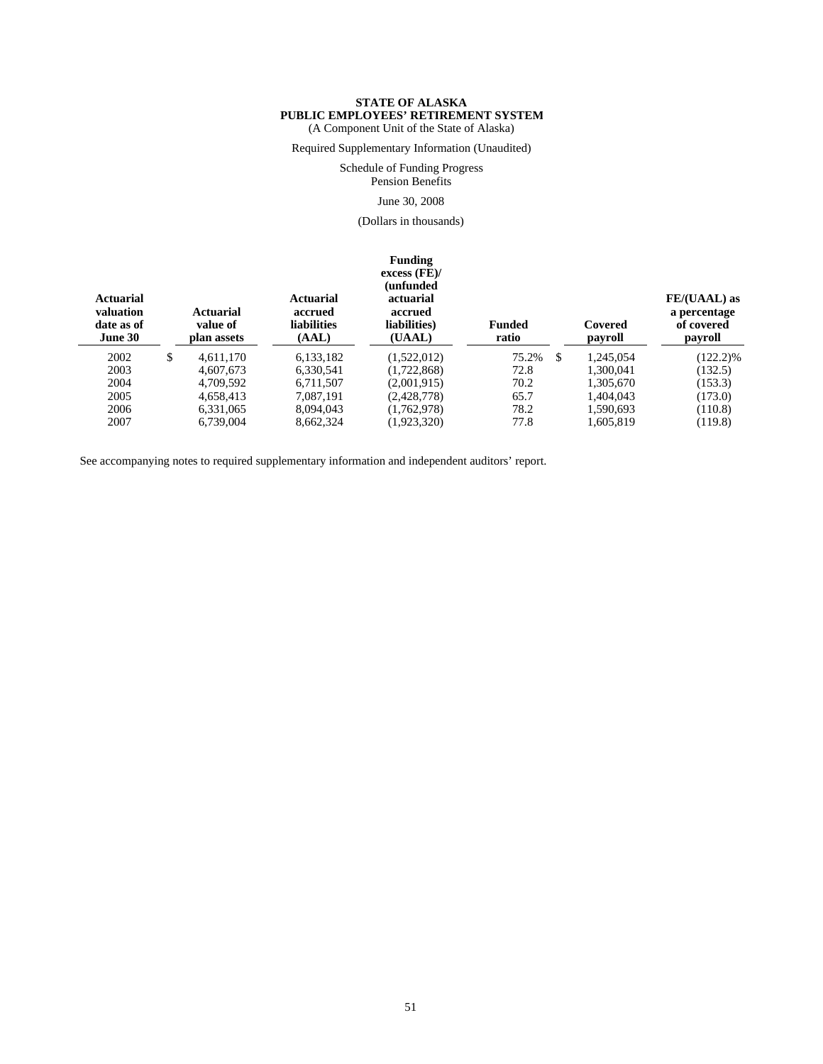**STATE OF ALASKA**
**PUBLIC EMPLOYEES' RETIREMENT SYSTEM**
(A Component Unit of the State of Alaska)

Required Supplementary Information (Unaudited)

Schedule of Funding Progress
Pension Benefits

June 30, 2008

(Dollars in thousands)

| Actuarial valuation date as of June 30 | Actuarial value of plan assets | Actuarial accrued liabilities (AAL) | Funding excess (FE)/ (unfunded actuarial accrued liabilities) (UAAL) | Funded ratio | Covered payroll | FE/(UAAL) as a percentage of covered payroll |
|---|---|---|---|---|---|---|
| 2002 | $ 4,611,170 | 6,133,182 | (1,522,012) | 75.2% | $ 1,245,054 | (122.2)% |
| 2003 | 4,607,673 | 6,330,541 | (1,722,868) | 72.8 | 1,300,041 | (132.5) |
| 2004 | 4,709,592 | 6,711,507 | (2,001,915) | 70.2 | 1,305,670 | (153.3) |
| 2005 | 4,658,413 | 7,087,191 | (2,428,778) | 65.7 | 1,404,043 | (173.0) |
| 2006 | 6,331,065 | 8,094,043 | (1,762,978) | 78.2 | 1,590,693 | (110.8) |
| 2007 | 6,739,004 | 8,662,324 | (1,923,320) | 77.8 | 1,605,819 | (119.8) |

See accompanying notes to required supplementary information and independent auditors' report.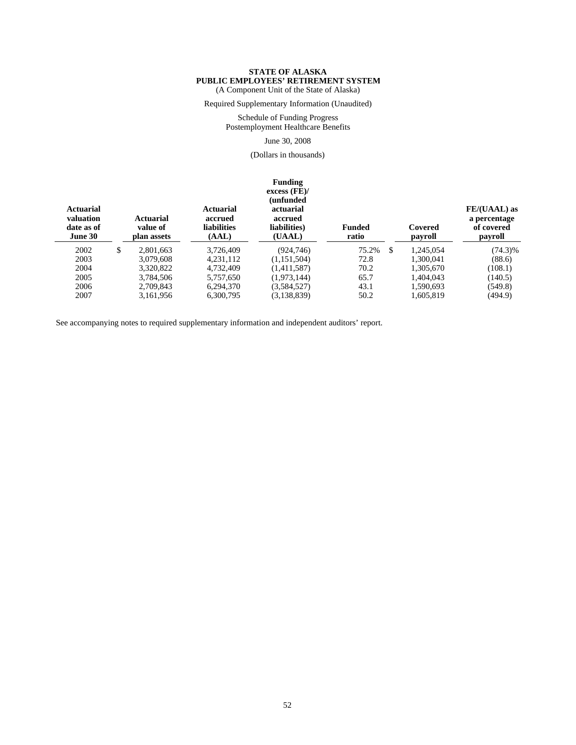**STATE OF ALASKA**
**PUBLIC EMPLOYEES' RETIREMENT SYSTEM**
(A Component Unit of the State of Alaska)

Required Supplementary Information (Unaudited)

Schedule of Funding Progress
Postemployment Healthcare Benefits

June 30, 2008

(Dollars in thousands)

| Actuarial valuation date as of June 30 | Actuarial value of plan assets | Actuarial accrued liabilities (AAL) | Funding excess (FE)/ (unfunded actuarial accrued liabilities) (UAAL) | Funded ratio | Covered payroll | FE/(UAAL) as a percentage of covered payroll |
|---|---|---|---|---|---|---|
| 2002 | $ 2,801,663 | 3,726,409 | (924,746) | 75.2% | $ 1,245,054 | (74.3)% |
| 2003 | 3,079,608 | 4,231,112 | (1,151,504) | 72.8 | 1,300,041 | (88.6) |
| 2004 | 3,320,822 | 4,732,409 | (1,411,587) | 70.2 | 1,305,670 | (108.1) |
| 2005 | 3,784,506 | 5,757,650 | (1,973,144) | 65.7 | 1,404,043 | (140.5) |
| 2006 | 2,709,843 | 6,294,370 | (3,584,527) | 43.1 | 1,590,693 | (549.8) |
| 2007 | 3,161,956 | 6,300,795 | (3,138,839) | 50.2 | 1,605,819 | (494.9) |

See accompanying notes to required supplementary information and independent auditors' report.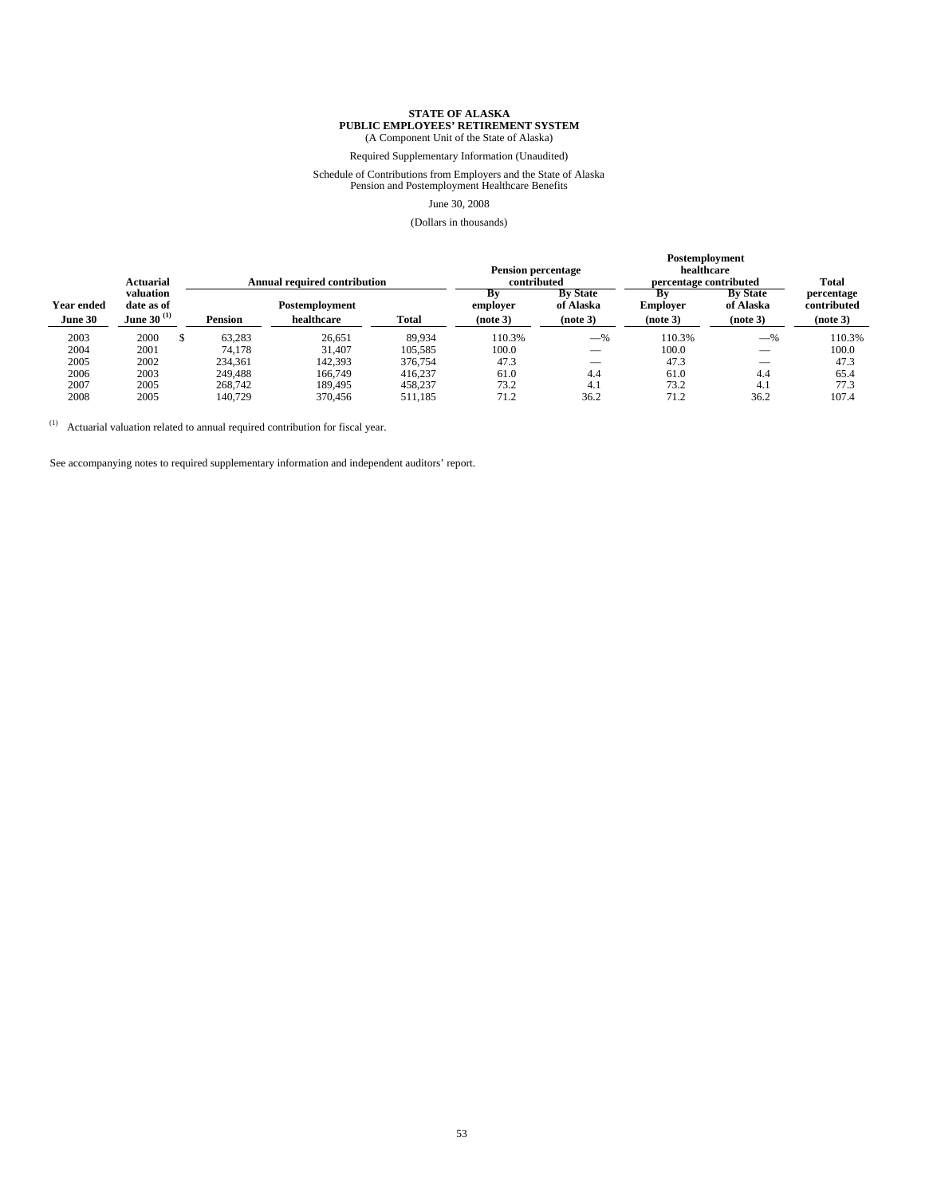**STATE OF ALASKA**
**PUBLIC EMPLOYEES' RETIREMENT SYSTEM**
(A Component Unit of the State of Alaska)

Required Supplementary Information (Unaudited)

Schedule of Contributions from Employers and the State of Alaska
Pension and Postemployment Healthcare Benefits

June 30, 2008

(Dollars in thousands)

| Year ended June 30 | Actuarial valuation date as of June 30 (1) | Annual required contribution | | | Pension percentage contributed | | Postemployment healthcare percentage contributed | | Total percentage contributed (note 3) |
|---|---|---|---|---|---|---|---|---|---|
| | | Pension | Postemployment healthcare | Total | By employer (note 3) | By State of Alaska (note 3) | By Employer (note 3) | By State of Alaska (note 3) | |
| 2003 | 2000 | $ 63,283 | 26,651 | 89,934 | 110.3% | —% | 110.3% | —% | 110.3% |
| 2004 | 2001 | 74,178 | 31,407 | 105,585 | 100.0 | — | 100.0 | — | 100.0 |
| 2005 | 2002 | 234,361 | 142,393 | 376,754 | 47.3 | — | 47.3 | — | 47.3 |
| 2006 | 2003 | 249,488 | 166,749 | 416,237 | 61.0 | 4.4 | 61.0 | 4.4 | 65.4 |
| 2007 | 2005 | 268,742 | 189,495 | 458,237 | 73.2 | 4.1 | 73.2 | 4.1 | 77.3 |
| 2008 | 2005 | 140,729 | 370,456 | 511,185 | 71.2 | 36.2 | 71.2 | 36.2 | 107.4 |

(1) Actuarial valuation related to annual required contribution for fiscal year.

See accompanying notes to required supplementary information and independent auditors' report.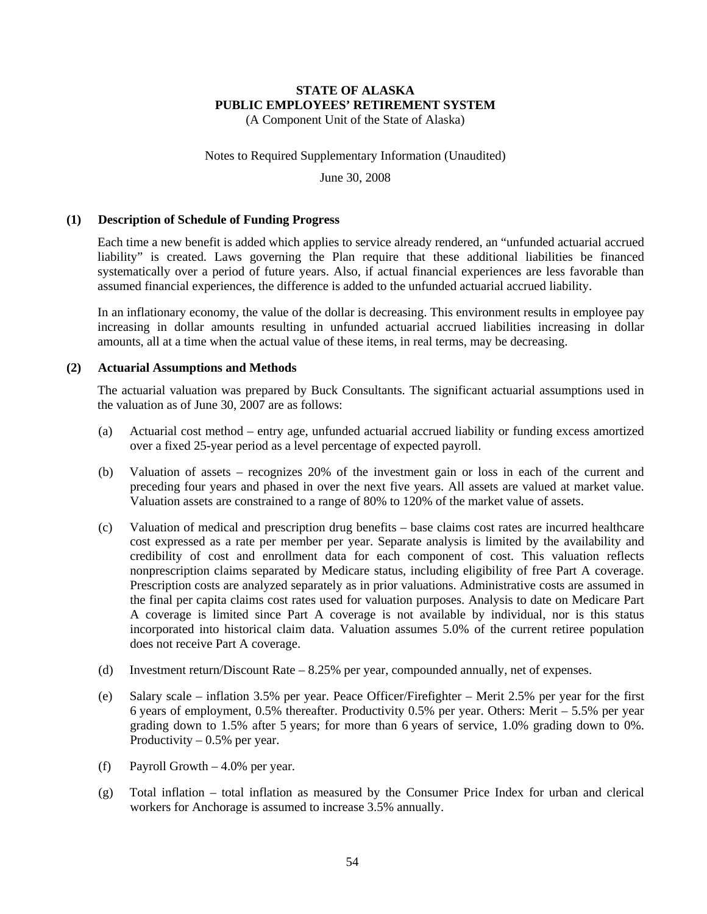**STATE OF ALASKA**
**PUBLIC EMPLOYEES' RETIREMENT SYSTEM**
(A Component Unit of the State of Alaska)

Notes to Required Supplementary Information (Unaudited)

June 30, 2008

## (1) Description of Schedule of Funding Progress

Each time a new benefit is added which applies to service already rendered, an "unfunded actuarial accrued liability" is created. Laws governing the Plan require that these additional liabilities be financed systematically over a period of future years. Also, if actual financial experiences are less favorable than assumed financial experiences, the difference is added to the unfunded actuarial accrued liability.

In an inflationary economy, the value of the dollar is decreasing. This environment results in employee pay increasing in dollar amounts resulting in unfunded actuarial accrued liabilities increasing in dollar amounts, all at a time when the actual value of these items, in real terms, may be decreasing.

## (2) Actuarial Assumptions and Methods

The actuarial valuation was prepared by Buck Consultants. The significant actuarial assumptions used in the valuation as of June 30, 2007 are as follows:

(a) Actuarial cost method – entry age, unfunded actuarial accrued liability or funding excess amortized over a fixed 25-year period as a level percentage of expected payroll.

(b) Valuation of assets – recognizes 20% of the investment gain or loss in each of the current and preceding four years and phased in over the next five years. All assets are valued at market value. Valuation assets are constrained to a range of 80% to 120% of the market value of assets.

(c) Valuation of medical and prescription drug benefits – base claims cost rates are incurred healthcare cost expressed as a rate per member per year. Separate analysis is limited by the availability and credibility of cost and enrollment data for each component of cost. This valuation reflects nonprescription claims separated by Medicare status, including eligibility of free Part A coverage. Prescription costs are analyzed separately as in prior valuations. Administrative costs are assumed in the final per capita claims cost rates used for valuation purposes. Analysis to date on Medicare Part A coverage is limited since Part A coverage is not available by individual, nor is this status incorporated into historical claim data. Valuation assumes 5.0% of the current retiree population does not receive Part A coverage.

(d) Investment return/Discount Rate – 8.25% per year, compounded annually, net of expenses.

(e) Salary scale – inflation 3.5% per year. Peace Officer/Firefighter – Merit 2.5% per year for the first 6 years of employment, 0.5% thereafter. Productivity 0.5% per year. Others: Merit – 5.5% per year grading down to 1.5% after 5 years; for more than 6 years of service, 1.0% grading down to 0%. Productivity – 0.5% per year.

(f) Payroll Growth – 4.0% per year.

(g) Total inflation – total inflation as measured by the Consumer Price Index for urban and clerical workers for Anchorage is assumed to increase 3.5% annually.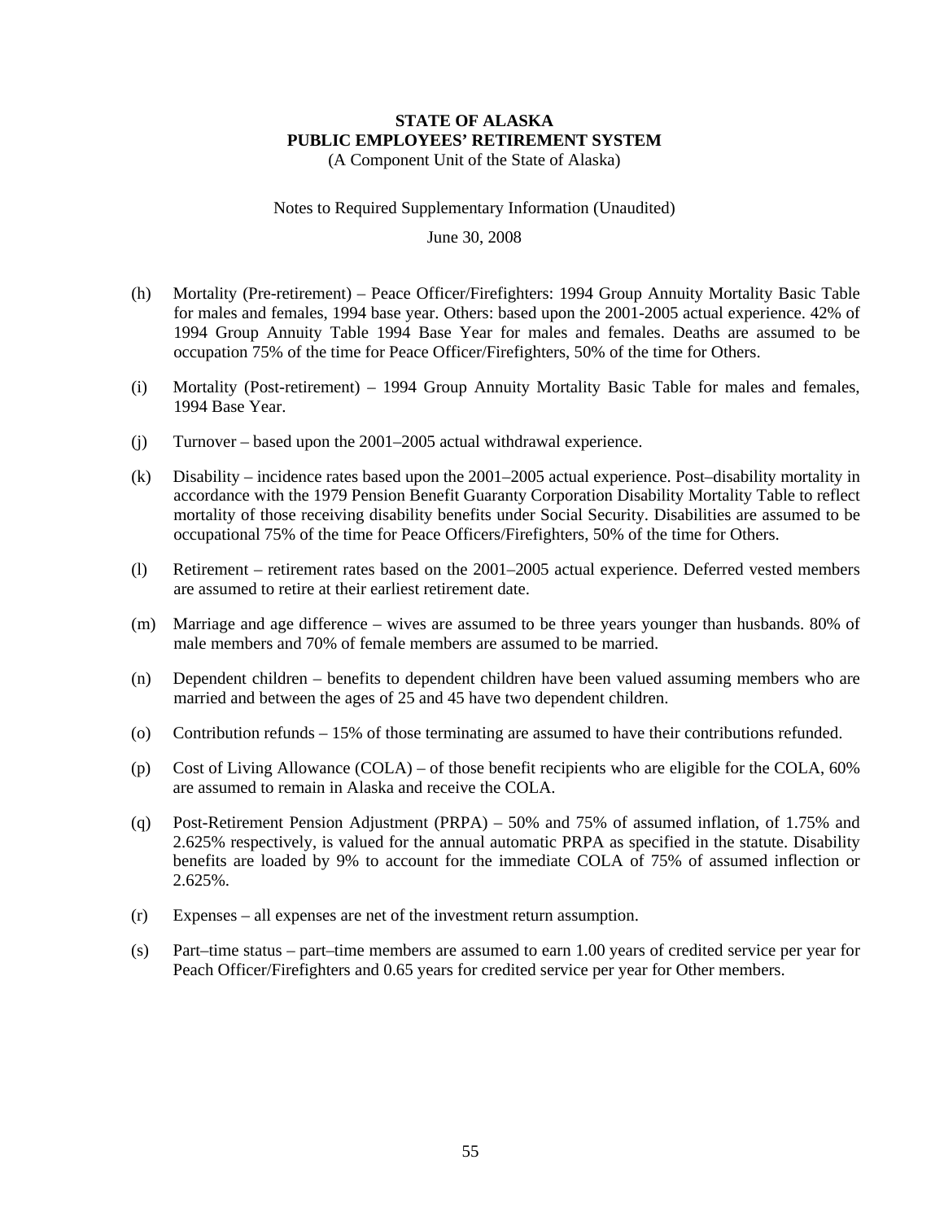**STATE OF ALASKA**
**PUBLIC EMPLOYEES' RETIREMENT SYSTEM**
(A Component Unit of the State of Alaska)

Notes to Required Supplementary Information (Unaudited)

June 30, 2008

(h) Mortality (Pre-retirement) – Peace Officer/Firefighters: 1994 Group Annuity Mortality Basic Table for males and females, 1994 base year. Others: based upon the 2001-2005 actual experience. 42% of 1994 Group Annuity Table 1994 Base Year for males and females. Deaths are assumed to be occupation 75% of the time for Peace Officer/Firefighters, 50% of the time for Others.

(i) Mortality (Post-retirement) – 1994 Group Annuity Mortality Basic Table for males and females, 1994 Base Year.

(j) Turnover – based upon the 2001–2005 actual withdrawal experience.

(k) Disability – incidence rates based upon the 2001–2005 actual experience. Post–disability mortality in accordance with the 1979 Pension Benefit Guaranty Corporation Disability Mortality Table to reflect mortality of those receiving disability benefits under Social Security. Disabilities are assumed to be occupational 75% of the time for Peace Officers/Firefighters, 50% of the time for Others.

(l) Retirement – retirement rates based on the 2001–2005 actual experience. Deferred vested members are assumed to retire at their earliest retirement date.

(m) Marriage and age difference – wives are assumed to be three years younger than husbands. 80% of male members and 70% of female members are assumed to be married.

(n) Dependent children – benefits to dependent children have been valued assuming members who are married and between the ages of 25 and 45 have two dependent children.

(o) Contribution refunds – 15% of those terminating are assumed to have their contributions refunded.

(p) Cost of Living Allowance (COLA) – of those benefit recipients who are eligible for the COLA, 60% are assumed to remain in Alaska and receive the COLA.

(q) Post-Retirement Pension Adjustment (PRPA) – 50% and 75% of assumed inflation, of 1.75% and 2.625% respectively, is valued for the annual automatic PRPA as specified in the statute. Disability benefits are loaded by 9% to account for the immediate COLA of 75% of assumed inflection or 2.625%.

(r) Expenses – all expenses are net of the investment return assumption.

(s) Part–time status – part–time members are assumed to earn 1.00 years of credited service per year for Peach Officer/Firefighters and 0.65 years for credited service per year for Other members.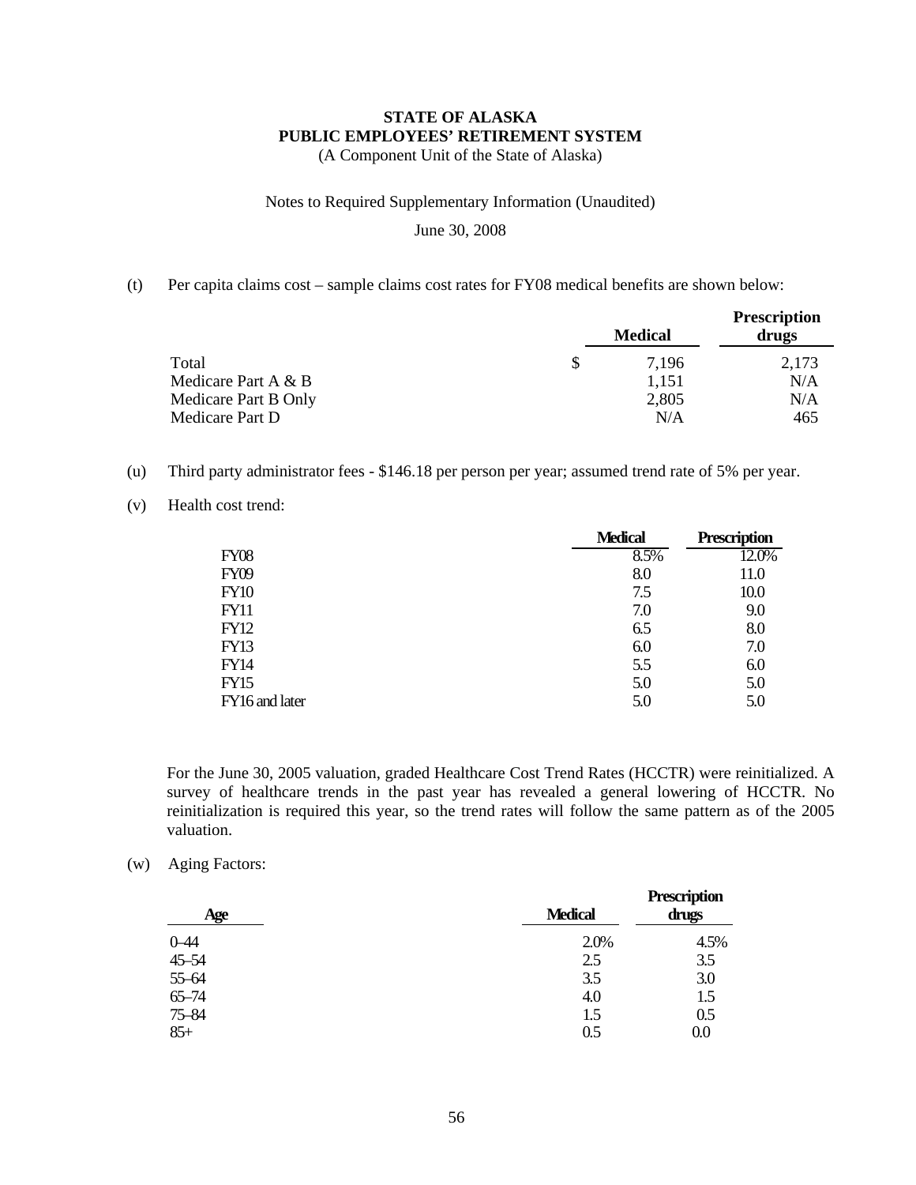**STATE OF ALASKA**
**PUBLIC EMPLOYEES' RETIREMENT SYSTEM**
(A Component Unit of the State of Alaska)

Notes to Required Supplementary Information (Unaudited)

June 30, 2008

(t) Per capita claims cost – sample claims cost rates for FY08 medical benefits are shown below:

| | Medical | Prescription drugs |
|---|---|---|
| Total | $ 7,196 | 2,173 |
| Medicare Part A & B | 1,151 | N/A |
| Medicare Part B Only | 2,805 | N/A |
| Medicare Part D | N/A | 465 |

(u) Third party administrator fees - $146.18 per person per year; assumed trend rate of 5% per year.

(v) Health cost trend:

| | Medical | Prescription |
|---|---|---|
| FY08 | 8.5% | 12.0% |
| FY09 | 8.0 | 11.0 |
| FY10 | 7.5 | 10.0 |
| FY11 | 7.0 | 9.0 |
| FY12 | 6.5 | 8.0 |
| FY13 | 6.0 | 7.0 |
| FY14 | 5.5 | 6.0 |
| FY15 | 5.0 | 5.0 |
| FY16 and later | 5.0 | 5.0 |

For the June 30, 2005 valuation, graded Healthcare Cost Trend Rates (HCCTR) were reinitialized. A survey of healthcare trends in the past year has revealed a general lowering of HCCTR. No reinitialization is required this year, so the trend rates will follow the same pattern as of the 2005 valuation.

(w) Aging Factors:

| Age | Medical | Prescription drugs |
|---|---|---|
| 0–44 | 2.0% | 4.5% |
| 45–54 | 2.5 | 3.5 |
| 55–64 | 3.5 | 3.0 |
| 65–74 | 4.0 | 1.5 |
| 75–84 | 1.5 | 0.5 |
| 85+ | 0.5 | 0.0 |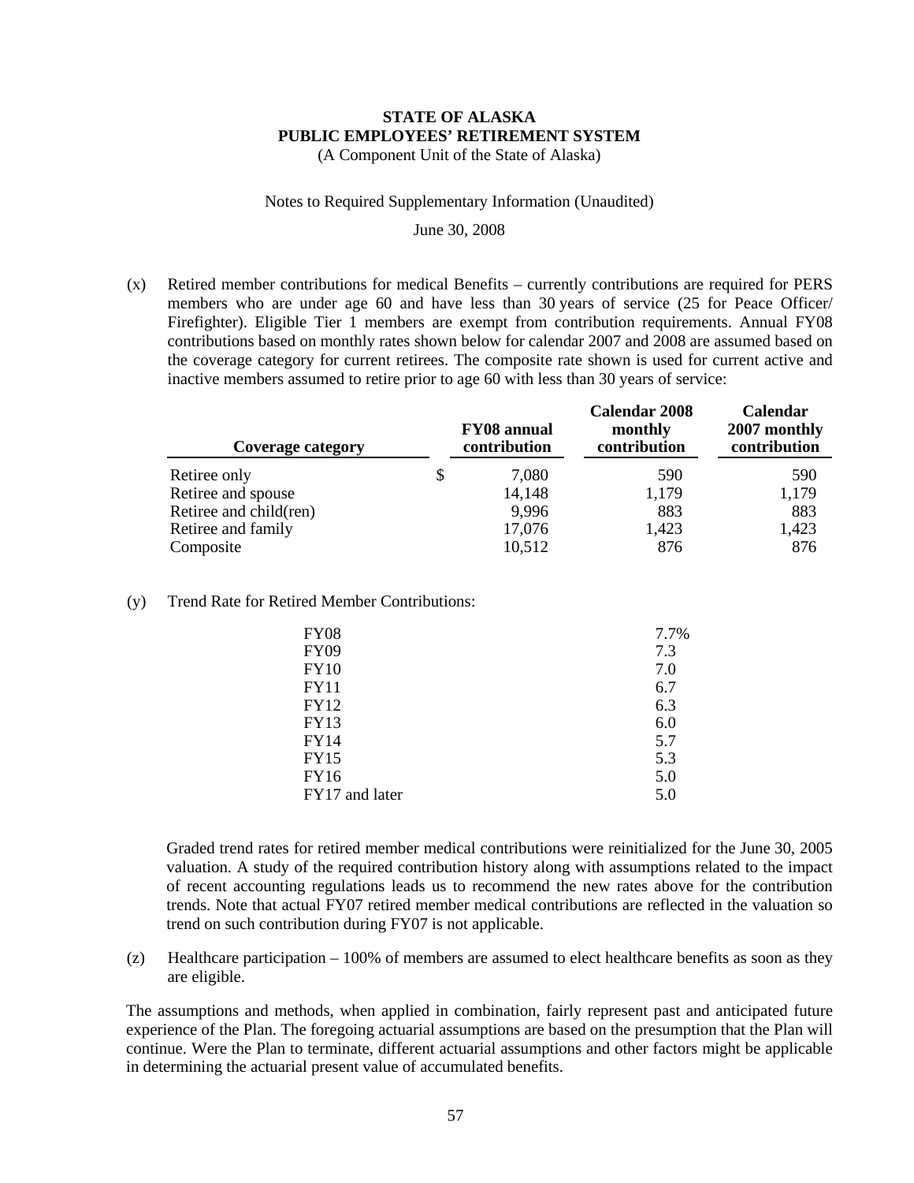**STATE OF ALASKA**
**PUBLIC EMPLOYEES' RETIREMENT SYSTEM**
(A Component Unit of the State of Alaska)

Notes to Required Supplementary Information (Unaudited)

June 30, 2008

(x) Retired member contributions for medical Benefits – currently contributions are required for PERS members who are under age 60 and have less than 30 years of service (25 for Peace Officer/ Firefighter). Eligible Tier 1 members are exempt from contribution requirements. Annual FY08 contributions based on monthly rates shown below for calendar 2007 and 2008 are assumed based on the coverage category for current retirees. The composite rate shown is used for current active and inactive members assumed to retire prior to age 60 with less than 30 years of service:

| Coverage category | FY08 annual contribution | Calendar 2008 monthly contribution | Calendar 2007 monthly contribution |
|---|---|---|---|
| Retiree only | $ 7,080 | 590 | 590 |
| Retiree and spouse | 14,148 | 1,179 | 1,179 |
| Retiree and child(ren) | 9,996 | 883 | 883 |
| Retiree and family | 17,076 | 1,423 | 1,423 |
| Composite | 10,512 | 876 | 876 |

(y) Trend Rate for Retired Member Contributions:

| | |
|---|---|
| FY08 | 7.7% |
| FY09 | 7.3 |
| FY10 | 7.0 |
| FY11 | 6.7 |
| FY12 | 6.3 |
| FY13 | 6.0 |
| FY14 | 5.7 |
| FY15 | 5.3 |
| FY16 | 5.0 |
| FY17 and later | 5.0 |

Graded trend rates for retired member medical contributions were reinitialized for the June 30, 2005 valuation. A study of the required contribution history along with assumptions related to the impact of recent accounting regulations leads us to recommend the new rates above for the contribution trends. Note that actual FY07 retired member medical contributions are reflected in the valuation so trend on such contribution during FY07 is not applicable.

(z) Healthcare participation – 100% of members are assumed to elect healthcare benefits as soon as they are eligible.

The assumptions and methods, when applied in combination, fairly represent past and anticipated future experience of the Plan. The foregoing actuarial assumptions are based on the presumption that the Plan will continue. Were the Plan to terminate, different actuarial assumptions and other factors might be applicable in determining the actuarial present value of accumulated benefits.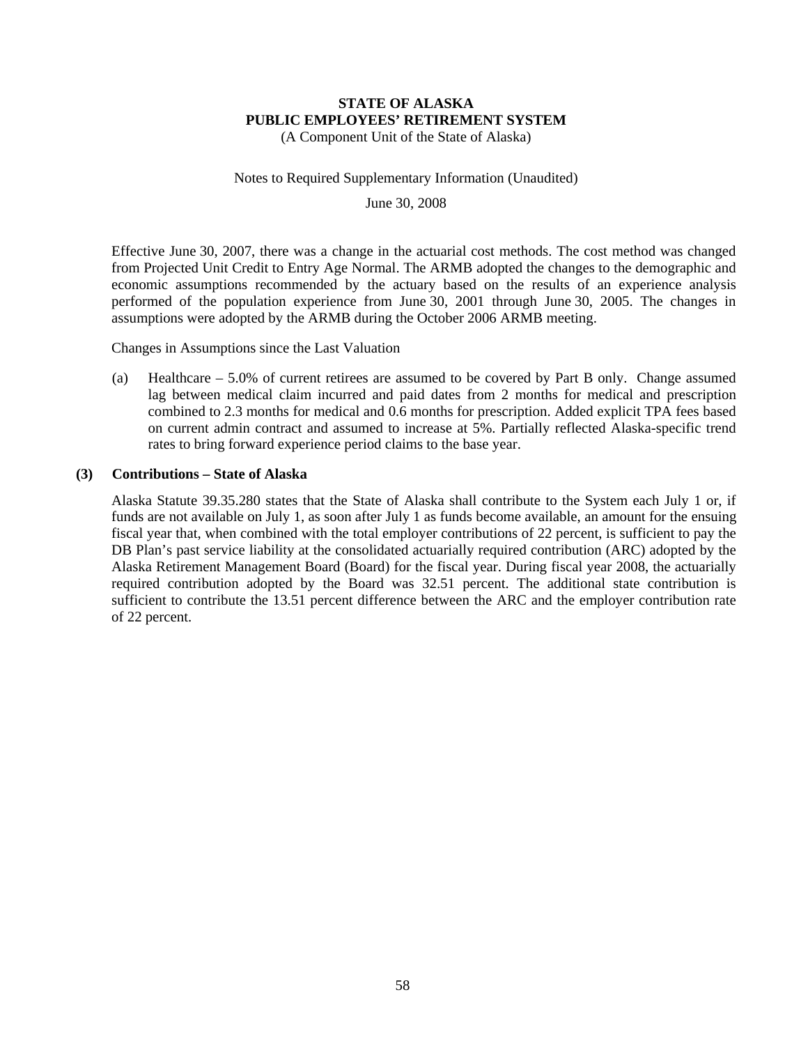# STATE OF ALASKA
## PUBLIC EMPLOYEES' RETIREMENT SYSTEM
(A Component Unit of the State of Alaska)

Notes to Required Supplementary Information (Unaudited)

June 30, 2008

Effective June 30, 2007, there was a change in the actuarial cost methods. The cost method was changed from Projected Unit Credit to Entry Age Normal. The ARMB adopted the changes to the demographic and economic assumptions recommended by the actuary based on the results of an experience analysis performed of the population experience from June 30, 2001 through June 30, 2005. The changes in assumptions were adopted by the ARMB during the October 2006 ARMB meeting.

Changes in Assumptions since the Last Valuation

(a) Healthcare – 5.0% of current retirees are assumed to be covered by Part B only. Change assumed lag between medical claim incurred and paid dates from 2 months for medical and prescription combined to 2.3 months for medical and 0.6 months for prescription. Added explicit TPA fees based on current admin contract and assumed to increase at 5%. Partially reflected Alaska-specific trend rates to bring forward experience period claims to the base year.

### (3) Contributions – State of Alaska

Alaska Statute 39.35.280 states that the State of Alaska shall contribute to the System each July 1 or, if funds are not available on July 1, as soon after July 1 as funds become available, an amount for the ensuing fiscal year that, when combined with the total employer contributions of 22 percent, is sufficient to pay the DB Plan's past service liability at the consolidated actuarially required contribution (ARC) adopted by the Alaska Retirement Management Board (Board) for the fiscal year. During fiscal year 2008, the actuarially required contribution adopted by the Board was 32.51 percent. The additional state contribution is sufficient to contribute the 13.51 percent difference between the ARC and the employer contribution rate of 22 percent.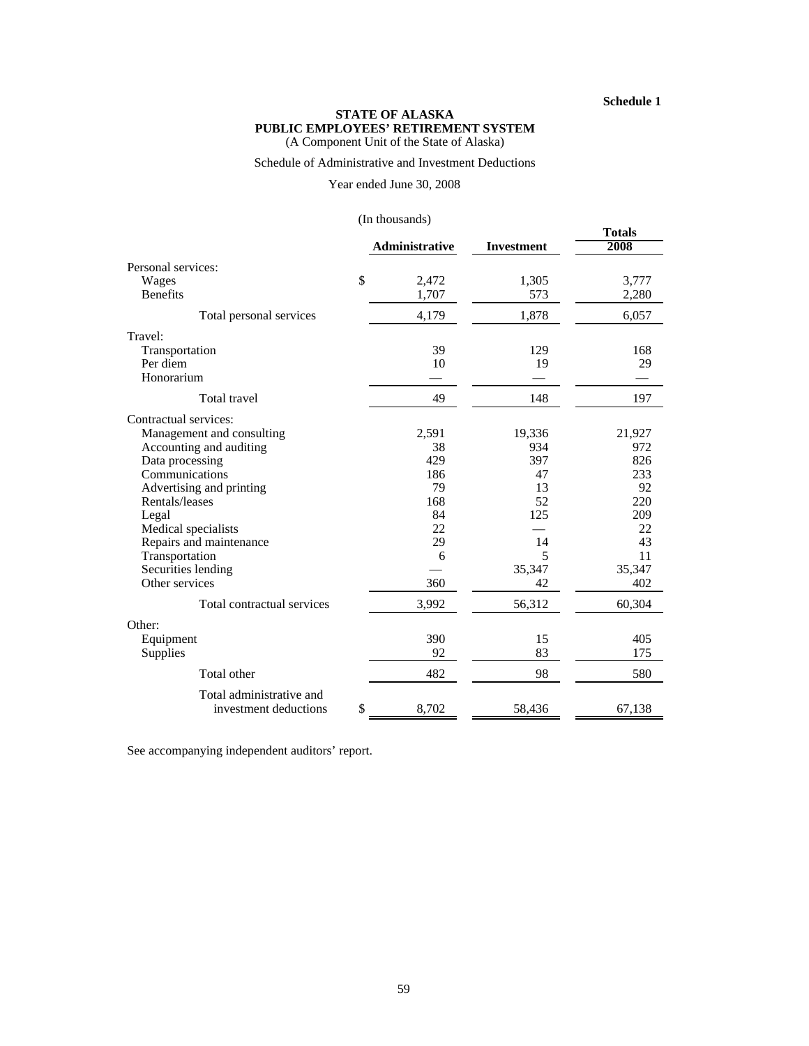Schedule 1

**STATE OF ALASKA**
**PUBLIC EMPLOYEES' RETIREMENT SYSTEM**
(A Component Unit of the State of Alaska)

Schedule of Administrative and Investment Deductions

Year ended June 30, 2008

(In thousands)

| | Administrative | Investment | Totals 2008 |
|---|---|---|---|
| Personal services: | | | |
| Wages | $ 2,472 | 1,305 | 3,777 |
| Benefits | 1,707 | 573 | 2,280 |
| Total personal services | 4,179 | 1,878 | 6,057 |
| Travel: | | | |
| Transportation | 39 | 129 | 168 |
| Per diem | 10 | 19 | 29 |
| Honorarium | — | — | — |
| Total travel | 49 | 148 | 197 |
| Contractual services: | | | |
| Management and consulting | 2,591 | 19,336 | 21,927 |
| Accounting and auditing | 38 | 934 | 972 |
| Data processing | 429 | 397 | 826 |
| Communications | 186 | 47 | 233 |
| Advertising and printing | 79 | 13 | 92 |
| Rentals/leases | 168 | 52 | 220 |
| Legal | 84 | 125 | 209 |
| Medical specialists | 22 | — | 22 |
| Repairs and maintenance | 29 | 14 | 43 |
| Transportation | 6 | 5 | 11 |
| Securities lending | — | 35,347 | 35,347 |
| Other services | 360 | 42 | 402 |
| Total contractual services | 3,992 | 56,312 | 60,304 |
| Other: | | | |
| Equipment | 390 | 15 | 405 |
| Supplies | 92 | 83 | 175 |
| Total other | 482 | 98 | 580 |
| Total administrative and investment deductions | $ 8,702 | 58,436 | 67,138 |

See accompanying independent auditors' report.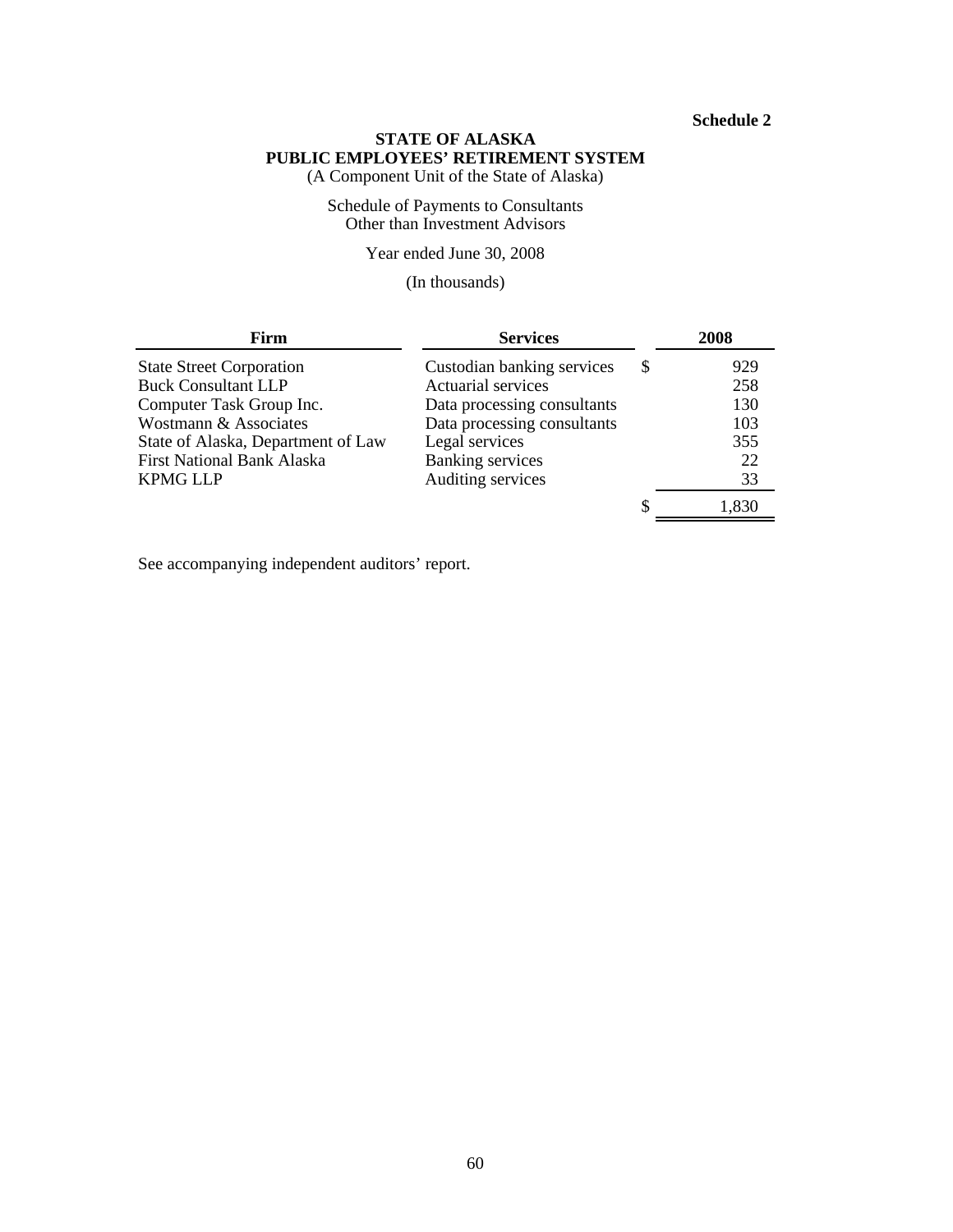**Schedule 2**

**STATE OF ALASKA**
**PUBLIC EMPLOYEES' RETIREMENT SYSTEM**
(A Component Unit of the State of Alaska)

Schedule of Payments to Consultants
Other than Investment Advisors

Year ended June 30, 2008

(In thousands)

| Firm | Services | | 2008 |
|---|---|---|---|
| State Street Corporation | Custodian banking services | $ | 929 |
| Buck Consultant LLP | Actuarial services | | 258 |
| Computer Task Group Inc. | Data processing consultants | | 130 |
| Wostmann & Associates | Data processing consultants | | 103 |
| State of Alaska, Department of Law | Legal services | | 355 |
| First National Bank Alaska | Banking services | | 22 |
| KPMG LLP | Auditing services | | 33 |
| | | $ | 1,830 |

See accompanying independent auditors' report.